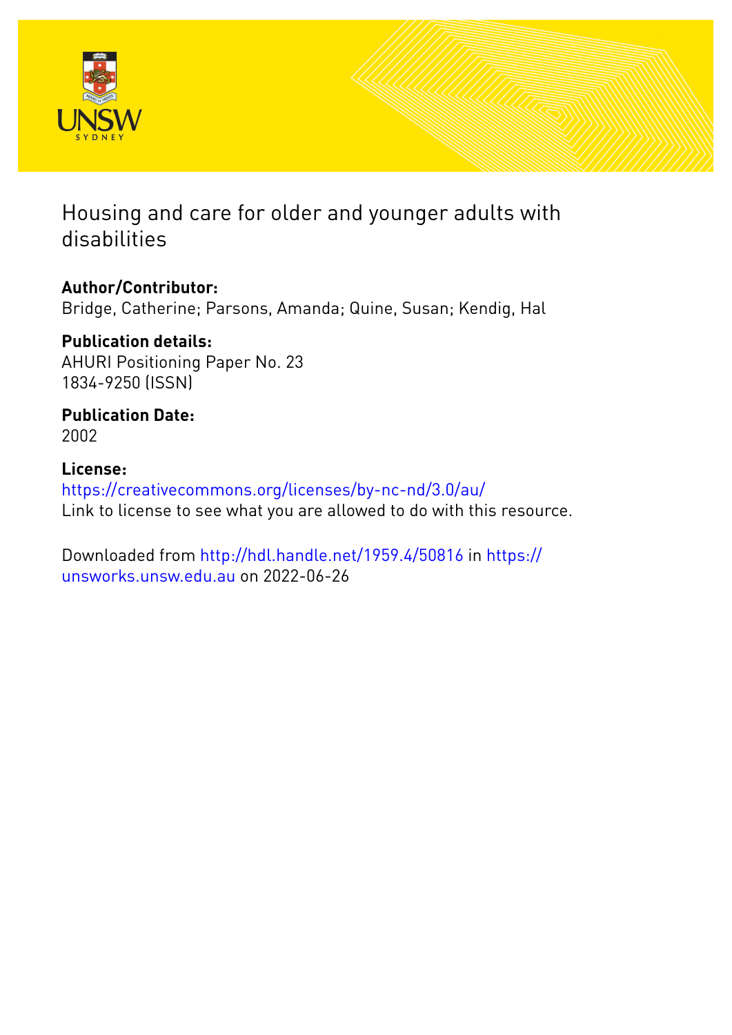# Housing and care for older and younger adults with disabilities

**Author/Contributor:**
Bridge, Catherine; Parsons, Amanda; Quine, Susan; Kendig, Hal

**Publication details:**
AHURI Positioning Paper No. 23
1834-9250 (ISSN)

**Publication Date:**
2002

**License:**
https://creativecommons.org/licenses/by-nc-nd/3.0/au/
Link to license to see what you are allowed to do with this resource.

Downloaded from http://hdl.handle.net/1959.4/50816 in https://unsworks.unsw.edu.au on 2022-06-26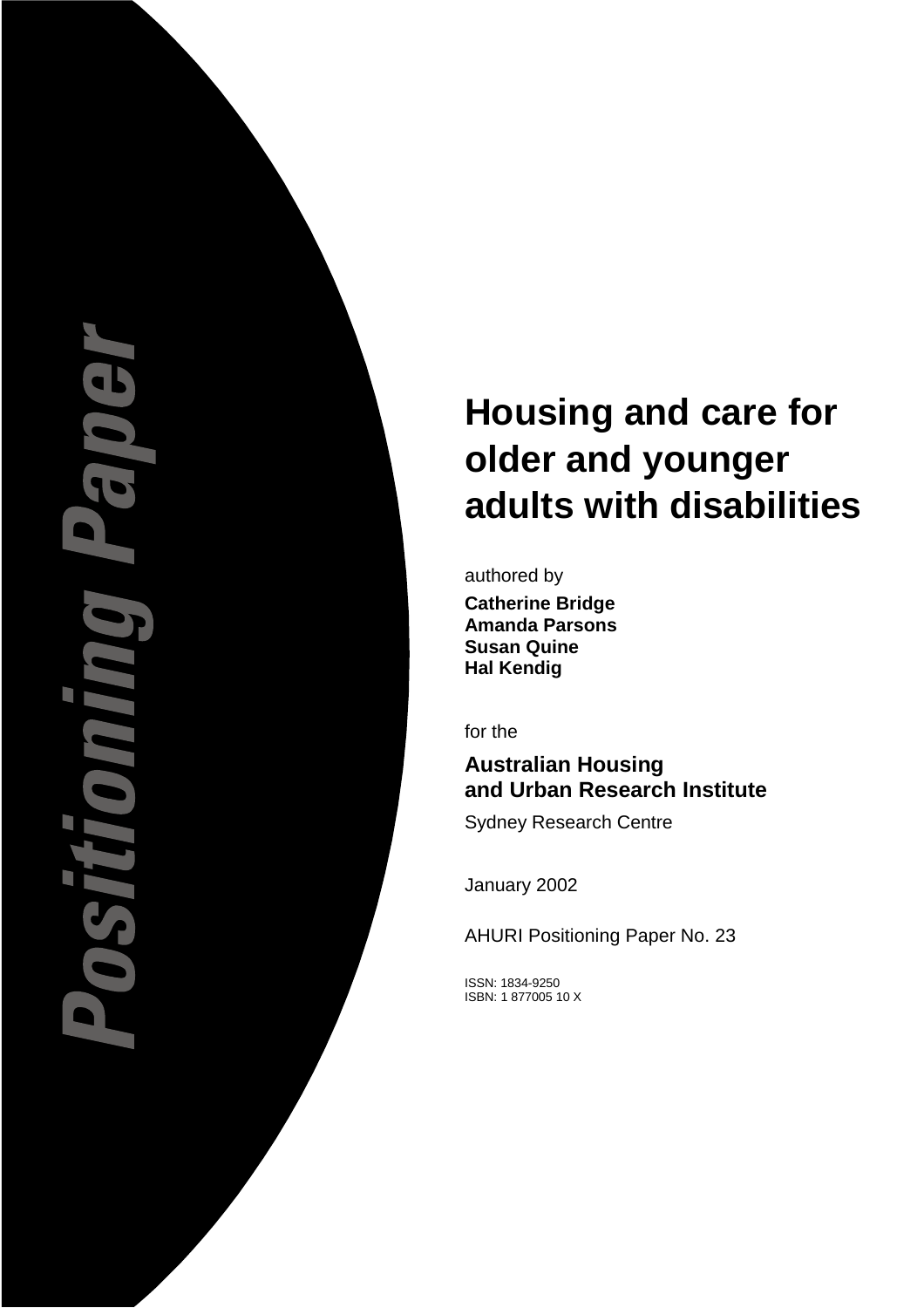Positioning Paper

# Housing and care for older and younger adults with disabilities

authored by

**Catherine Bridge**
**Amanda Parsons**
**Susan Quine**
**Hal Kendig**

for the

**Australian Housing and Urban Research Institute**

Sydney Research Centre

January 2002

AHURI Positioning Paper No. 23

ISSN: 1834-9250
ISBN: 1 877005 10 X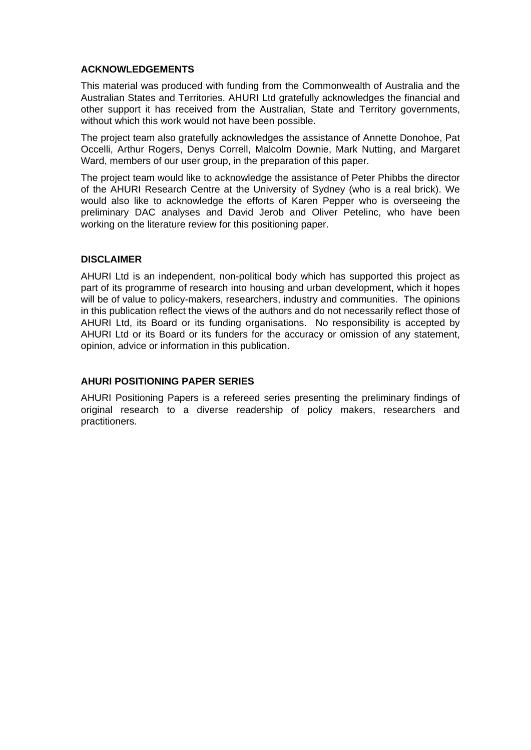## ACKNOWLEDGEMENTS

This material was produced with funding from the Commonwealth of Australia and the Australian States and Territories. AHURI Ltd gratefully acknowledges the financial and other support it has received from the Australian, State and Territory governments, without which this work would not have been possible.

The project team also gratefully acknowledges the assistance of Annette Donohoe, Pat Occelli, Arthur Rogers, Denys Correll, Malcolm Downie, Mark Nutting, and Margaret Ward, members of our user group, in the preparation of this paper.

The project team would like to acknowledge the assistance of Peter Phibbs the director of the AHURI Research Centre at the University of Sydney (who is a real brick). We would also like to acknowledge the efforts of Karen Pepper who is overseeing the preliminary DAC analyses and David Jerob and Oliver Petelinc, who have been working on the literature review for this positioning paper.

## DISCLAIMER

AHURI Ltd is an independent, non-political body which has supported this project as part of its programme of research into housing and urban development, which it hopes will be of value to policy-makers, researchers, industry and communities. The opinions in this publication reflect the views of the authors and do not necessarily reflect those of AHURI Ltd, its Board or its funding organisations. No responsibility is accepted by AHURI Ltd or its Board or its funders for the accuracy or omission of any statement, opinion, advice or information in this publication.

## AHURI POSITIONING PAPER SERIES

AHURI Positioning Papers is a refereed series presenting the preliminary findings of original research to a diverse readership of policy makers, researchers and practitioners.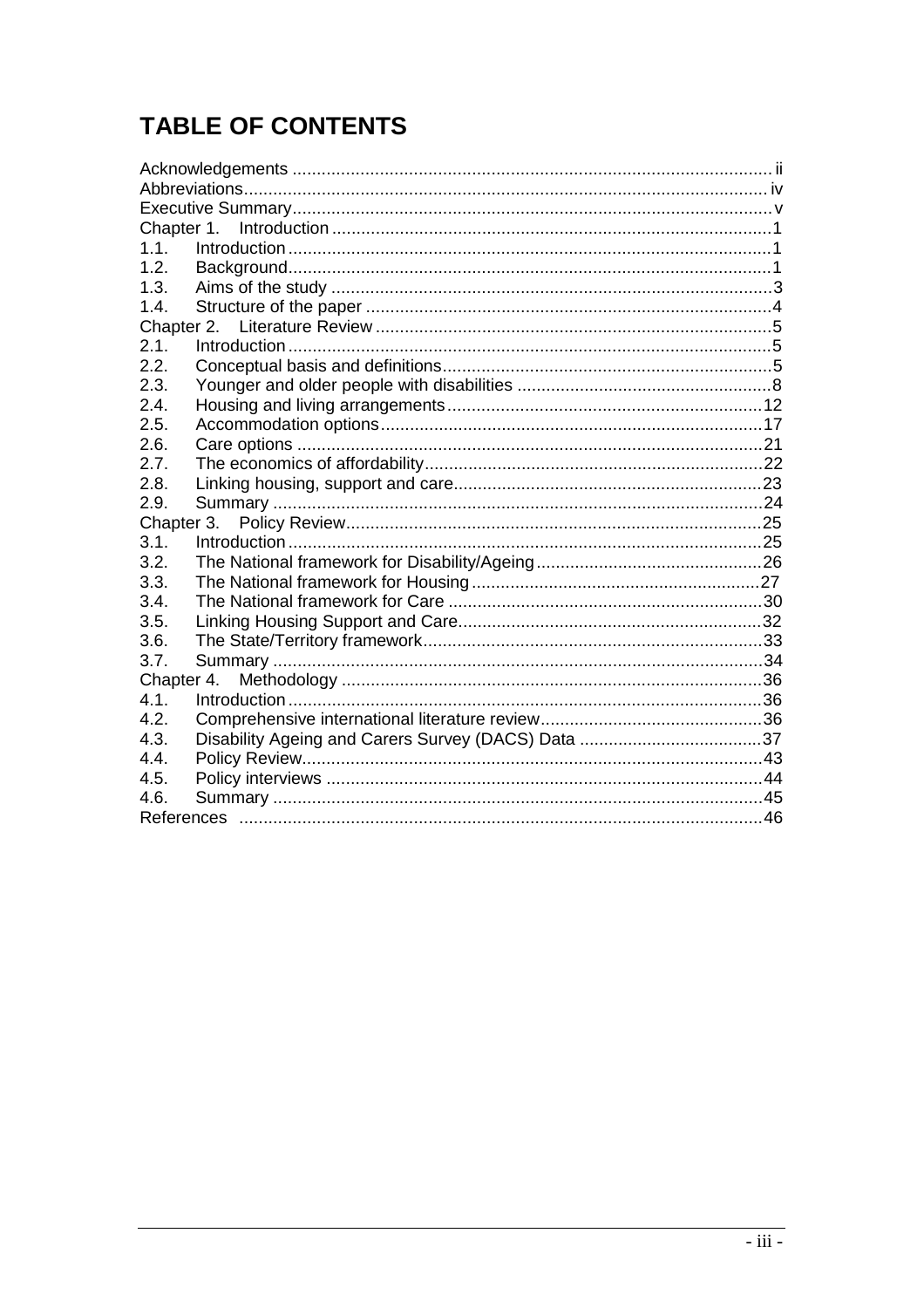# TABLE OF CONTENTS

Acknowledgements ..... ii
Abbreviations ..... iv
Executive Summary ..... v
Chapter 1. Introduction ..... 1
1.1. Introduction ..... 1
1.2. Background ..... 1
1.3. Aims of the study ..... 3
1.4. Structure of the paper ..... 4
Chapter 2. Literature Review ..... 5
2.1. Introduction ..... 5
2.2. Conceptual basis and definitions ..... 5
2.3. Younger and older people with disabilities ..... 8
2.4. Housing and living arrangements ..... 12
2.5. Accommodation options ..... 17
2.6. Care options ..... 21
2.7. The economics of affordability ..... 22
2.8. Linking housing, support and care ..... 23
2.9. Summary ..... 24
Chapter 3. Policy Review ..... 25
3.1. Introduction ..... 25
3.2. The National framework for Disability/Ageing ..... 26
3.3. The National framework for Housing ..... 27
3.4. The National framework for Care ..... 30
3.5. Linking Housing Support and Care ..... 32
3.6. The State/Territory framework ..... 33
3.7. Summary ..... 34
Chapter 4. Methodology ..... 36
4.1. Introduction ..... 36
4.2. Comprehensive international literature review ..... 36
4.3. Disability Ageing and Carers Survey (DACS) Data ..... 37
4.4. Policy Review ..... 43
4.5. Policy interviews ..... 44
4.6. Summary ..... 45
References ..... 46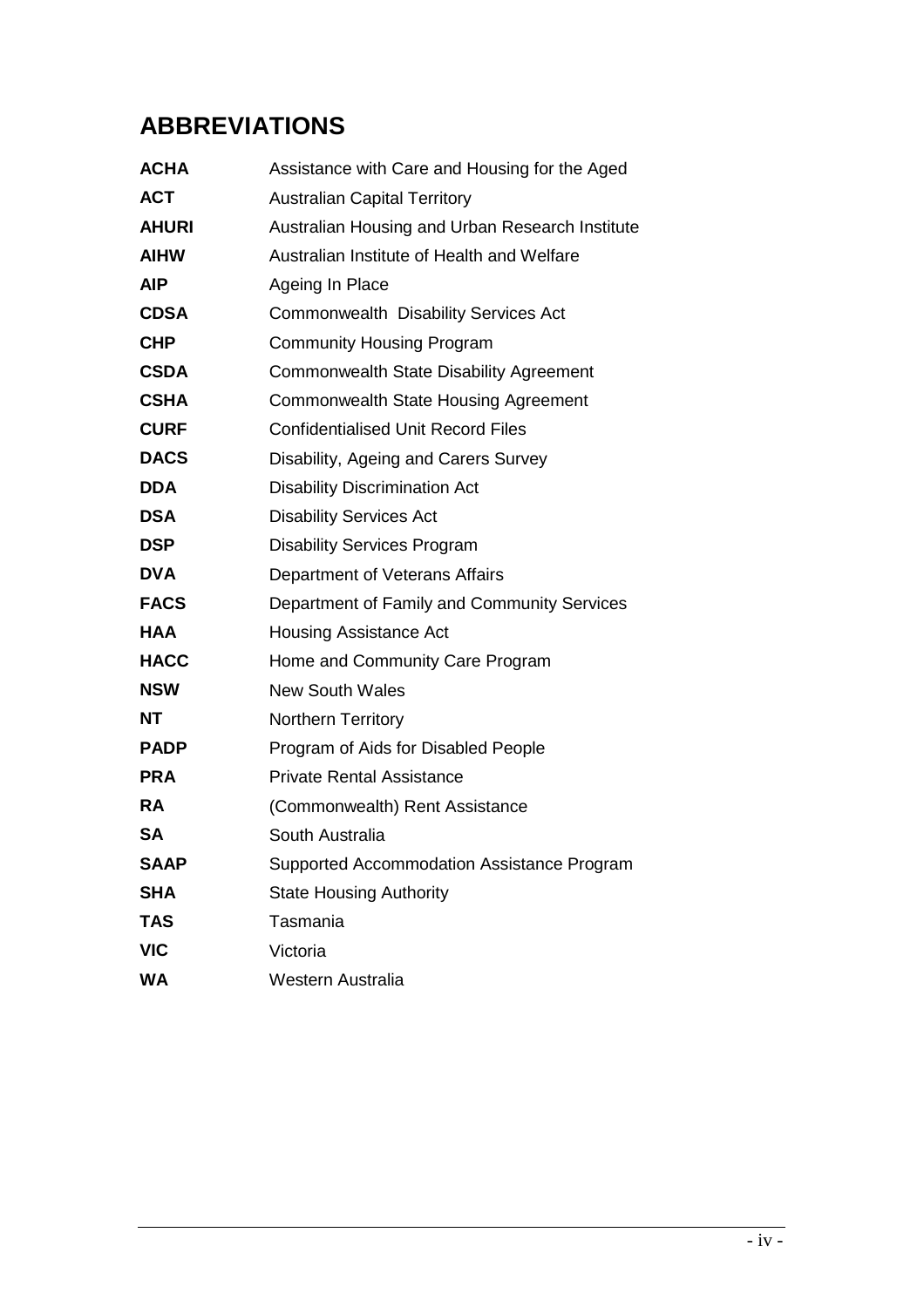## ABBREVIATIONS

| | |
|---|---|
| **ACHA** | Assistance with Care and Housing for the Aged |
| **ACT** | Australian Capital Territory |
| **AHURI** | Australian Housing and Urban Research Institute |
| **AIHW** | Australian Institute of Health and Welfare |
| **AIP** | Ageing In Place |
| **CDSA** | Commonwealth Disability Services Act |
| **CHP** | Community Housing Program |
| **CSDA** | Commonwealth State Disability Agreement |
| **CSHA** | Commonwealth State Housing Agreement |
| **CURF** | Confidentialised Unit Record Files |
| **DACS** | Disability, Ageing and Carers Survey |
| **DDA** | Disability Discrimination Act |
| **DSA** | Disability Services Act |
| **DSP** | Disability Services Program |
| **DVA** | Department of Veterans Affairs |
| **FACS** | Department of Family and Community Services |
| **HAA** | Housing Assistance Act |
| **HACC** | Home and Community Care Program |
| **NSW** | New South Wales |
| **NT** | Northern Territory |
| **PADP** | Program of Aids for Disabled People |
| **PRA** | Private Rental Assistance |
| **RA** | (Commonwealth) Rent Assistance |
| **SA** | South Australia |
| **SAAP** | Supported Accommodation Assistance Program |
| **SHA** | State Housing Authority |
| **TAS** | Tasmania |
| **VIC** | Victoria |
| **WA** | Western Australia |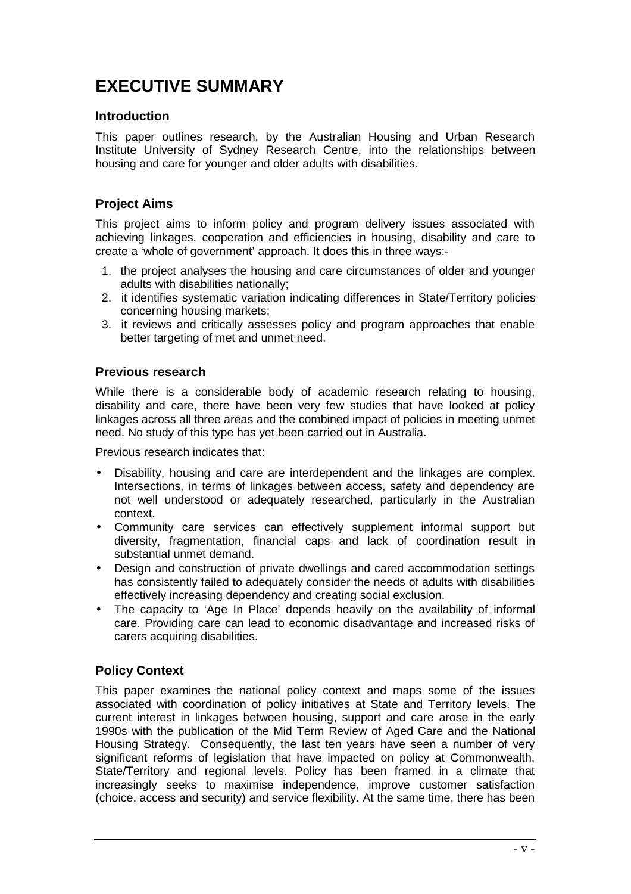# EXECUTIVE SUMMARY

## Introduction

This paper outlines research, by the Australian Housing and Urban Research Institute University of Sydney Research Centre, into the relationships between housing and care for younger and older adults with disabilities.

## Project Aims

This project aims to inform policy and program delivery issues associated with achieving linkages, cooperation and efficiencies in housing, disability and care to create a 'whole of government' approach. It does this in three ways:-

1. the project analyses the housing and care circumstances of older and younger adults with disabilities nationally;
2. it identifies systematic variation indicating differences in State/Territory policies concerning housing markets;
3. it reviews and critically assesses policy and program approaches that enable better targeting of met and unmet need.

## Previous research

While there is a considerable body of academic research relating to housing, disability and care, there have been very few studies that have looked at policy linkages across all three areas and the combined impact of policies in meeting unmet need. No study of this type has yet been carried out in Australia.

Previous research indicates that:

- Disability, housing and care are interdependent and the linkages are complex. Intersections, in terms of linkages between access, safety and dependency are not well understood or adequately researched, particularly in the Australian context.
- Community care services can effectively supplement informal support but diversity, fragmentation, financial caps and lack of coordination result in substantial unmet demand.
- Design and construction of private dwellings and cared accommodation settings has consistently failed to adequately consider the needs of adults with disabilities effectively increasing dependency and creating social exclusion.
- The capacity to 'Age In Place' depends heavily on the availability of informal care. Providing care can lead to economic disadvantage and increased risks of carers acquiring disabilities.

## Policy Context

This paper examines the national policy context and maps some of the issues associated with coordination of policy initiatives at State and Territory levels. The current interest in linkages between housing, support and care arose in the early 1990s with the publication of the Mid Term Review of Aged Care and the National Housing Strategy. Consequently, the last ten years have seen a number of very significant reforms of legislation that have impacted on policy at Commonwealth, State/Territory and regional levels. Policy has been framed in a climate that increasingly seeks to maximise independence, improve customer satisfaction (choice, access and security) and service flexibility. At the same time, there has been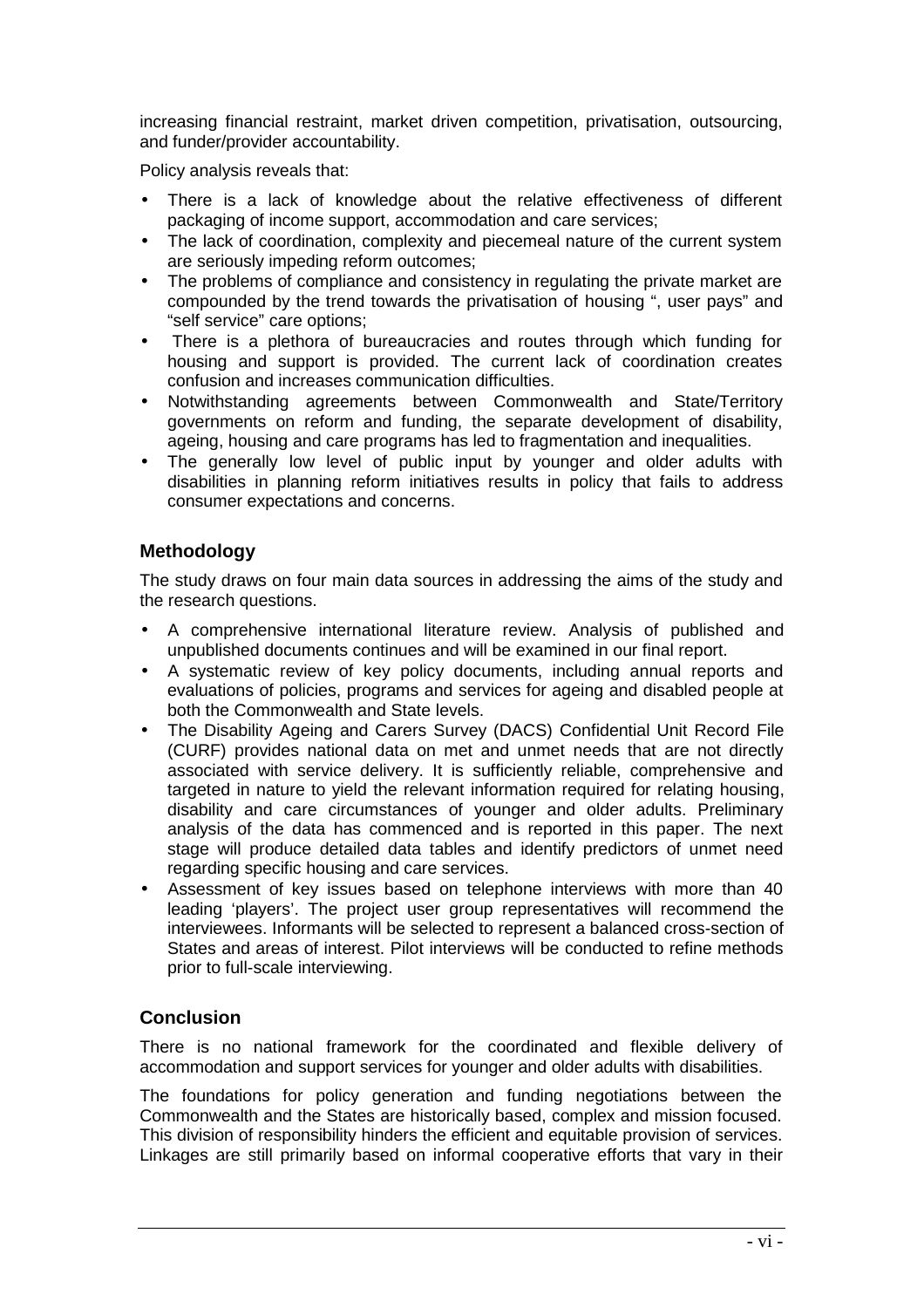increasing financial restraint, market driven competition, privatisation, outsourcing, and funder/provider accountability.

Policy analysis reveals that:

- There is a lack of knowledge about the relative effectiveness of different packaging of income support, accommodation and care services;
- The lack of coordination, complexity and piecemeal nature of the current system are seriously impeding reform outcomes;
- The problems of compliance and consistency in regulating the private market are compounded by the trend towards the privatisation of housing ", user pays" and "self service" care options;
- There is a plethora of bureaucracies and routes through which funding for housing and support is provided. The current lack of coordination creates confusion and increases communication difficulties.
- Notwithstanding agreements between Commonwealth and State/Territory governments on reform and funding, the separate development of disability, ageing, housing and care programs has led to fragmentation and inequalities.
- The generally low level of public input by younger and older adults with disabilities in planning reform initiatives results in policy that fails to address consumer expectations and concerns.

### Methodology

The study draws on four main data sources in addressing the aims of the study and the research questions.

- A comprehensive international literature review. Analysis of published and unpublished documents continues and will be examined in our final report.
- A systematic review of key policy documents, including annual reports and evaluations of policies, programs and services for ageing and disabled people at both the Commonwealth and State levels.
- The Disability Ageing and Carers Survey (DACS) Confidential Unit Record File (CURF) provides national data on met and unmet needs that are not directly associated with service delivery. It is sufficiently reliable, comprehensive and targeted in nature to yield the relevant information required for relating housing, disability and care circumstances of younger and older adults. Preliminary analysis of the data has commenced and is reported in this paper. The next stage will produce detailed data tables and identify predictors of unmet need regarding specific housing and care services.
- Assessment of key issues based on telephone interviews with more than 40 leading 'players'. The project user group representatives will recommend the interviewees. Informants will be selected to represent a balanced cross-section of States and areas of interest. Pilot interviews will be conducted to refine methods prior to full-scale interviewing.

### Conclusion

There is no national framework for the coordinated and flexible delivery of accommodation and support services for younger and older adults with disabilities.

The foundations for policy generation and funding negotiations between the Commonwealth and the States are historically based, complex and mission focused. This division of responsibility hinders the efficient and equitable provision of services. Linkages are still primarily based on informal cooperative efforts that vary in their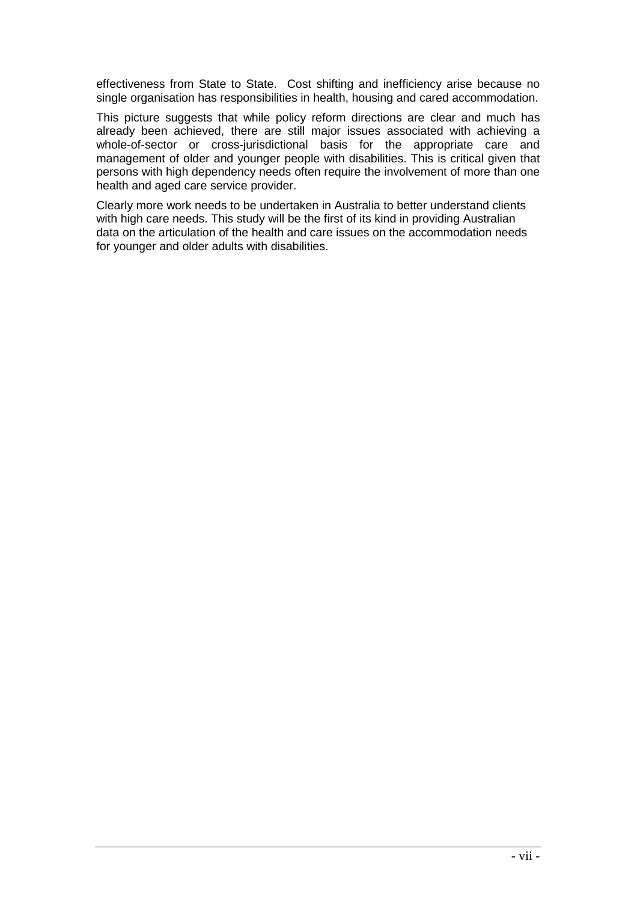effectiveness from State to State. Cost shifting and inefficiency arise because no single organisation has responsibilities in health, housing and cared accommodation.

This picture suggests that while policy reform directions are clear and much has already been achieved, there are still major issues associated with achieving a whole-of-sector or cross-jurisdictional basis for the appropriate care and management of older and younger people with disabilities. This is critical given that persons with high dependency needs often require the involvement of more than one health and aged care service provider.

Clearly more work needs to be undertaken in Australia to better understand clients with high care needs. This study will be the first of its kind in providing Australian data on the articulation of the health and care issues on the accommodation needs for younger and older adults with disabilities.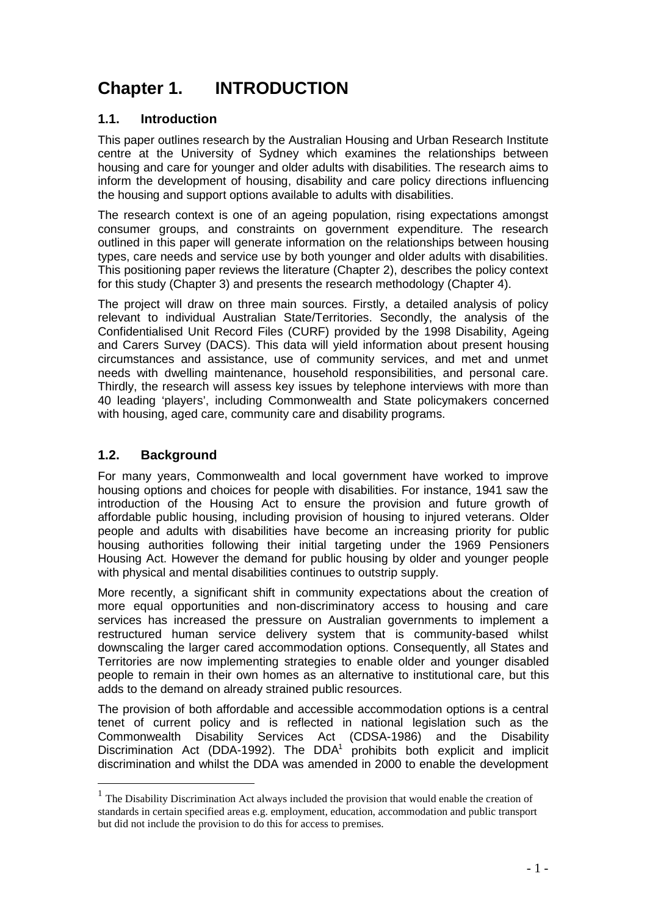# Chapter 1. INTRODUCTION

## 1.1. Introduction

This paper outlines research by the Australian Housing and Urban Research Institute centre at the University of Sydney which examines the relationships between housing and care for younger and older adults with disabilities. The research aims to inform the development of housing, disability and care policy directions influencing the housing and support options available to adults with disabilities.

The research context is one of an ageing population, rising expectations amongst consumer groups, and constraints on government expenditure. The research outlined in this paper will generate information on the relationships between housing types, care needs and service use by both younger and older adults with disabilities. This positioning paper reviews the literature (Chapter 2), describes the policy context for this study (Chapter 3) and presents the research methodology (Chapter 4).

The project will draw on three main sources. Firstly, a detailed analysis of policy relevant to individual Australian State/Territories. Secondly, the analysis of the Confidentialised Unit Record Files (CURF) provided by the 1998 Disability, Ageing and Carers Survey (DACS). This data will yield information about present housing circumstances and assistance, use of community services, and met and unmet needs with dwelling maintenance, household responsibilities, and personal care. Thirdly, the research will assess key issues by telephone interviews with more than 40 leading 'players', including Commonwealth and State policymakers concerned with housing, aged care, community care and disability programs.

## 1.2. Background

For many years, Commonwealth and local government have worked to improve housing options and choices for people with disabilities. For instance, 1941 saw the introduction of the Housing Act to ensure the provision and future growth of affordable public housing, including provision of housing to injured veterans. Older people and adults with disabilities have become an increasing priority for public housing authorities following their initial targeting under the 1969 Pensioners Housing Act. However the demand for public housing by older and younger people with physical and mental disabilities continues to outstrip supply.

More recently, a significant shift in community expectations about the creation of more equal opportunities and non-discriminatory access to housing and care services has increased the pressure on Australian governments to implement a restructured human service delivery system that is community-based whilst downscaling the larger cared accommodation options. Consequently, all States and Territories are now implementing strategies to enable older and younger disabled people to remain in their own homes as an alternative to institutional care, but this adds to the demand on already strained public resources.

The provision of both affordable and accessible accommodation options is a central tenet of current policy and is reflected in national legislation such as the Commonwealth Disability Services Act (CDSA-1986) and the Disability Discrimination Act (DDA-1992). The DDA[1] prohibits both explicit and implicit discrimination and whilst the DDA was amended in 2000 to enable the development

[1] The Disability Discrimination Act always included the provision that would enable the creation of standards in certain specified areas e.g. employment, education, accommodation and public transport but did not include the provision to do this for access to premises.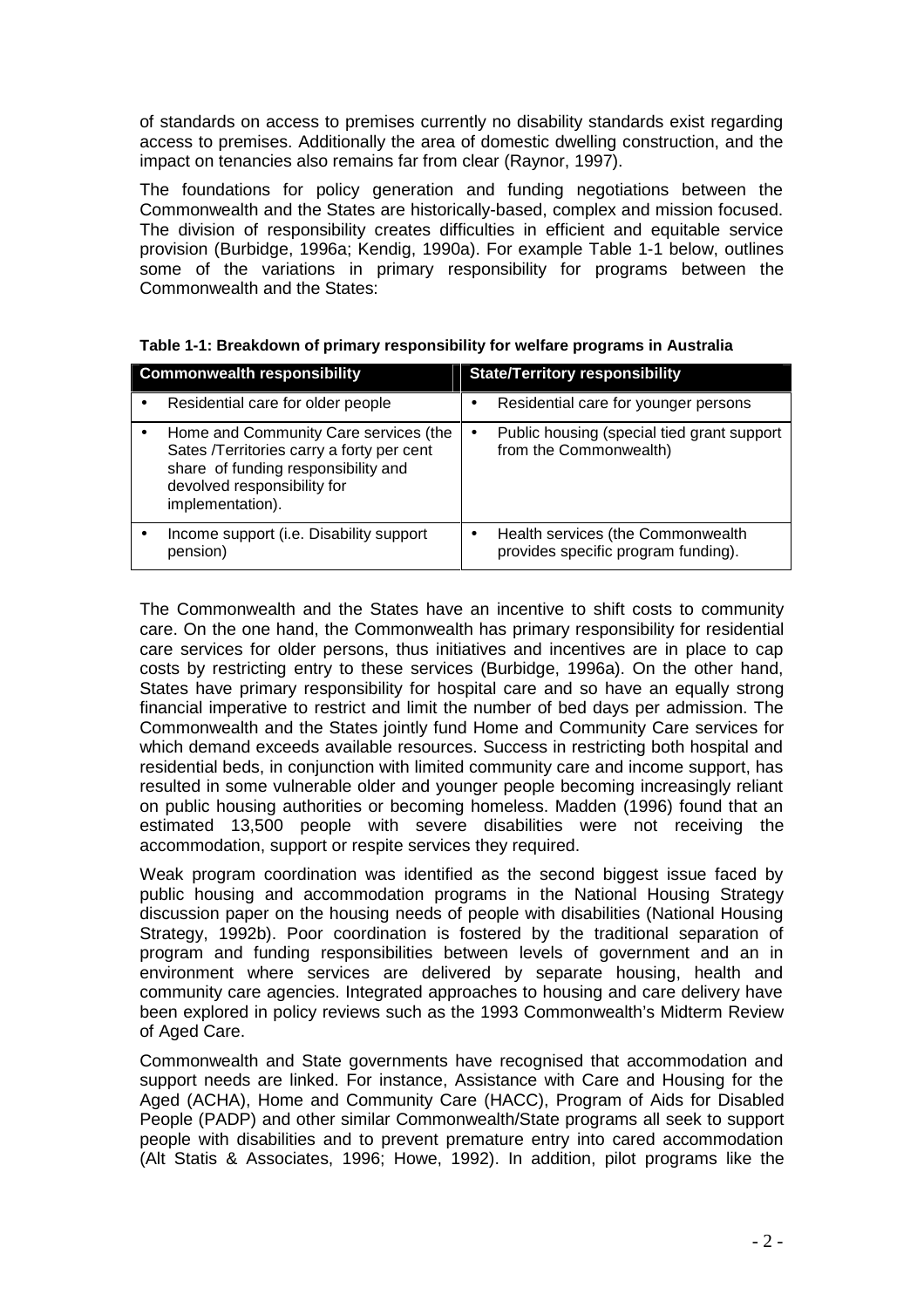of standards on access to premises currently no disability standards exist regarding access to premises. Additionally the area of domestic dwelling construction, and the impact on tenancies also remains far from clear (Raynor, 1997).

The foundations for policy generation and funding negotiations between the Commonwealth and the States are historically-based, complex and mission focused. The division of responsibility creates difficulties in efficient and equitable service provision (Burbidge, 1996a; Kendig, 1990a). For example Table 1-1 below, outlines some of the variations in primary responsibility for programs between the Commonwealth and the States:

**Table 1-1: Breakdown of primary responsibility for welfare programs in Australia**

| Commonwealth responsibility | State/Territory responsibility |
|---|---|
| • Residential care for older people | • Residential care for younger persons |
| • Home and Community Care services (the Sates /Territories carry a forty per cent share of funding responsibility and devolved responsibility for implementation). | • Public housing (special tied grant support from the Commonwealth) |
| • Income support (i.e. Disability support pension) | • Health services (the Commonwealth provides specific program funding). |

The Commonwealth and the States have an incentive to shift costs to community care. On the one hand, the Commonwealth has primary responsibility for residential care services for older persons, thus initiatives and incentives are in place to cap costs by restricting entry to these services (Burbidge, 1996a). On the other hand, States have primary responsibility for hospital care and so have an equally strong financial imperative to restrict and limit the number of bed days per admission. The Commonwealth and the States jointly fund Home and Community Care services for which demand exceeds available resources. Success in restricting both hospital and residential beds, in conjunction with limited community care and income support, has resulted in some vulnerable older and younger people becoming increasingly reliant on public housing authorities or becoming homeless. Madden (1996) found that an estimated 13,500 people with severe disabilities were not receiving the accommodation, support or respite services they required.

Weak program coordination was identified as the second biggest issue faced by public housing and accommodation programs in the National Housing Strategy discussion paper on the housing needs of people with disabilities (National Housing Strategy, 1992b). Poor coordination is fostered by the traditional separation of program and funding responsibilities between levels of government and an in environment where services are delivered by separate housing, health and community care agencies. Integrated approaches to housing and care delivery have been explored in policy reviews such as the 1993 Commonwealth's Midterm Review of Aged Care.

Commonwealth and State governments have recognised that accommodation and support needs are linked. For instance, Assistance with Care and Housing for the Aged (ACHA), Home and Community Care (HACC), Program of Aids for Disabled People (PADP) and other similar Commonwealth/State programs all seek to support people with disabilities and to prevent premature entry into cared accommodation (Alt Statis & Associates, 1996; Howe, 1992). In addition, pilot programs like the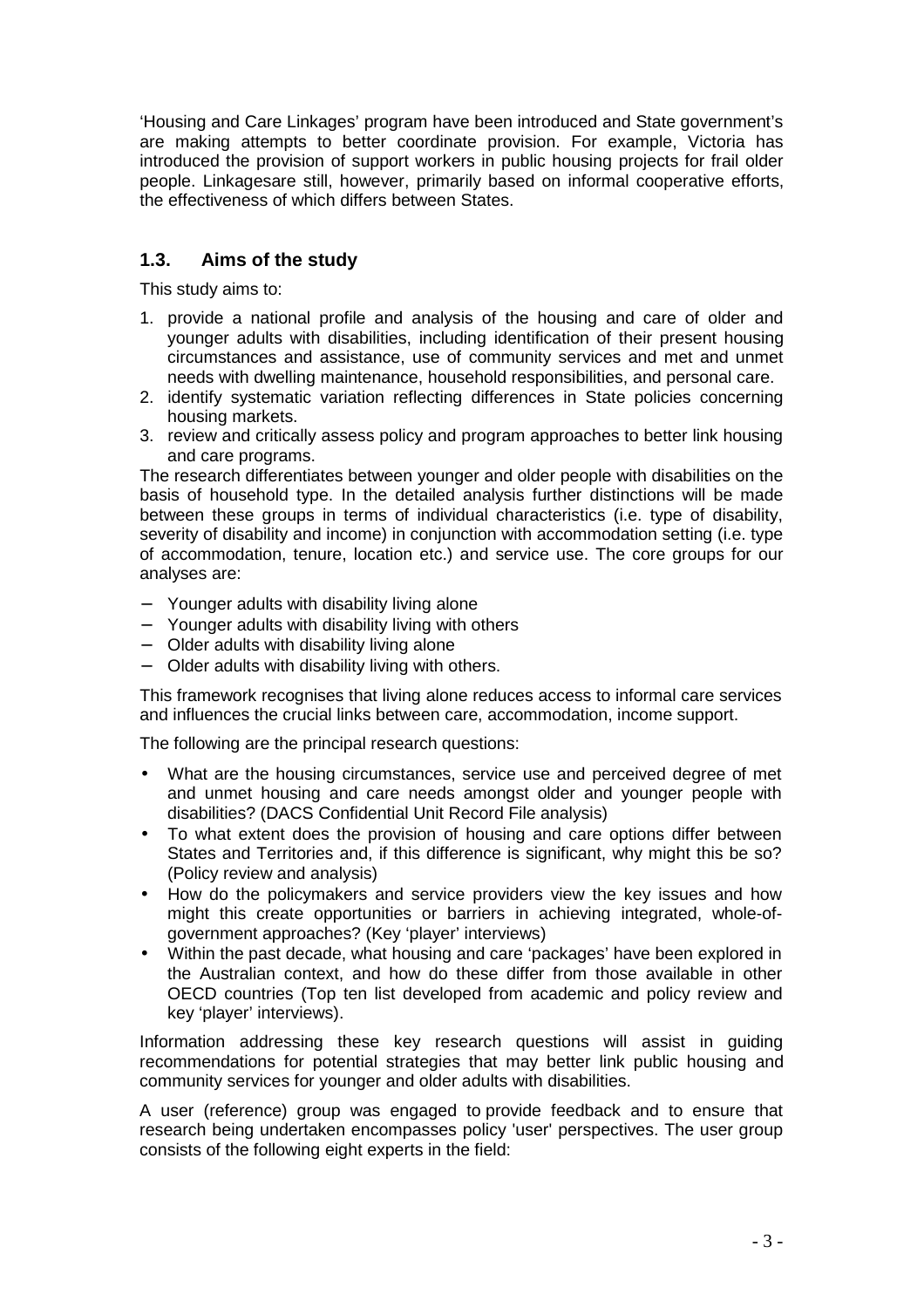'Housing and Care Linkages' program have been introduced and State government's are making attempts to better coordinate provision. For example, Victoria has introduced the provision of support workers in public housing projects for frail older people. Linkagesare still, however, primarily based on informal cooperative efforts, the effectiveness of which differs between States.

## 1.3. Aims of the study

This study aims to:

1. provide a national profile and analysis of the housing and care of older and younger adults with disabilities, including identification of their present housing circumstances and assistance, use of community services and met and unmet needs with dwelling maintenance, household responsibilities, and personal care.
2. identify systematic variation reflecting differences in State policies concerning housing markets.
3. review and critically assess policy and program approaches to better link housing and care programs.

The research differentiates between younger and older people with disabilities on the basis of household type. In the detailed analysis further distinctions will be made between these groups in terms of individual characteristics (i.e. type of disability, severity of disability and income) in conjunction with accommodation setting (i.e. type of accommodation, tenure, location etc.) and service use. The core groups for our analyses are:

- Younger adults with disability living alone
- Younger adults with disability living with others
- Older adults with disability living alone
- Older adults with disability living with others.

This framework recognises that living alone reduces access to informal care services and influences the crucial links between care, accommodation, income support.

The following are the principal research questions:

- What are the housing circumstances, service use and perceived degree of met and unmet housing and care needs amongst older and younger people with disabilities? (DACS Confidential Unit Record File analysis)
- To what extent does the provision of housing and care options differ between States and Territories and, if this difference is significant, why might this be so? (Policy review and analysis)
- How do the policymakers and service providers view the key issues and how might this create opportunities or barriers in achieving integrated, whole-of-government approaches? (Key 'player' interviews)
- Within the past decade, what housing and care 'packages' have been explored in the Australian context, and how do these differ from those available in other OECD countries (Top ten list developed from academic and policy review and key 'player' interviews).

Information addressing these key research questions will assist in guiding recommendations for potential strategies that may better link public housing and community services for younger and older adults with disabilities.

A user (reference) group was engaged to provide feedback and to ensure that research being undertaken encompasses policy 'user' perspectives. The user group consists of the following eight experts in the field: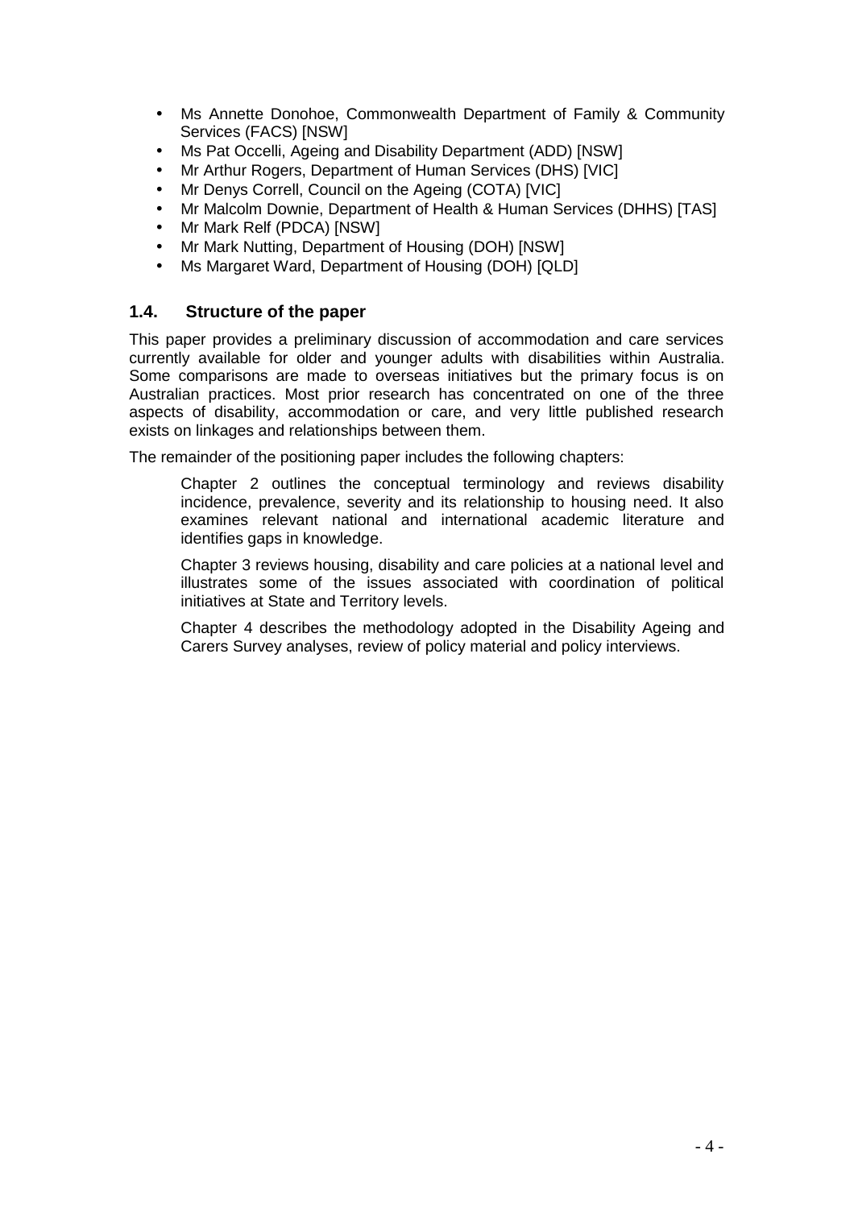- Ms Annette Donohoe, Commonwealth Department of Family & Community Services (FACS) [NSW]
- Ms Pat Occelli, Ageing and Disability Department (ADD) [NSW]
- Mr Arthur Rogers, Department of Human Services (DHS) [VIC]
- Mr Denys Correll, Council on the Ageing (COTA) [VIC]
- Mr Malcolm Downie, Department of Health & Human Services (DHHS) [TAS]
- Mr Mark Relf (PDCA) [NSW]
- Mr Mark Nutting, Department of Housing (DOH) [NSW]
- Ms Margaret Ward, Department of Housing (DOH) [QLD]

### 1.4. Structure of the paper

This paper provides a preliminary discussion of accommodation and care services currently available for older and younger adults with disabilities within Australia. Some comparisons are made to overseas initiatives but the primary focus is on Australian practices. Most prior research has concentrated on one of the three aspects of disability, accommodation or care, and very little published research exists on linkages and relationships between them.

The remainder of the positioning paper includes the following chapters:

Chapter 2 outlines the conceptual terminology and reviews disability incidence, prevalence, severity and its relationship to housing need. It also examines relevant national and international academic literature and identifies gaps in knowledge.

Chapter 3 reviews housing, disability and care policies at a national level and illustrates some of the issues associated with coordination of political initiatives at State and Territory levels.

Chapter 4 describes the methodology adopted in the Disability Ageing and Carers Survey analyses, review of policy material and policy interviews.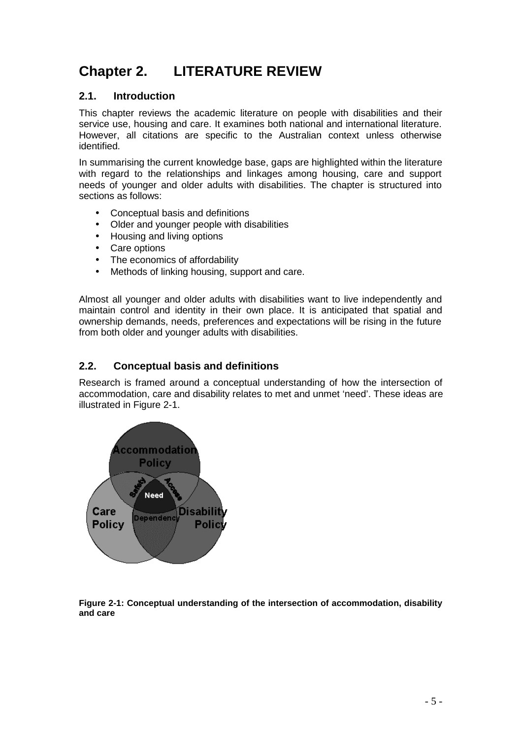# Chapter 2. LITERATURE REVIEW

## 2.1. Introduction

This chapter reviews the academic literature on people with disabilities and their service use, housing and care. It examines both national and international literature. However, all citations are specific to the Australian context unless otherwise identified.

In summarising the current knowledge base, gaps are highlighted within the literature with regard to the relationships and linkages among housing, care and support needs of younger and older adults with disabilities. The chapter is structured into sections as follows:

- Conceptual basis and definitions
- Older and younger people with disabilities
- Housing and living options
- Care options
- The economics of affordability
- Methods of linking housing, support and care.

Almost all younger and older adults with disabilities want to live independently and maintain control and identity in their own place. It is anticipated that spatial and ownership demands, needs, preferences and expectations will be rising in the future from both older and younger adults with disabilities.

## 2.2. Conceptual basis and definitions

Research is framed around a conceptual understanding of how the intersection of accommodation, care and disability relates to met and unmet 'need'. These ideas are illustrated in Figure 2-1.

**Figure 2-1: Conceptual understanding of the intersection of accommodation, disability and care**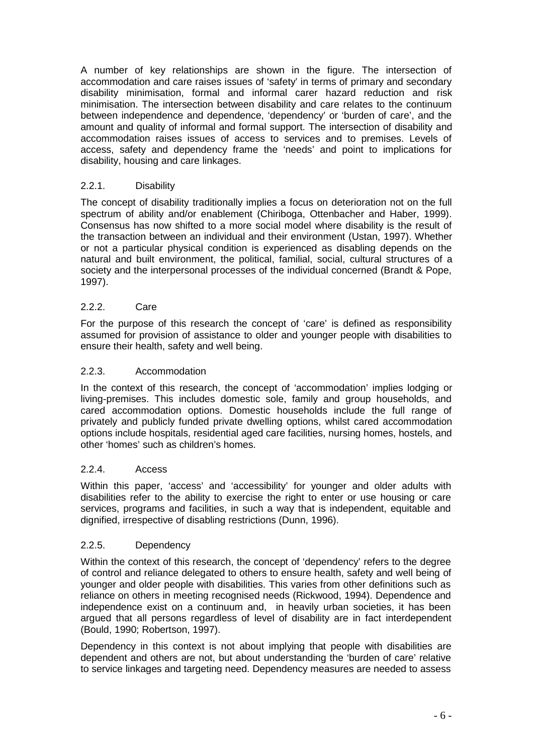A number of key relationships are shown in the figure. The intersection of accommodation and care raises issues of 'safety' in terms of primary and secondary disability minimisation, formal and informal carer hazard reduction and risk minimisation. The intersection between disability and care relates to the continuum between independence and dependence, 'dependency' or 'burden of care', and the amount and quality of informal and formal support. The intersection of disability and accommodation raises issues of access to services and to premises. Levels of access, safety and dependency frame the 'needs' and point to implications for disability, housing and care linkages.

### 2.2.1. Disability

The concept of disability traditionally implies a focus on deterioration not on the full spectrum of ability and/or enablement (Chiriboga, Ottenbacher and Haber, 1999). Consensus has now shifted to a more social model where disability is the result of the transaction between an individual and their environment (Ustan, 1997). Whether or not a particular physical condition is experienced as disabling depends on the natural and built environment, the political, familial, social, cultural structures of a society and the interpersonal processes of the individual concerned (Brandt & Pope, 1997).

### 2.2.2. Care

For the purpose of this research the concept of 'care' is defined as responsibility assumed for provision of assistance to older and younger people with disabilities to ensure their health, safety and well being.

### 2.2.3. Accommodation

In the context of this research, the concept of 'accommodation' implies lodging or living-premises. This includes domestic sole, family and group households, and cared accommodation options. Domestic households include the full range of privately and publicly funded private dwelling options, whilst cared accommodation options include hospitals, residential aged care facilities, nursing homes, hostels, and other 'homes' such as children's homes.

### 2.2.4. Access

Within this paper, 'access' and 'accessibility' for younger and older adults with disabilities refer to the ability to exercise the right to enter or use housing or care services, programs and facilities, in such a way that is independent, equitable and dignified, irrespective of disabling restrictions (Dunn, 1996).

### 2.2.5. Dependency

Within the context of this research, the concept of 'dependency' refers to the degree of control and reliance delegated to others to ensure health, safety and well being of younger and older people with disabilities. This varies from other definitions such as reliance on others in meeting recognised needs (Rickwood, 1994). Dependence and independence exist on a continuum and, in heavily urban societies, it has been argued that all persons regardless of level of disability are in fact interdependent (Bould, 1990; Robertson, 1997).

Dependency in this context is not about implying that people with disabilities are dependent and others are not, but about understanding the 'burden of care' relative to service linkages and targeting need. Dependency measures are needed to assess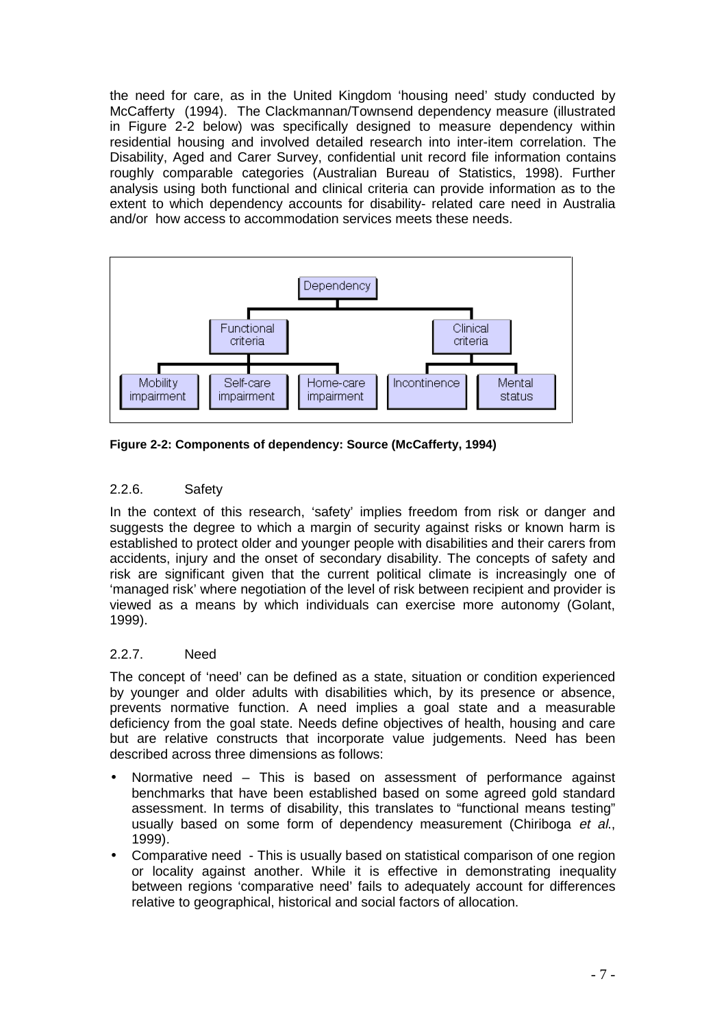the need for care, as in the United Kingdom 'housing need' study conducted by McCafferty (1994). The Clackmannan/Townsend dependency measure (illustrated in Figure 2-2 below) was specifically designed to measure dependency within residential housing and involved detailed research into inter-item correlation. The Disability, Aged and Carer Survey, confidential unit record file information contains roughly comparable categories (Australian Bureau of Statistics, 1998). Further analysis using both functional and clinical criteria can provide information as to the extent to which dependency accounts for disability- related care need in Australia and/or how access to accommodation services meets these needs.

**Figure 2-2: Components of dependency: Source (McCafferty, 1994)**

### 2.2.6. Safety

In the context of this research, 'safety' implies freedom from risk or danger and suggests the degree to which a margin of security against risks or known harm is established to protect older and younger people with disabilities and their carers from accidents, injury and the onset of secondary disability. The concepts of safety and risk are significant given that the current political climate is increasingly one of 'managed risk' where negotiation of the level of risk between recipient and provider is viewed as a means by which individuals can exercise more autonomy (Golant, 1999).

### 2.2.7. Need

The concept of 'need' can be defined as a state, situation or condition experienced by younger and older adults with disabilities which, by its presence or absence, prevents normative function. A need implies a goal state and a measurable deficiency from the goal state. Needs define objectives of health, housing and care but are relative constructs that incorporate value judgements. Need has been described across three dimensions as follows:

- Normative need – This is based on assessment of performance against benchmarks that have been established based on some agreed gold standard assessment. In terms of disability, this translates to "functional means testing" usually based on some form of dependency measurement (Chiriboga *et al*., 1999).
- Comparative need - This is usually based on statistical comparison of one region or locality against another. While it is effective in demonstrating inequality between regions 'comparative need' fails to adequately account for differences relative to geographical, historical and social factors of allocation.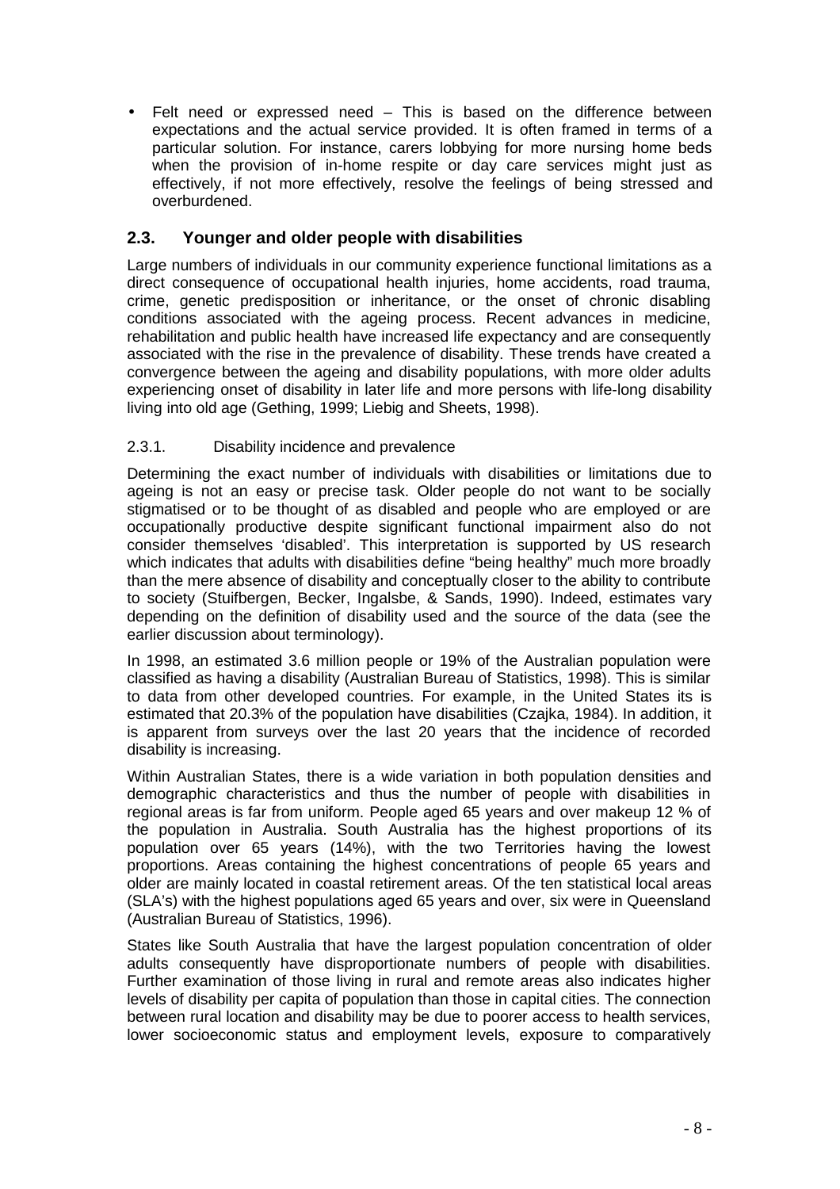- Felt need or expressed need – This is based on the difference between expectations and the actual service provided. It is often framed in terms of a particular solution. For instance, carers lobbying for more nursing home beds when the provision of in-home respite or day care services might just as effectively, if not more effectively, resolve the feelings of being stressed and overburdened.

## 2.3. Younger and older people with disabilities

Large numbers of individuals in our community experience functional limitations as a direct consequence of occupational health injuries, home accidents, road trauma, crime, genetic predisposition or inheritance, or the onset of chronic disabling conditions associated with the ageing process. Recent advances in medicine, rehabilitation and public health have increased life expectancy and are consequently associated with the rise in the prevalence of disability. These trends have created a convergence between the ageing and disability populations, with more older adults experiencing onset of disability in later life and more persons with life-long disability living into old age (Gething, 1999; Liebig and Sheets, 1998).

### 2.3.1. Disability incidence and prevalence

Determining the exact number of individuals with disabilities or limitations due to ageing is not an easy or precise task. Older people do not want to be socially stigmatised or to be thought of as disabled and people who are employed or are occupationally productive despite significant functional impairment also do not consider themselves 'disabled'. This interpretation is supported by US research which indicates that adults with disabilities define "being healthy" much more broadly than the mere absence of disability and conceptually closer to the ability to contribute to society (Stuifbergen, Becker, Ingalsbe, & Sands, 1990). Indeed, estimates vary depending on the definition of disability used and the source of the data (see the earlier discussion about terminology).

In 1998, an estimated 3.6 million people or 19% of the Australian population were classified as having a disability (Australian Bureau of Statistics, 1998). This is similar to data from other developed countries. For example, in the United States its is estimated that 20.3% of the population have disabilities (Czajka, 1984). In addition, it is apparent from surveys over the last 20 years that the incidence of recorded disability is increasing.

Within Australian States, there is a wide variation in both population densities and demographic characteristics and thus the number of people with disabilities in regional areas is far from uniform. People aged 65 years and over makeup 12 % of the population in Australia. South Australia has the highest proportions of its population over 65 years (14%), with the two Territories having the lowest proportions. Areas containing the highest concentrations of people 65 years and older are mainly located in coastal retirement areas. Of the ten statistical local areas (SLA's) with the highest populations aged 65 years and over, six were in Queensland (Australian Bureau of Statistics, 1996).

States like South Australia that have the largest population concentration of older adults consequently have disproportionate numbers of people with disabilities. Further examination of those living in rural and remote areas also indicates higher levels of disability per capita of population than those in capital cities. The connection between rural location and disability may be due to poorer access to health services, lower socioeconomic status and employment levels, exposure to comparatively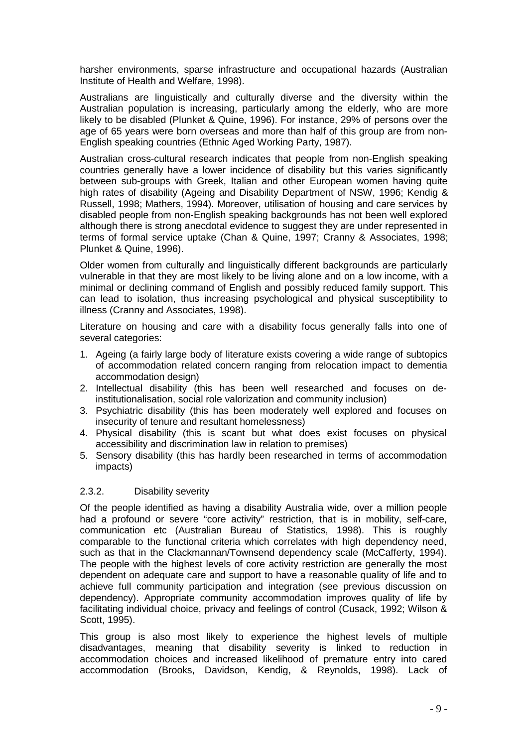harsher environments, sparse infrastructure and occupational hazards (Australian Institute of Health and Welfare, 1998).

Australians are linguistically and culturally diverse and the diversity within the Australian population is increasing, particularly among the elderly, who are more likely to be disabled (Plunket & Quine, 1996). For instance, 29% of persons over the age of 65 years were born overseas and more than half of this group are from non-English speaking countries (Ethnic Aged Working Party, 1987).

Australian cross-cultural research indicates that people from non-English speaking countries generally have a lower incidence of disability but this varies significantly between sub-groups with Greek, Italian and other European women having quite high rates of disability (Ageing and Disability Department of NSW, 1996; Kendig & Russell, 1998; Mathers, 1994). Moreover, utilisation of housing and care services by disabled people from non-English speaking backgrounds has not been well explored although there is strong anecdotal evidence to suggest they are under represented in terms of formal service uptake (Chan & Quine, 1997; Cranny & Associates, 1998; Plunket & Quine, 1996).

Older women from culturally and linguistically different backgrounds are particularly vulnerable in that they are most likely to be living alone and on a low income, with a minimal or declining command of English and possibly reduced family support. This can lead to isolation, thus increasing psychological and physical susceptibility to illness (Cranny and Associates, 1998).

Literature on housing and care with a disability focus generally falls into one of several categories:

1. Ageing (a fairly large body of literature exists covering a wide range of subtopics of accommodation related concern ranging from relocation impact to dementia accommodation design)
2. Intellectual disability (this has been well researched and focuses on de-institutionalisation, social role valorization and community inclusion)
3. Psychiatric disability (this has been moderately well explored and focuses on insecurity of tenure and resultant homelessness)
4. Physical disability (this is scant but what does exist focuses on physical accessibility and discrimination law in relation to premises)
5. Sensory disability (this has hardly been researched in terms of accommodation impacts)

### 2.3.2. Disability severity

Of the people identified as having a disability Australia wide, over a million people had a profound or severe "core activity" restriction, that is in mobility, self-care, communication etc (Australian Bureau of Statistics, 1998). This is roughly comparable to the functional criteria which correlates with high dependency need, such as that in the Clackmannan/Townsend dependency scale (McCafferty, 1994). The people with the highest levels of core activity restriction are generally the most dependent on adequate care and support to have a reasonable quality of life and to achieve full community participation and integration (see previous discussion on dependency). Appropriate community accommodation improves quality of life by facilitating individual choice, privacy and feelings of control (Cusack, 1992; Wilson & Scott, 1995).

This group is also most likely to experience the highest levels of multiple disadvantages, meaning that disability severity is linked to reduction in accommodation choices and increased likelihood of premature entry into cared accommodation (Brooks, Davidson, Kendig, & Reynolds, 1998). Lack of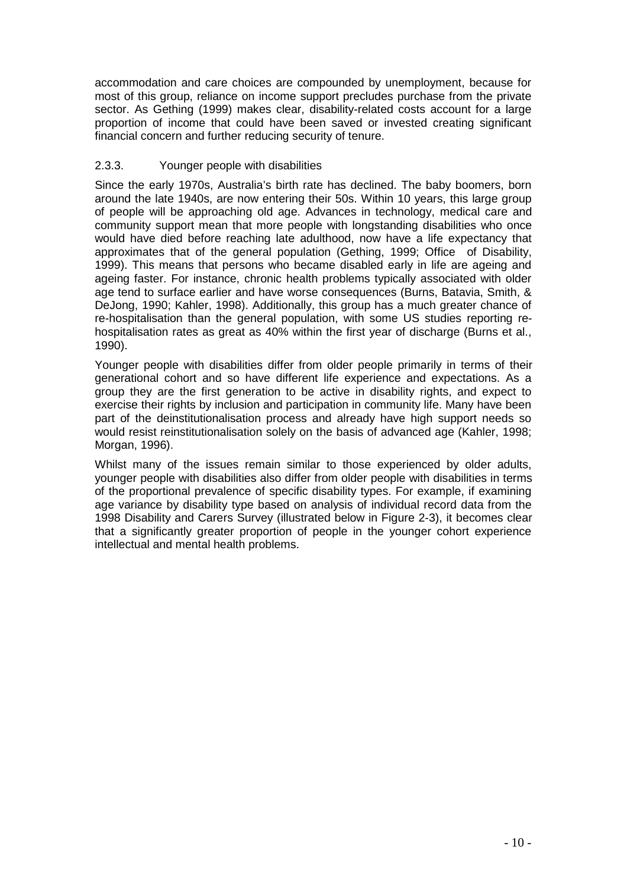accommodation and care choices are compounded by unemployment, because for most of this group, reliance on income support precludes purchase from the private sector. As Gething (1999) makes clear, disability-related costs account for a large proportion of income that could have been saved or invested creating significant financial concern and further reducing security of tenure.

### 2.3.3. Younger people with disabilities

Since the early 1970s, Australia's birth rate has declined. The baby boomers, born around the late 1940s, are now entering their 50s. Within 10 years, this large group of people will be approaching old age. Advances in technology, medical care and community support mean that more people with longstanding disabilities who once would have died before reaching late adulthood, now have a life expectancy that approximates that of the general population (Gething, 1999; Office of Disability, 1999). This means that persons who became disabled early in life are ageing and ageing faster. For instance, chronic health problems typically associated with older age tend to surface earlier and have worse consequences (Burns, Batavia, Smith, & DeJong, 1990; Kahler, 1998). Additionally, this group has a much greater chance of re-hospitalisation than the general population, with some US studies reporting re-hospitalisation rates as great as 40% within the first year of discharge (Burns et al., 1990).

Younger people with disabilities differ from older people primarily in terms of their generational cohort and so have different life experience and expectations. As a group they are the first generation to be active in disability rights, and expect to exercise their rights by inclusion and participation in community life. Many have been part of the deinstitutionalisation process and already have high support needs so would resist reinstitutionalisation solely on the basis of advanced age (Kahler, 1998; Morgan, 1996).

Whilst many of the issues remain similar to those experienced by older adults, younger people with disabilities also differ from older people with disabilities in terms of the proportional prevalence of specific disability types. For example, if examining age variance by disability type based on analysis of individual record data from the 1998 Disability and Carers Survey (illustrated below in Figure 2-3), it becomes clear that a significantly greater proportion of people in the younger cohort experience intellectual and mental health problems.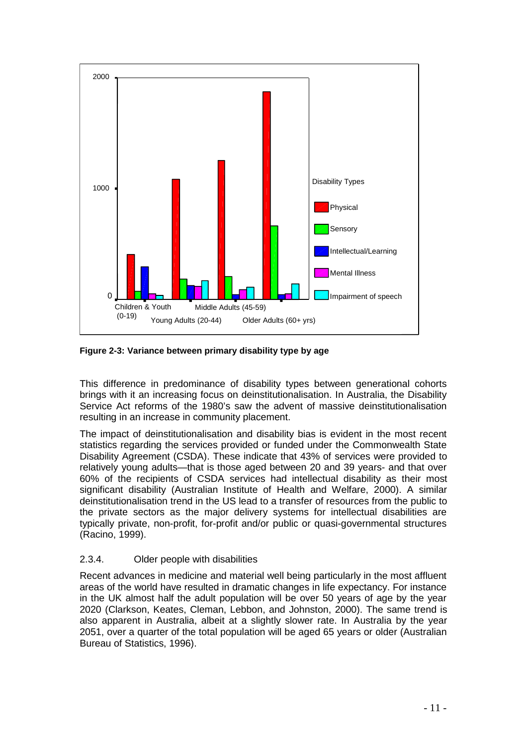**Figure 2-3: Variance between primary disability type by age**

This difference in predominance of disability types between generational cohorts brings with it an increasing focus on deinstitutionalisation. In Australia, the Disability Service Act reforms of the 1980's saw the advent of massive deinstitutionalisation resulting in an increase in community placement.

The impact of deinstitutionalisation and disability bias is evident in the most recent statistics regarding the services provided or funded under the Commonwealth State Disability Agreement (CSDA). These indicate that 43% of services were provided to relatively young adults—that is those aged between 20 and 39 years- and that over 60% of the recipients of CSDA services had intellectual disability as their most significant disability (Australian Institute of Health and Welfare, 2000). A similar deinstitutionalisation trend in the US lead to a transfer of resources from the public to the private sectors as the major delivery systems for intellectual disabilities are typically private, non-profit, for-profit and/or public or quasi-governmental structures (Racino, 1999).

### 2.3.4. Older people with disabilities

Recent advances in medicine and material well being particularly in the most affluent areas of the world have resulted in dramatic changes in life expectancy. For instance in the UK almost half the adult population will be over 50 years of age by the year 2020 (Clarkson, Keates, Cleman, Lebbon, and Johnston, 2000). The same trend is also apparent in Australia, albeit at a slightly slower rate. In Australia by the year 2051, over a quarter of the total population will be aged 65 years or older (Australian Bureau of Statistics, 1996).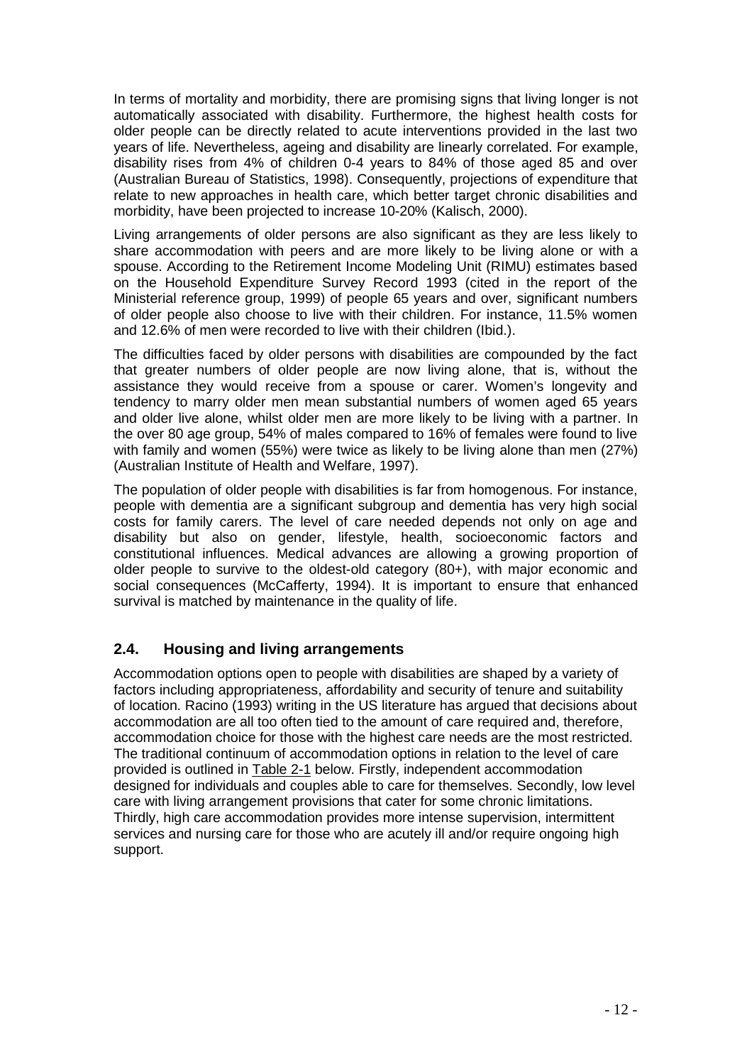In terms of mortality and morbidity, there are promising signs that living longer is not automatically associated with disability. Furthermore, the highest health costs for older people can be directly related to acute interventions provided in the last two years of life. Nevertheless, ageing and disability are linearly correlated. For example, disability rises from 4% of children 0-4 years to 84% of those aged 85 and over (Australian Bureau of Statistics, 1998). Consequently, projections of expenditure that relate to new approaches in health care, which better target chronic disabilities and morbidity, have been projected to increase 10-20% (Kalisch, 2000).

Living arrangements of older persons are also significant as they are less likely to share accommodation with peers and are more likely to be living alone or with a spouse. According to the Retirement Income Modeling Unit (RIMU) estimates based on the Household Expenditure Survey Record 1993 (cited in the report of the Ministerial reference group, 1999) of people 65 years and over, significant numbers of older people also choose to live with their children. For instance, 11.5% women and 12.6% of men were recorded to live with their children (Ibid.).

The difficulties faced by older persons with disabilities are compounded by the fact that greater numbers of older people are now living alone, that is, without the assistance they would receive from a spouse or carer. Women's longevity and tendency to marry older men mean substantial numbers of women aged 65 years and older live alone, whilst older men are more likely to be living with a partner. In the over 80 age group, 54% of males compared to 16% of females were found to live with family and women (55%) were twice as likely to be living alone than men (27%) (Australian Institute of Health and Welfare, 1997).

The population of older people with disabilities is far from homogenous. For instance, people with dementia are a significant subgroup and dementia has very high social costs for family carers. The level of care needed depends not only on age and disability but also on gender, lifestyle, health, socioeconomic factors and constitutional influences. Medical advances are allowing a growing proportion of older people to survive to the oldest-old category (80+), with major economic and social consequences (McCafferty, 1994). It is important to ensure that enhanced survival is matched by maintenance in the quality of life.

## 2.4. Housing and living arrangements

Accommodation options open to people with disabilities are shaped by a variety of factors including appropriateness, affordability and security of tenure and suitability of location. Racino (1993) writing in the US literature has argued that decisions about accommodation are all too often tied to the amount of care required and, therefore, accommodation choice for those with the highest care needs are the most restricted. The traditional continuum of accommodation options in relation to the level of care provided is outlined in Table 2-1 below. Firstly, independent accommodation designed for individuals and couples able to care for themselves. Secondly, low level care with living arrangement provisions that cater for some chronic limitations. Thirdly, high care accommodation provides more intense supervision, intermittent services and nursing care for those who are acutely ill and/or require ongoing high support.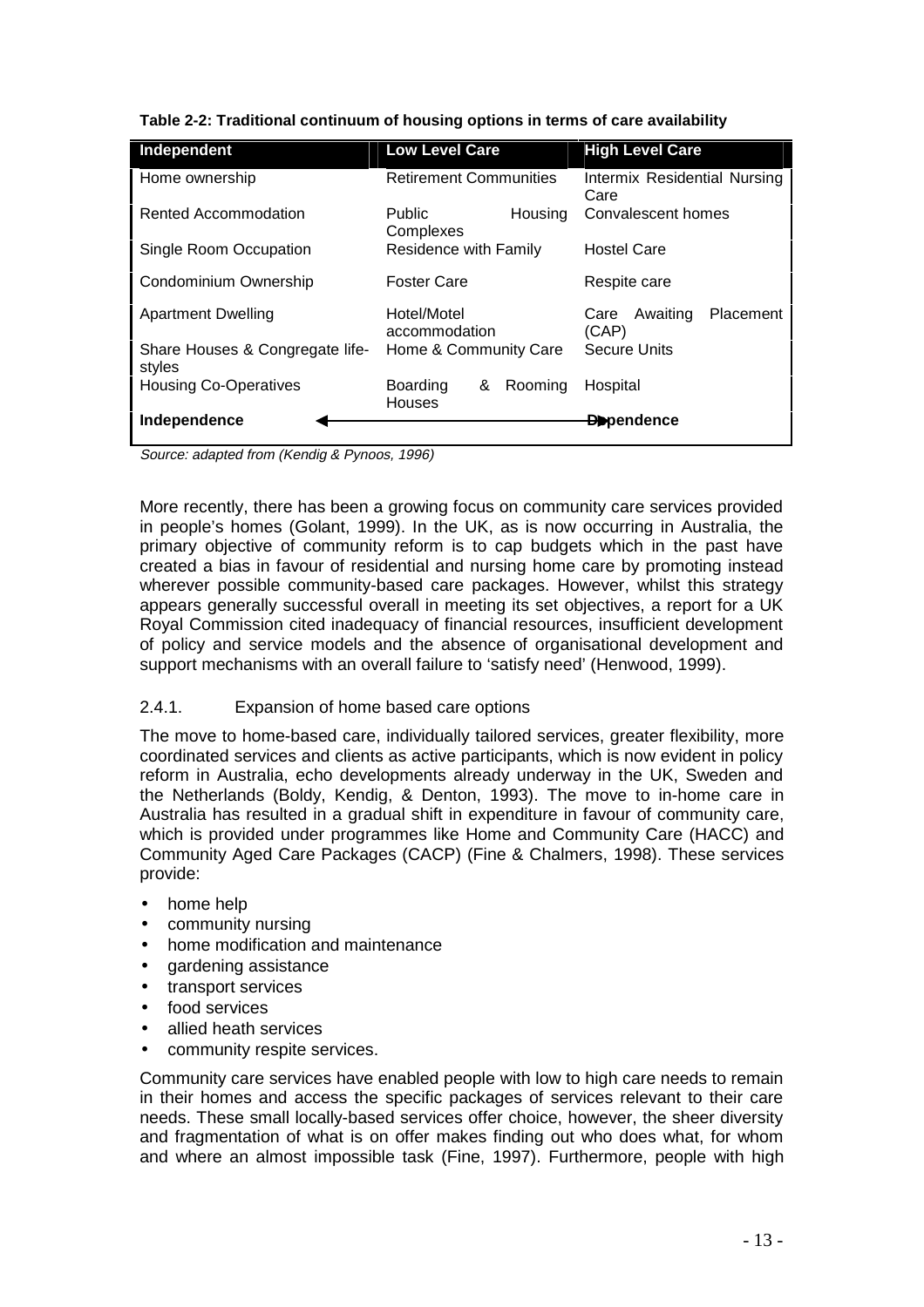**Table 2-2: Traditional continuum of housing options in terms of care availability**

| Independent | Low Level Care | High Level Care |
|---|---|---|
| Home ownership | Retirement Communities | Intermix Residential Nursing Care |
| Rented Accommodation | Public Housing Complexes | Convalescent homes |
| Single Room Occupation | Residence with Family | Hostel Care |
| Condominium Ownership | Foster Care | Respite care |
| Apartment Dwelling | Hotel/Motel accommodation | Care Awaiting Placement (CAP) |
| Share Houses & Congregate life-styles | Home & Community Care | Secure Units |
| Housing Co-Operatives | Boarding & Rooming Houses | Hospital |
| **Independence** ◄ | ——————————— | ► **Dependence** |

*Source: adapted from (Kendig & Pynoos, 1996)*

More recently, there has been a growing focus on community care services provided in people's homes (Golant, 1999). In the UK, as is now occurring in Australia, the primary objective of community reform is to cap budgets which in the past have created a bias in favour of residential and nursing home care by promoting instead wherever possible community-based care packages. However, whilst this strategy appears generally successful overall in meeting its set objectives, a report for a UK Royal Commission cited inadequacy of financial resources, insufficient development of policy and service models and the absence of organisational development and support mechanisms with an overall failure to 'satisfy need' (Henwood, 1999).

### 2.4.1. Expansion of home based care options

The move to home-based care, individually tailored services, greater flexibility, more coordinated services and clients as active participants, which is now evident in policy reform in Australia, echo developments already underway in the UK, Sweden and the Netherlands (Boldy, Kendig, & Denton, 1993). The move to in-home care in Australia has resulted in a gradual shift in expenditure in favour of community care, which is provided under programmes like Home and Community Care (HACC) and Community Aged Care Packages (CACP) (Fine & Chalmers, 1998). These services provide:

- home help
- community nursing
- home modification and maintenance
- gardening assistance
- transport services
- food services
- allied heath services
- community respite services.

Community care services have enabled people with low to high care needs to remain in their homes and access the specific packages of services relevant to their care needs. These small locally-based services offer choice, however, the sheer diversity and fragmentation of what is on offer makes finding out who does what, for whom and where an almost impossible task (Fine, 1997). Furthermore, people with high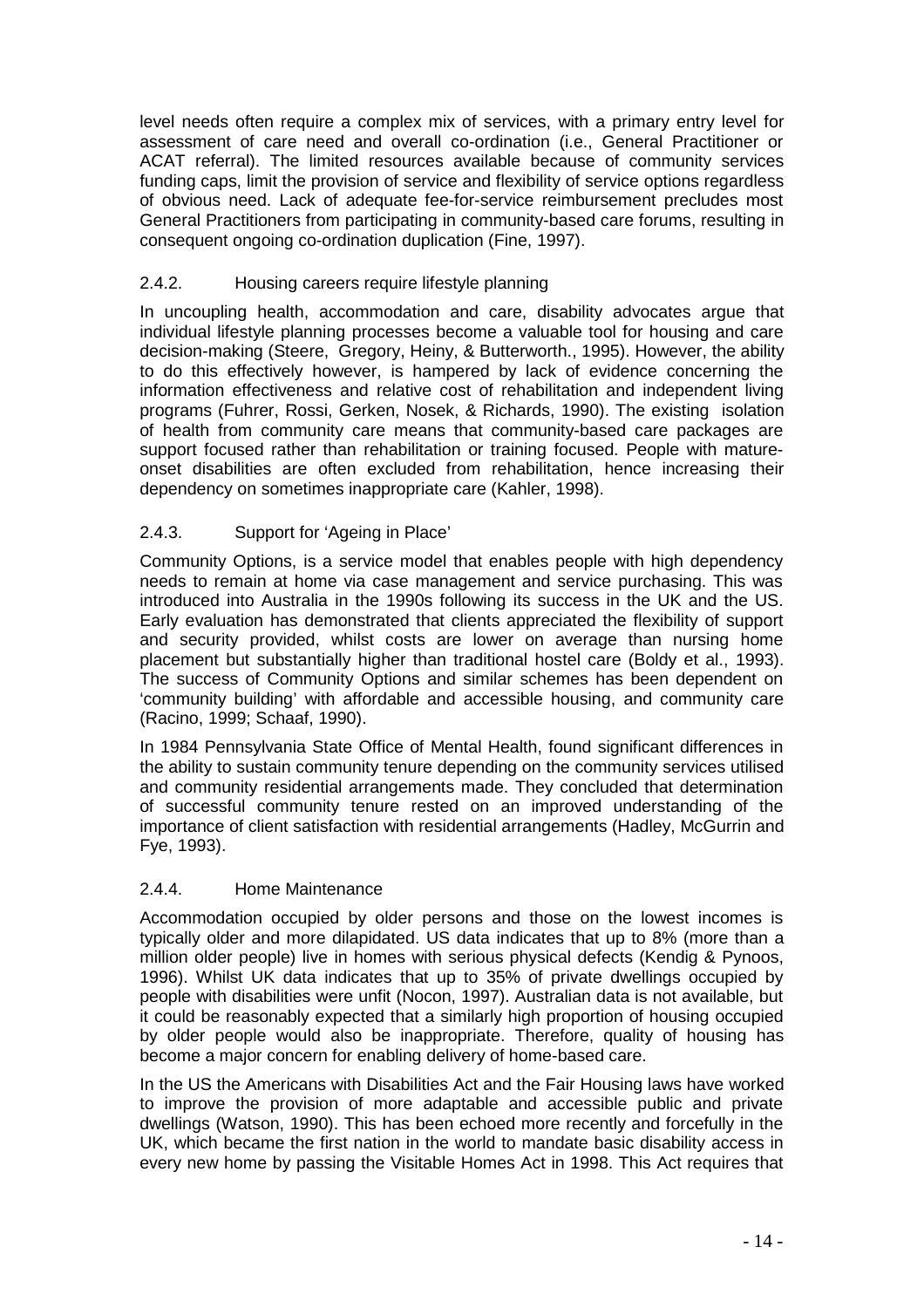level needs often require a complex mix of services, with a primary entry level for assessment of care need and overall co-ordination (i.e., General Practitioner or ACAT referral). The limited resources available because of community services funding caps, limit the provision of service and flexibility of service options regardless of obvious need. Lack of adequate fee-for-service reimbursement precludes most General Practitioners from participating in community-based care forums, resulting in consequent ongoing co-ordination duplication (Fine, 1997).

### 2.4.2. Housing careers require lifestyle planning

In uncoupling health, accommodation and care, disability advocates argue that individual lifestyle planning processes become a valuable tool for housing and care decision-making (Steere, Gregory, Heiny, & Butterworth., 1995). However, the ability to do this effectively however, is hampered by lack of evidence concerning the information effectiveness and relative cost of rehabilitation and independent living programs (Fuhrer, Rossi, Gerken, Nosek, & Richards, 1990). The existing isolation of health from community care means that community-based care packages are support focused rather than rehabilitation or training focused. People with mature-onset disabilities are often excluded from rehabilitation, hence increasing their dependency on sometimes inappropriate care (Kahler, 1998).

### 2.4.3. Support for 'Ageing in Place'

Community Options, is a service model that enables people with high dependency needs to remain at home via case management and service purchasing. This was introduced into Australia in the 1990s following its success in the UK and the US. Early evaluation has demonstrated that clients appreciated the flexibility of support and security provided, whilst costs are lower on average than nursing home placement but substantially higher than traditional hostel care (Boldy et al., 1993). The success of Community Options and similar schemes has been dependent on 'community building' with affordable and accessible housing, and community care (Racino, 1999; Schaaf, 1990).

In 1984 Pennsylvania State Office of Mental Health, found significant differences in the ability to sustain community tenure depending on the community services utilised and community residential arrangements made. They concluded that determination of successful community tenure rested on an improved understanding of the importance of client satisfaction with residential arrangements (Hadley, McGurrin and Fye, 1993).

### 2.4.4. Home Maintenance

Accommodation occupied by older persons and those on the lowest incomes is typically older and more dilapidated. US data indicates that up to 8% (more than a million older people) live in homes with serious physical defects (Kendig & Pynoos, 1996). Whilst UK data indicates that up to 35% of private dwellings occupied by people with disabilities were unfit (Nocon, 1997). Australian data is not available, but it could be reasonably expected that a similarly high proportion of housing occupied by older people would also be inappropriate. Therefore, quality of housing has become a major concern for enabling delivery of home-based care.

In the US the Americans with Disabilities Act and the Fair Housing laws have worked to improve the provision of more adaptable and accessible public and private dwellings (Watson, 1990). This has been echoed more recently and forcefully in the UK, which became the first nation in the world to mandate basic disability access in every new home by passing the Visitable Homes Act in 1998. This Act requires that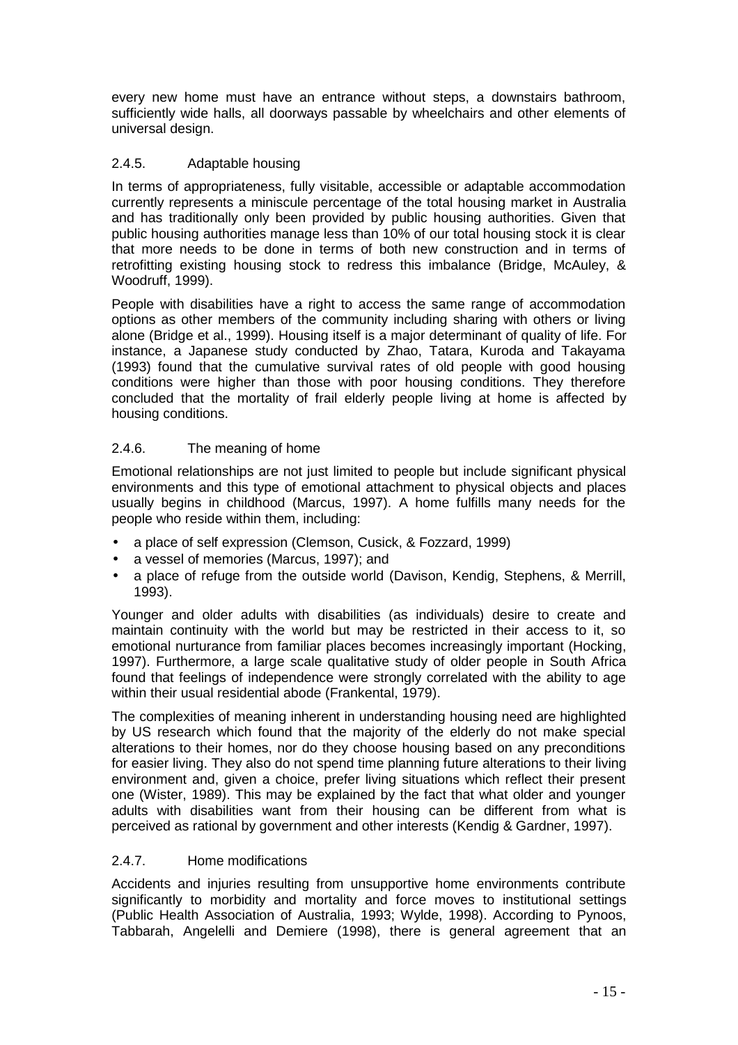every new home must have an entrance without steps, a downstairs bathroom, sufficiently wide halls, all doorways passable by wheelchairs and other elements of universal design.

### 2.4.5. Adaptable housing

In terms of appropriateness, fully visitable, accessible or adaptable accommodation currently represents a miniscule percentage of the total housing market in Australia and has traditionally only been provided by public housing authorities. Given that public housing authorities manage less than 10% of our total housing stock it is clear that more needs to be done in terms of both new construction and in terms of retrofitting existing housing stock to redress this imbalance (Bridge, McAuley, & Woodruff, 1999).

People with disabilities have a right to access the same range of accommodation options as other members of the community including sharing with others or living alone (Bridge et al., 1999). Housing itself is a major determinant of quality of life. For instance, a Japanese study conducted by Zhao, Tatara, Kuroda and Takayama (1993) found that the cumulative survival rates of old people with good housing conditions were higher than those with poor housing conditions. They therefore concluded that the mortality of frail elderly people living at home is affected by housing conditions.

### 2.4.6. The meaning of home

Emotional relationships are not just limited to people but include significant physical environments and this type of emotional attachment to physical objects and places usually begins in childhood (Marcus, 1997). A home fulfills many needs for the people who reside within them, including:

- a place of self expression (Clemson, Cusick, & Fozzard, 1999)
- a vessel of memories (Marcus, 1997); and
- a place of refuge from the outside world (Davison, Kendig, Stephens, & Merrill, 1993).

Younger and older adults with disabilities (as individuals) desire to create and maintain continuity with the world but may be restricted in their access to it, so emotional nurturance from familiar places becomes increasingly important (Hocking, 1997). Furthermore, a large scale qualitative study of older people in South Africa found that feelings of independence were strongly correlated with the ability to age within their usual residential abode (Frankental, 1979).

The complexities of meaning inherent in understanding housing need are highlighted by US research which found that the majority of the elderly do not make special alterations to their homes, nor do they choose housing based on any preconditions for easier living. They also do not spend time planning future alterations to their living environment and, given a choice, prefer living situations which reflect their present one (Wister, 1989). This may be explained by the fact that what older and younger adults with disabilities want from their housing can be different from what is perceived as rational by government and other interests (Kendig & Gardner, 1997).

### 2.4.7. Home modifications

Accidents and injuries resulting from unsupportive home environments contribute significantly to morbidity and mortality and force moves to institutional settings (Public Health Association of Australia, 1993; Wylde, 1998). According to Pynoos, Tabbarah, Angelelli and Demiere (1998), there is general agreement that an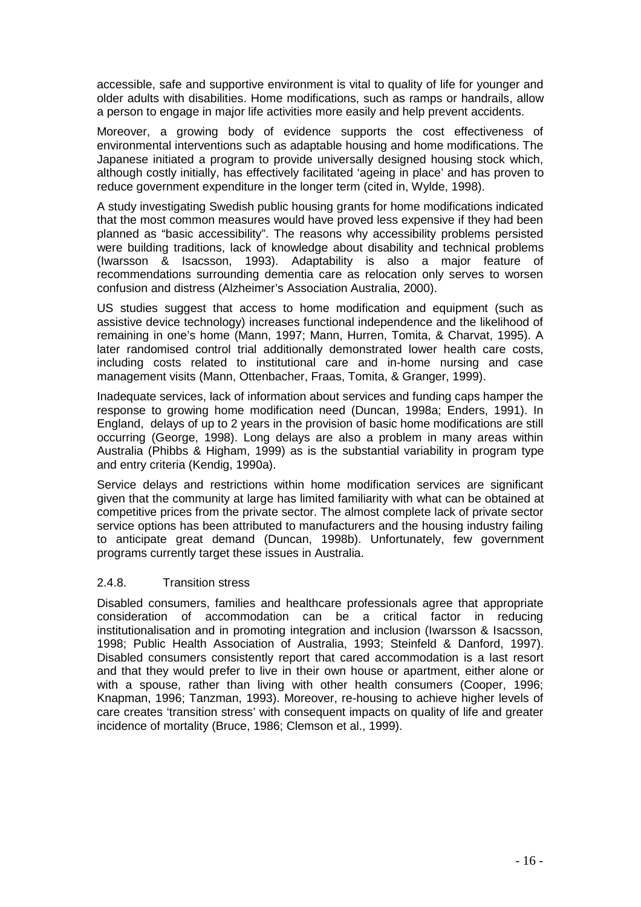accessible, safe and supportive environment is vital to quality of life for younger and older adults with disabilities. Home modifications, such as ramps or handrails, allow a person to engage in major life activities more easily and help prevent accidents.

Moreover, a growing body of evidence supports the cost effectiveness of environmental interventions such as adaptable housing and home modifications. The Japanese initiated a program to provide universally designed housing stock which, although costly initially, has effectively facilitated 'ageing in place' and has proven to reduce government expenditure in the longer term (cited in, Wylde, 1998).

A study investigating Swedish public housing grants for home modifications indicated that the most common measures would have proved less expensive if they had been planned as "basic accessibility". The reasons why accessibility problems persisted were building traditions, lack of knowledge about disability and technical problems (Iwarsson & Isacsson, 1993). Adaptability is also a major feature of recommendations surrounding dementia care as relocation only serves to worsen confusion and distress (Alzheimer's Association Australia, 2000).

US studies suggest that access to home modification and equipment (such as assistive device technology) increases functional independence and the likelihood of remaining in one's home (Mann, 1997; Mann, Hurren, Tomita, & Charvat, 1995). A later randomised control trial additionally demonstrated lower health care costs, including costs related to institutional care and in-home nursing and case management visits (Mann, Ottenbacher, Fraas, Tomita, & Granger, 1999).

Inadequate services, lack of information about services and funding caps hamper the response to growing home modification need (Duncan, 1998a; Enders, 1991). In England, delays of up to 2 years in the provision of basic home modifications are still occurring (George, 1998). Long delays are also a problem in many areas within Australia (Phibbs & Higham, 1999) as is the substantial variability in program type and entry criteria (Kendig, 1990a).

Service delays and restrictions within home modification services are significant given that the community at large has limited familiarity with what can be obtained at competitive prices from the private sector. The almost complete lack of private sector service options has been attributed to manufacturers and the housing industry failing to anticipate great demand (Duncan, 1998b). Unfortunately, few government programs currently target these issues in Australia.

### 2.4.8. Transition stress

Disabled consumers, families and healthcare professionals agree that appropriate consideration of accommodation can be a critical factor in reducing institutionalisation and in promoting integration and inclusion (Iwarsson & Isacsson, 1998; Public Health Association of Australia, 1993; Steinfeld & Danford, 1997). Disabled consumers consistently report that cared accommodation is a last resort and that they would prefer to live in their own house or apartment, either alone or with a spouse, rather than living with other health consumers (Cooper, 1996; Knapman, 1996; Tanzman, 1993). Moreover, re-housing to achieve higher levels of care creates 'transition stress' with consequent impacts on quality of life and greater incidence of mortality (Bruce, 1986; Clemson et al., 1999).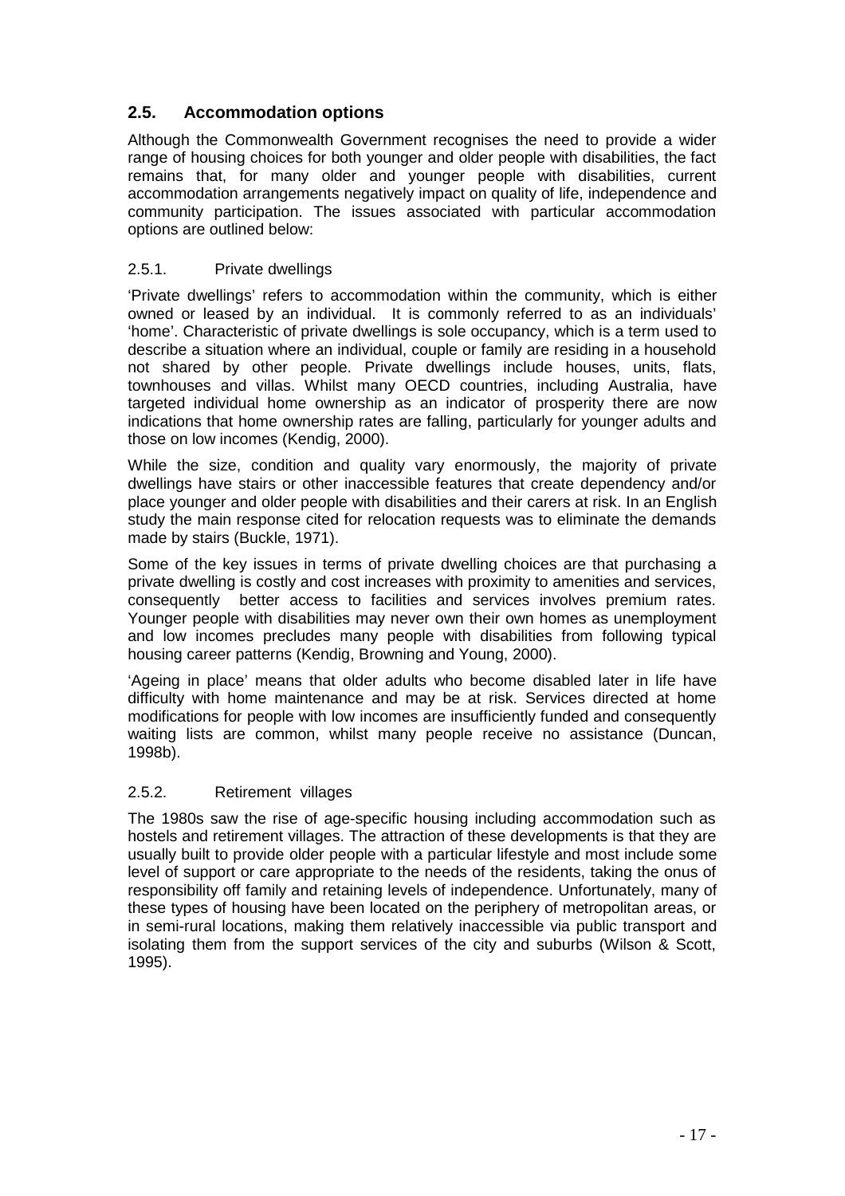## 2.5. Accommodation options

Although the Commonwealth Government recognises the need to provide a wider range of housing choices for both younger and older people with disabilities, the fact remains that, for many older and younger people with disabilities, current accommodation arrangements negatively impact on quality of life, independence and community participation. The issues associated with particular accommodation options are outlined below:

### 2.5.1. Private dwellings

'Private dwellings' refers to accommodation within the community, which is either owned or leased by an individual. It is commonly referred to as an individuals' 'home'. Characteristic of private dwellings is sole occupancy, which is a term used to describe a situation where an individual, couple or family are residing in a household not shared by other people. Private dwellings include houses, units, flats, townhouses and villas. Whilst many OECD countries, including Australia, have targeted individual home ownership as an indicator of prosperity there are now indications that home ownership rates are falling, particularly for younger adults and those on low incomes (Kendig, 2000).

While the size, condition and quality vary enormously, the majority of private dwellings have stairs or other inaccessible features that create dependency and/or place younger and older people with disabilities and their carers at risk. In an English study the main response cited for relocation requests was to eliminate the demands made by stairs (Buckle, 1971).

Some of the key issues in terms of private dwelling choices are that purchasing a private dwelling is costly and cost increases with proximity to amenities and services, consequently better access to facilities and services involves premium rates. Younger people with disabilities may never own their own homes as unemployment and low incomes precludes many people with disabilities from following typical housing career patterns (Kendig, Browning and Young, 2000).

'Ageing in place' means that older adults who become disabled later in life have difficulty with home maintenance and may be at risk. Services directed at home modifications for people with low incomes are insufficiently funded and consequently waiting lists are common, whilst many people receive no assistance (Duncan, 1998b).

### 2.5.2. Retirement villages

The 1980s saw the rise of age-specific housing including accommodation such as hostels and retirement villages. The attraction of these developments is that they are usually built to provide older people with a particular lifestyle and most include some level of support or care appropriate to the needs of the residents, taking the onus of responsibility off family and retaining levels of independence. Unfortunately, many of these types of housing have been located on the periphery of metropolitan areas, or in semi-rural locations, making them relatively inaccessible via public transport and isolating them from the support services of the city and suburbs (Wilson & Scott, 1995).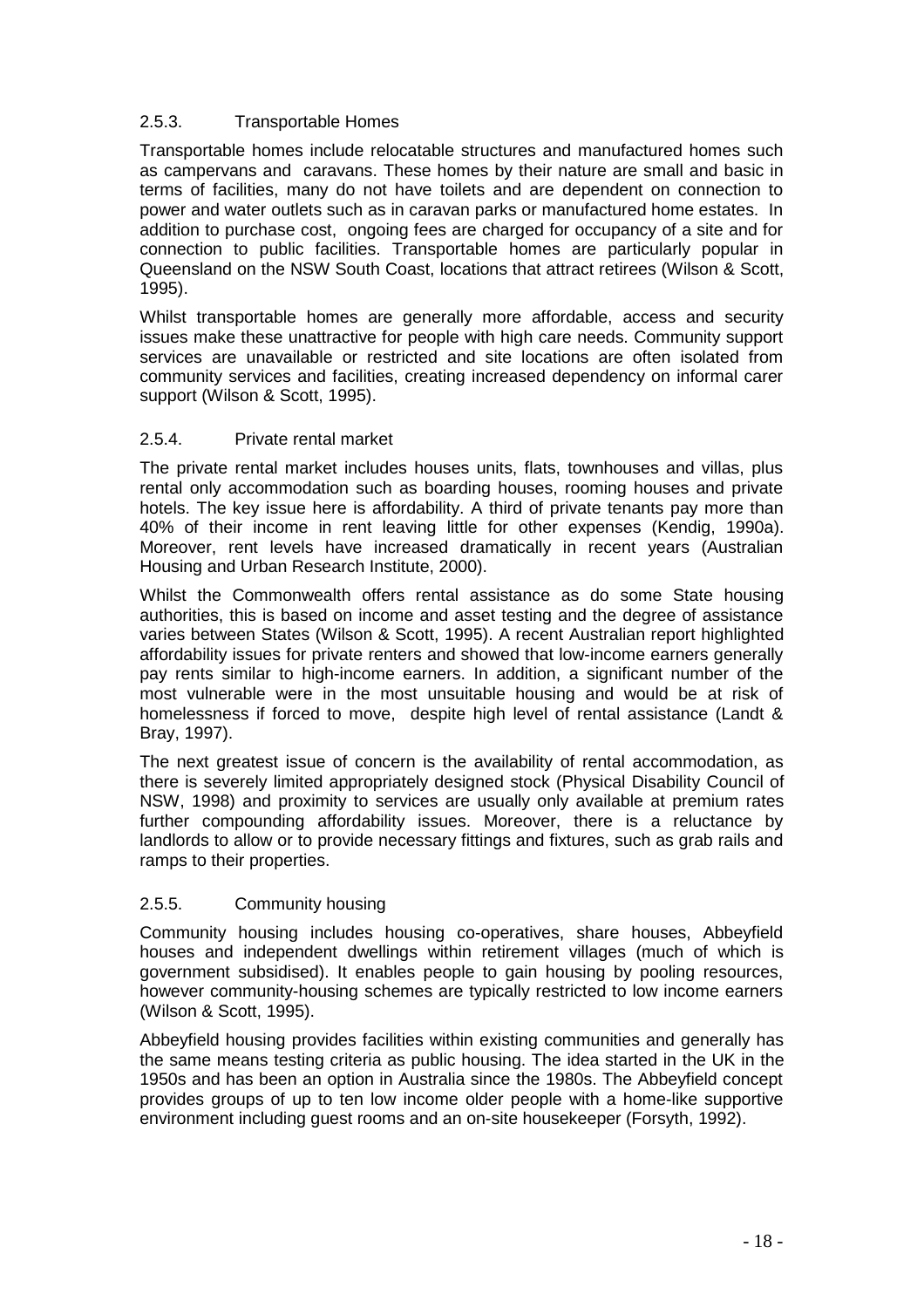### 2.5.3. Transportable Homes

Transportable homes include relocatable structures and manufactured homes such as campervans and caravans. These homes by their nature are small and basic in terms of facilities, many do not have toilets and are dependent on connection to power and water outlets such as in caravan parks or manufactured home estates. In addition to purchase cost, ongoing fees are charged for occupancy of a site and for connection to public facilities. Transportable homes are particularly popular in Queensland on the NSW South Coast, locations that attract retirees (Wilson & Scott, 1995).

Whilst transportable homes are generally more affordable, access and security issues make these unattractive for people with high care needs. Community support services are unavailable or restricted and site locations are often isolated from community services and facilities, creating increased dependency on informal carer support (Wilson & Scott, 1995).

### 2.5.4. Private rental market

The private rental market includes houses units, flats, townhouses and villas, plus rental only accommodation such as boarding houses, rooming houses and private hotels. The key issue here is affordability. A third of private tenants pay more than 40% of their income in rent leaving little for other expenses (Kendig, 1990a). Moreover, rent levels have increased dramatically in recent years (Australian Housing and Urban Research Institute, 2000).

Whilst the Commonwealth offers rental assistance as do some State housing authorities, this is based on income and asset testing and the degree of assistance varies between States (Wilson & Scott, 1995). A recent Australian report highlighted affordability issues for private renters and showed that low-income earners generally pay rents similar to high-income earners. In addition, a significant number of the most vulnerable were in the most unsuitable housing and would be at risk of homelessness if forced to move, despite high level of rental assistance (Landt & Bray, 1997).

The next greatest issue of concern is the availability of rental accommodation, as there is severely limited appropriately designed stock (Physical Disability Council of NSW, 1998) and proximity to services are usually only available at premium rates further compounding affordability issues. Moreover, there is a reluctance by landlords to allow or to provide necessary fittings and fixtures, such as grab rails and ramps to their properties.

### 2.5.5. Community housing

Community housing includes housing co-operatives, share houses, Abbeyfield houses and independent dwellings within retirement villages (much of which is government subsidised). It enables people to gain housing by pooling resources, however community-housing schemes are typically restricted to low income earners (Wilson & Scott, 1995).

Abbeyfield housing provides facilities within existing communities and generally has the same means testing criteria as public housing. The idea started in the UK in the 1950s and has been an option in Australia since the 1980s. The Abbeyfield concept provides groups of up to ten low income older people with a home-like supportive environment including guest rooms and an on-site housekeeper (Forsyth, 1992).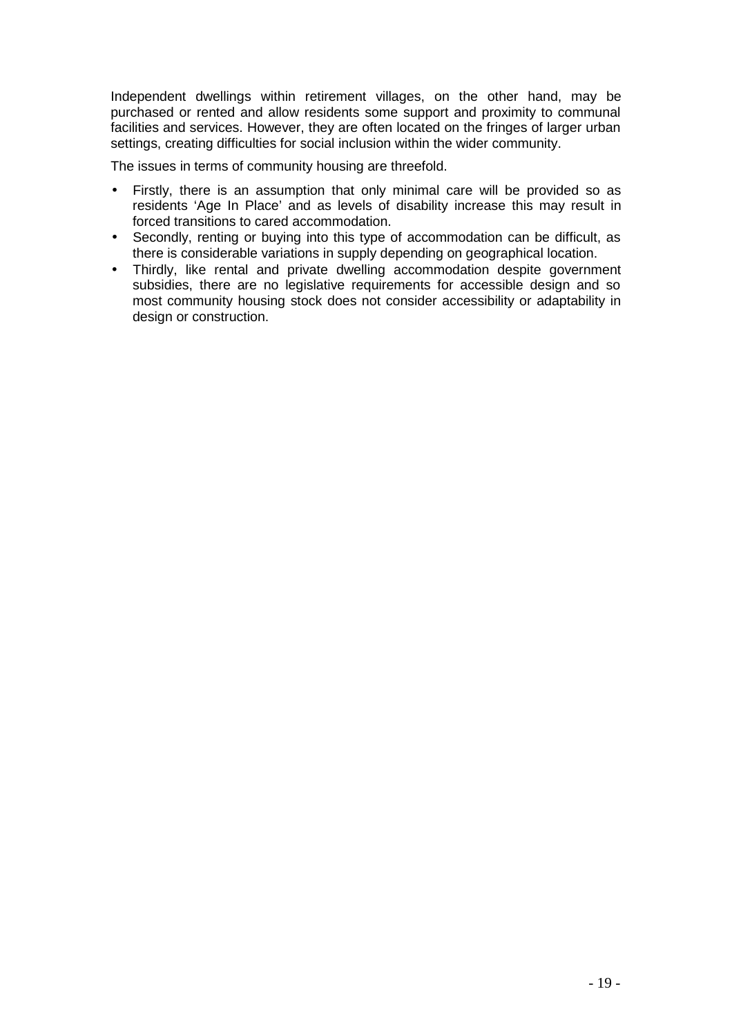Independent dwellings within retirement villages, on the other hand, may be purchased or rented and allow residents some support and proximity to communal facilities and services. However, they are often located on the fringes of larger urban settings, creating difficulties for social inclusion within the wider community.

The issues in terms of community housing are threefold.

- Firstly, there is an assumption that only minimal care will be provided so as residents 'Age In Place' and as levels of disability increase this may result in forced transitions to cared accommodation.
- Secondly, renting or buying into this type of accommodation can be difficult, as there is considerable variations in supply depending on geographical location.
- Thirdly, like rental and private dwelling accommodation despite government subsidies, there are no legislative requirements for accessible design and so most community housing stock does not consider accessibility or adaptability in design or construction.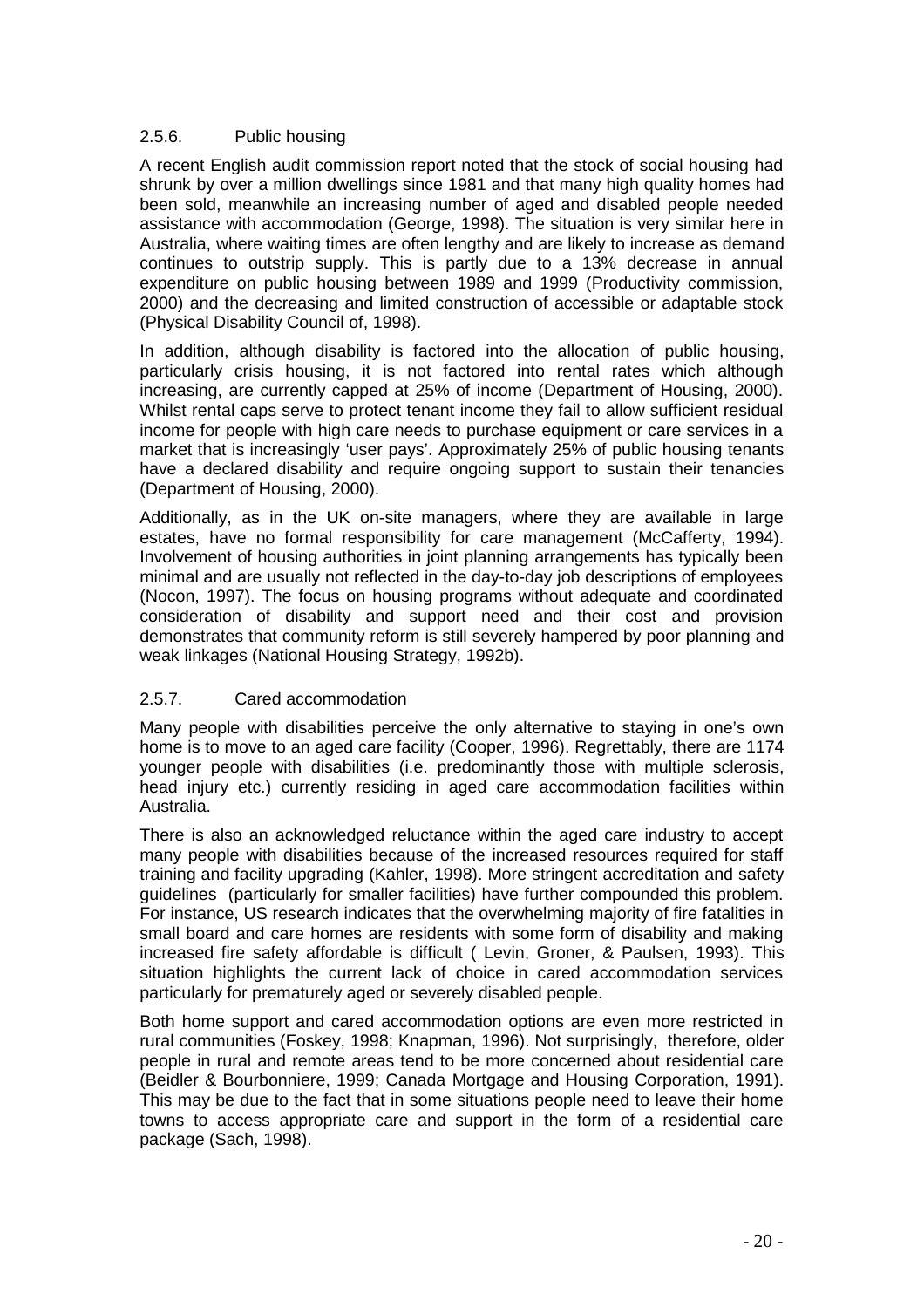### 2.5.6. Public housing

A recent English audit commission report noted that the stock of social housing had shrunk by over a million dwellings since 1981 and that many high quality homes had been sold, meanwhile an increasing number of aged and disabled people needed assistance with accommodation (George, 1998). The situation is very similar here in Australia, where waiting times are often lengthy and are likely to increase as demand continues to outstrip supply. This is partly due to a 13% decrease in annual expenditure on public housing between 1989 and 1999 (Productivity commission, 2000) and the decreasing and limited construction of accessible or adaptable stock (Physical Disability Council of, 1998).

In addition, although disability is factored into the allocation of public housing, particularly crisis housing, it is not factored into rental rates which although increasing, are currently capped at 25% of income (Department of Housing, 2000). Whilst rental caps serve to protect tenant income they fail to allow sufficient residual income for people with high care needs to purchase equipment or care services in a market that is increasingly 'user pays'. Approximately 25% of public housing tenants have a declared disability and require ongoing support to sustain their tenancies (Department of Housing, 2000).

Additionally, as in the UK on-site managers, where they are available in large estates, have no formal responsibility for care management (McCafferty, 1994). Involvement of housing authorities in joint planning arrangements has typically been minimal and are usually not reflected in the day-to-day job descriptions of employees (Nocon, 1997). The focus on housing programs without adequate and coordinated consideration of disability and support need and their cost and provision demonstrates that community reform is still severely hampered by poor planning and weak linkages (National Housing Strategy, 1992b).

### 2.5.7. Cared accommodation

Many people with disabilities perceive the only alternative to staying in one's own home is to move to an aged care facility (Cooper, 1996). Regrettably, there are 1174 younger people with disabilities (i.e. predominantly those with multiple sclerosis, head injury etc.) currently residing in aged care accommodation facilities within Australia.

There is also an acknowledged reluctance within the aged care industry to accept many people with disabilities because of the increased resources required for staff training and facility upgrading (Kahler, 1998). More stringent accreditation and safety guidelines (particularly for smaller facilities) have further compounded this problem. For instance, US research indicates that the overwhelming majority of fire fatalities in small board and care homes are residents with some form of disability and making increased fire safety affordable is difficult ( Levin, Groner, & Paulsen, 1993). This situation highlights the current lack of choice in cared accommodation services particularly for prematurely aged or severely disabled people.

Both home support and cared accommodation options are even more restricted in rural communities (Foskey, 1998; Knapman, 1996). Not surprisingly, therefore, older people in rural and remote areas tend to be more concerned about residential care (Beidler & Bourbonniere, 1999; Canada Mortgage and Housing Corporation, 1991). This may be due to the fact that in some situations people need to leave their home towns to access appropriate care and support in the form of a residential care package (Sach, 1998).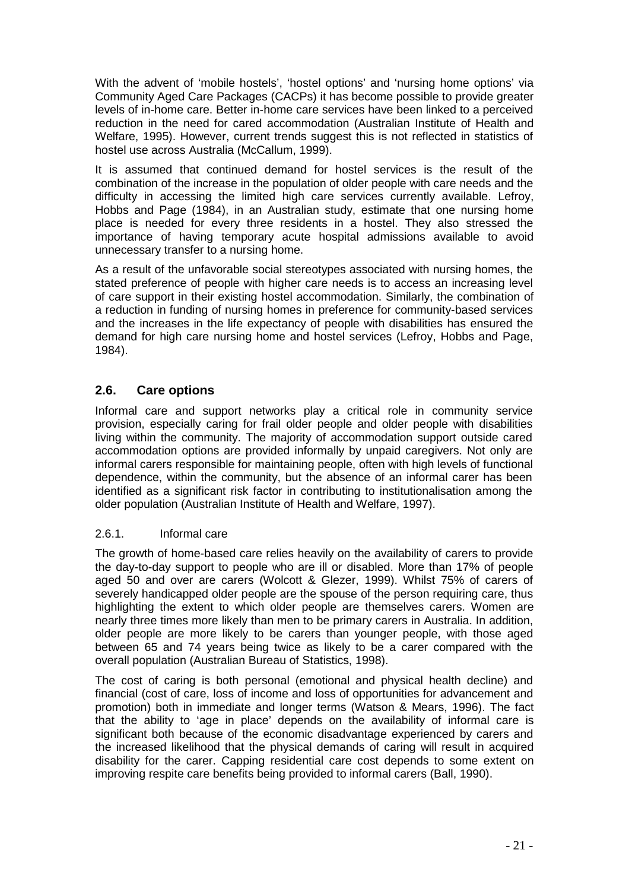With the advent of 'mobile hostels', 'hostel options' and 'nursing home options' via Community Aged Care Packages (CACPs) it has become possible to provide greater levels of in-home care. Better in-home care services have been linked to a perceived reduction in the need for cared accommodation (Australian Institute of Health and Welfare, 1995). However, current trends suggest this is not reflected in statistics of hostel use across Australia (McCallum, 1999).

It is assumed that continued demand for hostel services is the result of the combination of the increase in the population of older people with care needs and the difficulty in accessing the limited high care services currently available. Lefroy, Hobbs and Page (1984), in an Australian study, estimate that one nursing home place is needed for every three residents in a hostel. They also stressed the importance of having temporary acute hospital admissions available to avoid unnecessary transfer to a nursing home.

As a result of the unfavorable social stereotypes associated with nursing homes, the stated preference of people with higher care needs is to access an increasing level of care support in their existing hostel accommodation. Similarly, the combination of a reduction in funding of nursing homes in preference for community-based services and the increases in the life expectancy of people with disabilities has ensured the demand for high care nursing home and hostel services (Lefroy, Hobbs and Page, 1984).

## 2.6. Care options

Informal care and support networks play a critical role in community service provision, especially caring for frail older people and older people with disabilities living within the community. The majority of accommodation support outside cared accommodation options are provided informally by unpaid caregivers. Not only are informal carers responsible for maintaining people, often with high levels of functional dependence, within the community, but the absence of an informal carer has been identified as a significant risk factor in contributing to institutionalisation among the older population (Australian Institute of Health and Welfare, 1997).

### 2.6.1. Informal care

The growth of home-based care relies heavily on the availability of carers to provide the day-to-day support to people who are ill or disabled. More than 17% of people aged 50 and over are carers (Wolcott & Glezer, 1999). Whilst 75% of carers of severely handicapped older people are the spouse of the person requiring care, thus highlighting the extent to which older people are themselves carers. Women are nearly three times more likely than men to be primary carers in Australia. In addition, older people are more likely to be carers than younger people, with those aged between 65 and 74 years being twice as likely to be a carer compared with the overall population (Australian Bureau of Statistics, 1998).

The cost of caring is both personal (emotional and physical health decline) and financial (cost of care, loss of income and loss of opportunities for advancement and promotion) both in immediate and longer terms (Watson & Mears, 1996). The fact that the ability to 'age in place' depends on the availability of informal care is significant both because of the economic disadvantage experienced by carers and the increased likelihood that the physical demands of caring will result in acquired disability for the carer. Capping residential care cost depends to some extent on improving respite care benefits being provided to informal carers (Ball, 1990).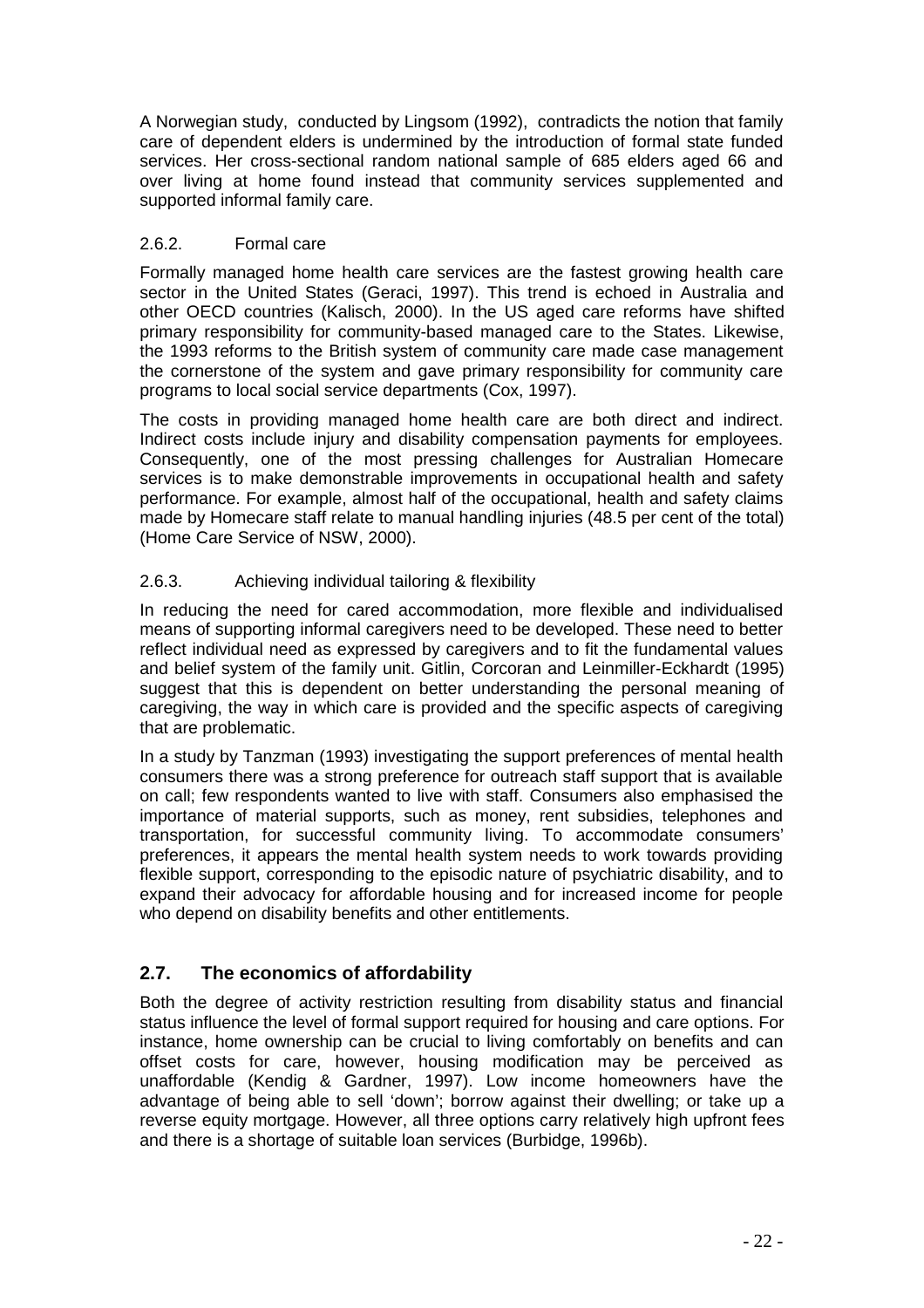A Norwegian study, conducted by Lingsom (1992), contradicts the notion that family care of dependent elders is undermined by the introduction of formal state funded services. Her cross-sectional random national sample of 685 elders aged 66 and over living at home found instead that community services supplemented and supported informal family care.

### 2.6.2. Formal care

Formally managed home health care services are the fastest growing health care sector in the United States (Geraci, 1997). This trend is echoed in Australia and other OECD countries (Kalisch, 2000). In the US aged care reforms have shifted primary responsibility for community-based managed care to the States. Likewise, the 1993 reforms to the British system of community care made case management the cornerstone of the system and gave primary responsibility for community care programs to local social service departments (Cox, 1997).

The costs in providing managed home health care are both direct and indirect. Indirect costs include injury and disability compensation payments for employees. Consequently, one of the most pressing challenges for Australian Homecare services is to make demonstrable improvements in occupational health and safety performance. For example, almost half of the occupational, health and safety claims made by Homecare staff relate to manual handling injuries (48.5 per cent of the total) (Home Care Service of NSW, 2000).

### 2.6.3. Achieving individual tailoring & flexibility

In reducing the need for cared accommodation, more flexible and individualised means of supporting informal caregivers need to be developed. These need to better reflect individual need as expressed by caregivers and to fit the fundamental values and belief system of the family unit. Gitlin, Corcoran and Leinmiller-Eckhardt (1995) suggest that this is dependent on better understanding the personal meaning of caregiving, the way in which care is provided and the specific aspects of caregiving that are problematic.

In a study by Tanzman (1993) investigating the support preferences of mental health consumers there was a strong preference for outreach staff support that is available on call; few respondents wanted to live with staff. Consumers also emphasised the importance of material supports, such as money, rent subsidies, telephones and transportation, for successful community living. To accommodate consumers' preferences, it appears the mental health system needs to work towards providing flexible support, corresponding to the episodic nature of psychiatric disability, and to expand their advocacy for affordable housing and for increased income for people who depend on disability benefits and other entitlements.

## 2.7. The economics of affordability

Both the degree of activity restriction resulting from disability status and financial status influence the level of formal support required for housing and care options. For instance, home ownership can be crucial to living comfortably on benefits and can offset costs for care, however, housing modification may be perceived as unaffordable (Kendig & Gardner, 1997). Low income homeowners have the advantage of being able to sell 'down'; borrow against their dwelling; or take up a reverse equity mortgage. However, all three options carry relatively high upfront fees and there is a shortage of suitable loan services (Burbidge, 1996b).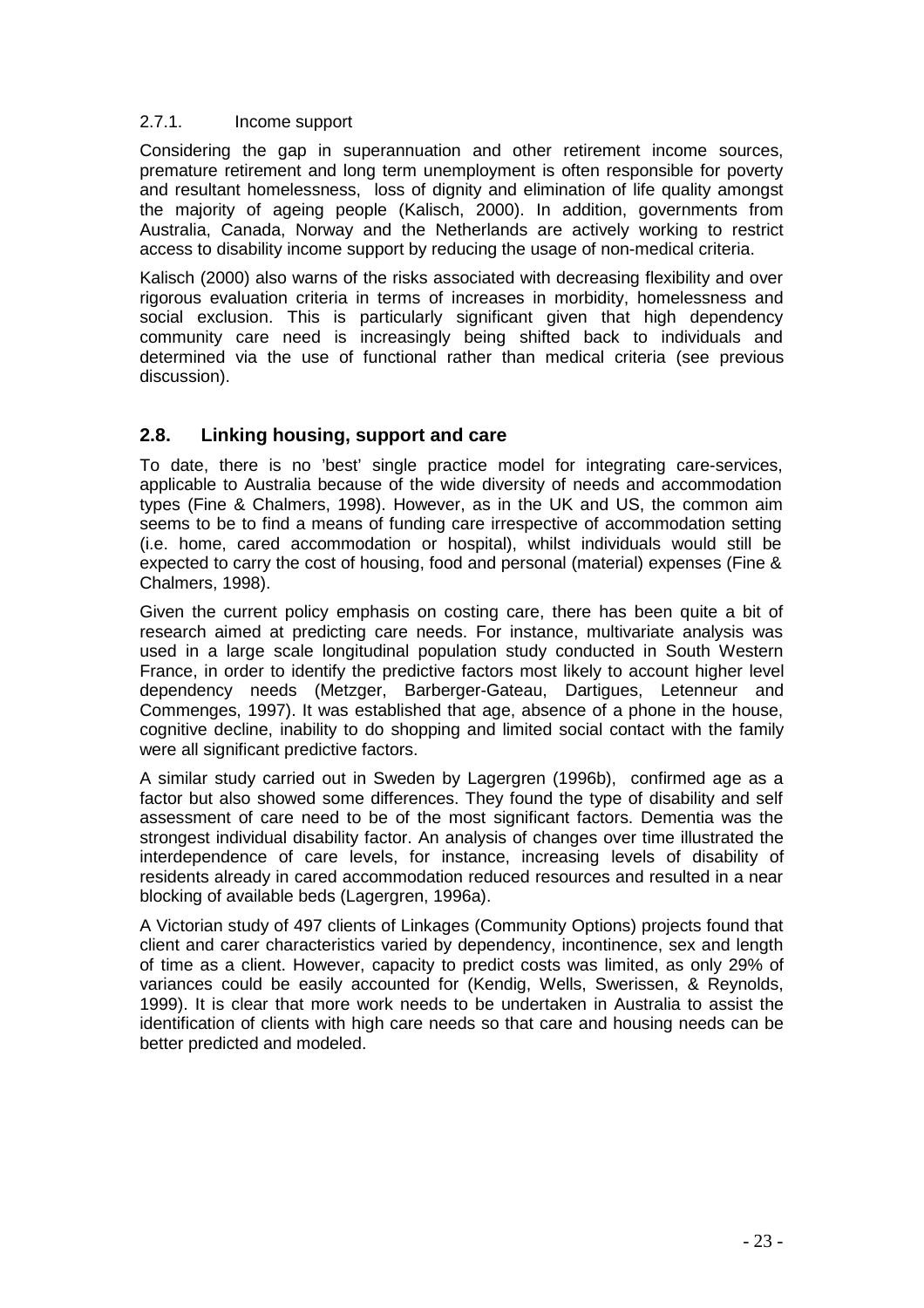#### 2.7.1. Income support

Considering the gap in superannuation and other retirement income sources, premature retirement and long term unemployment is often responsible for poverty and resultant homelessness, loss of dignity and elimination of life quality amongst the majority of ageing people (Kalisch, 2000). In addition, governments from Australia, Canada, Norway and the Netherlands are actively working to restrict access to disability income support by reducing the usage of non-medical criteria.

Kalisch (2000) also warns of the risks associated with decreasing flexibility and over rigorous evaluation criteria in terms of increases in morbidity, homelessness and social exclusion. This is particularly significant given that high dependency community care need is increasingly being shifted back to individuals and determined via the use of functional rather than medical criteria (see previous discussion).

## 2.8. Linking housing, support and care

To date, there is no 'best' single practice model for integrating care-services, applicable to Australia because of the wide diversity of needs and accommodation types (Fine & Chalmers, 1998). However, as in the UK and US, the common aim seems to be to find a means of funding care irrespective of accommodation setting (i.e. home, cared accommodation or hospital), whilst individuals would still be expected to carry the cost of housing, food and personal (material) expenses (Fine & Chalmers, 1998).

Given the current policy emphasis on costing care, there has been quite a bit of research aimed at predicting care needs. For instance, multivariate analysis was used in a large scale longitudinal population study conducted in South Western France, in order to identify the predictive factors most likely to account higher level dependency needs (Metzger, Barberger-Gateau, Dartigues, Letenneur and Commenges, 1997). It was established that age, absence of a phone in the house, cognitive decline, inability to do shopping and limited social contact with the family were all significant predictive factors.

A similar study carried out in Sweden by Lagergren (1996b), confirmed age as a factor but also showed some differences. They found the type of disability and self assessment of care need to be of the most significant factors. Dementia was the strongest individual disability factor. An analysis of changes over time illustrated the interdependence of care levels, for instance, increasing levels of disability of residents already in cared accommodation reduced resources and resulted in a near blocking of available beds (Lagergren, 1996a).

A Victorian study of 497 clients of Linkages (Community Options) projects found that client and carer characteristics varied by dependency, incontinence, sex and length of time as a client. However, capacity to predict costs was limited, as only 29% of variances could be easily accounted for (Kendig, Wells, Swerissen, & Reynolds, 1999). It is clear that more work needs to be undertaken in Australia to assist the identification of clients with high care needs so that care and housing needs can be better predicted and modeled.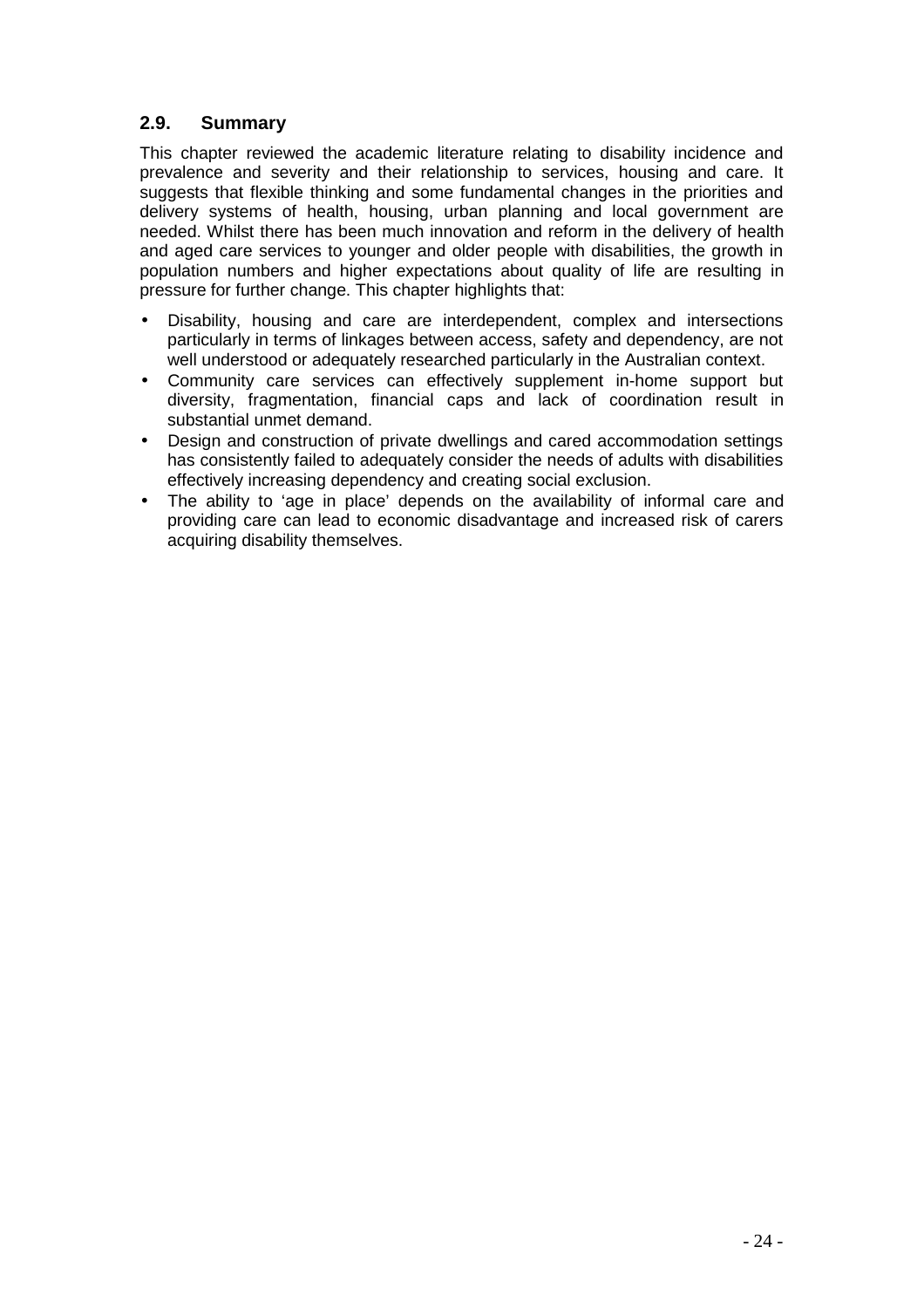## 2.9. Summary

This chapter reviewed the academic literature relating to disability incidence and prevalence and severity and their relationship to services, housing and care. It suggests that flexible thinking and some fundamental changes in the priorities and delivery systems of health, housing, urban planning and local government are needed. Whilst there has been much innovation and reform in the delivery of health and aged care services to younger and older people with disabilities, the growth in population numbers and higher expectations about quality of life are resulting in pressure for further change. This chapter highlights that:

- Disability, housing and care are interdependent, complex and intersections particularly in terms of linkages between access, safety and dependency, are not well understood or adequately researched particularly in the Australian context.
- Community care services can effectively supplement in-home support but diversity, fragmentation, financial caps and lack of coordination result in substantial unmet demand.
- Design and construction of private dwellings and cared accommodation settings has consistently failed to adequately consider the needs of adults with disabilities effectively increasing dependency and creating social exclusion.
- The ability to 'age in place' depends on the availability of informal care and providing care can lead to economic disadvantage and increased risk of carers acquiring disability themselves.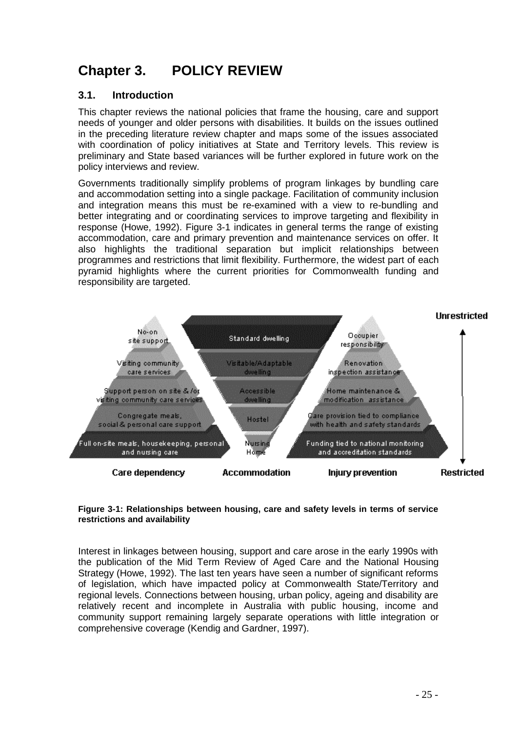# Chapter 3. POLICY REVIEW

## 3.1. Introduction

This chapter reviews the national policies that frame the housing, care and support needs of younger and older persons with disabilities. It builds on the issues outlined in the preceding literature review chapter and maps some of the issues associated with coordination of policy initiatives at State and Territory levels. This review is preliminary and State based variances will be further explored in future work on the policy interviews and review.

Governments traditionally simplify problems of program linkages by bundling care and accommodation setting into a single package. Facilitation of community inclusion and integration means this must be re-examined with a view to re-bundling and better integrating and or coordinating services to improve targeting and flexibility in response (Howe, 1992). Figure 3-1 indicates in general terms the range of existing accommodation, care and primary prevention and maintenance services on offer. It also highlights the traditional separation but implicit relationships between programmes and restrictions that limit flexibility. Furthermore, the widest part of each pyramid highlights where the current priorities for Commonwealth funding and responsibility are targeted.

**Figure 3-1: Relationships between housing, care and safety levels in terms of service restrictions and availability**

Interest in linkages between housing, support and care arose in the early 1990s with the publication of the Mid Term Review of Aged Care and the National Housing Strategy (Howe, 1992). The last ten years have seen a number of significant reforms of legislation, which have impacted policy at Commonwealth State/Territory and regional levels. Connections between housing, urban policy, ageing and disability are relatively recent and incomplete in Australia with public housing, income and community support remaining largely separate operations with little integration or comprehensive coverage (Kendig and Gardner, 1997).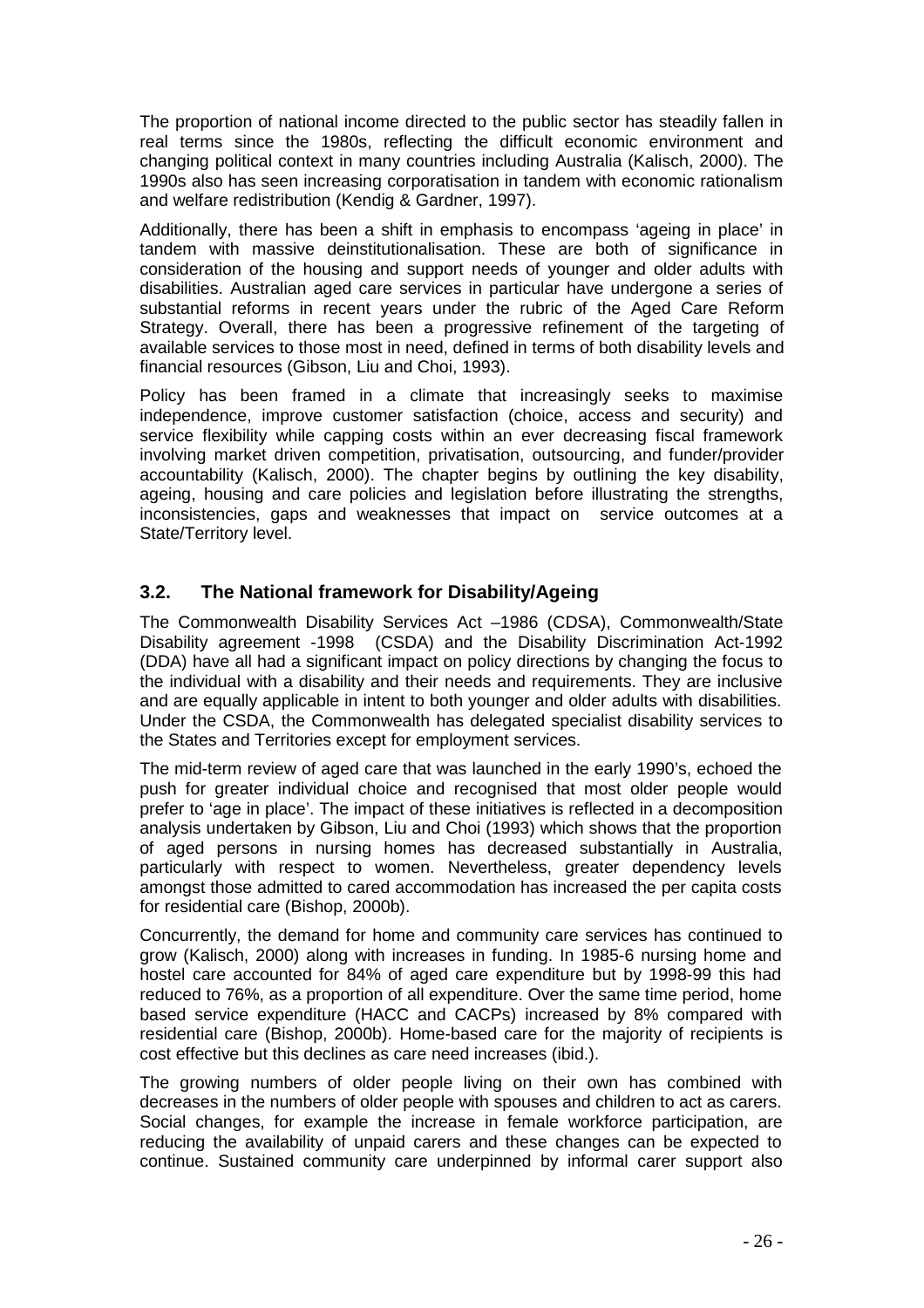The proportion of national income directed to the public sector has steadily fallen in real terms since the 1980s, reflecting the difficult economic environment and changing political context in many countries including Australia (Kalisch, 2000). The 1990s also has seen increasing corporatisation in tandem with economic rationalism and welfare redistribution (Kendig & Gardner, 1997).

Additionally, there has been a shift in emphasis to encompass 'ageing in place' in tandem with massive deinstitutionalisation. These are both of significance in consideration of the housing and support needs of younger and older adults with disabilities. Australian aged care services in particular have undergone a series of substantial reforms in recent years under the rubric of the Aged Care Reform Strategy. Overall, there has been a progressive refinement of the targeting of available services to those most in need, defined in terms of both disability levels and financial resources (Gibson, Liu and Choi, 1993).

Policy has been framed in a climate that increasingly seeks to maximise independence, improve customer satisfaction (choice, access and security) and service flexibility while capping costs within an ever decreasing fiscal framework involving market driven competition, privatisation, outsourcing, and funder/provider accountability (Kalisch, 2000). The chapter begins by outlining the key disability, ageing, housing and care policies and legislation before illustrating the strengths, inconsistencies, gaps and weaknesses that impact on service outcomes at a State/Territory level.

## 3.2. The National framework for Disability/Ageing

The Commonwealth Disability Services Act –1986 (CDSA), Commonwealth/State Disability agreement -1998 (CSDA) and the Disability Discrimination Act-1992 (DDA) have all had a significant impact on policy directions by changing the focus to the individual with a disability and their needs and requirements. They are inclusive and are equally applicable in intent to both younger and older adults with disabilities. Under the CSDA, the Commonwealth has delegated specialist disability services to the States and Territories except for employment services.

The mid-term review of aged care that was launched in the early 1990's, echoed the push for greater individual choice and recognised that most older people would prefer to 'age in place'. The impact of these initiatives is reflected in a decomposition analysis undertaken by Gibson, Liu and Choi (1993) which shows that the proportion of aged persons in nursing homes has decreased substantially in Australia, particularly with respect to women. Nevertheless, greater dependency levels amongst those admitted to cared accommodation has increased the per capita costs for residential care (Bishop, 2000b).

Concurrently, the demand for home and community care services has continued to grow (Kalisch, 2000) along with increases in funding. In 1985-6 nursing home and hostel care accounted for 84% of aged care expenditure but by 1998-99 this had reduced to 76%, as a proportion of all expenditure. Over the same time period, home based service expenditure (HACC and CACPs) increased by 8% compared with residential care (Bishop, 2000b). Home-based care for the majority of recipients is cost effective but this declines as care need increases (ibid.).

The growing numbers of older people living on their own has combined with decreases in the numbers of older people with spouses and children to act as carers. Social changes, for example the increase in female workforce participation, are reducing the availability of unpaid carers and these changes can be expected to continue. Sustained community care underpinned by informal carer support also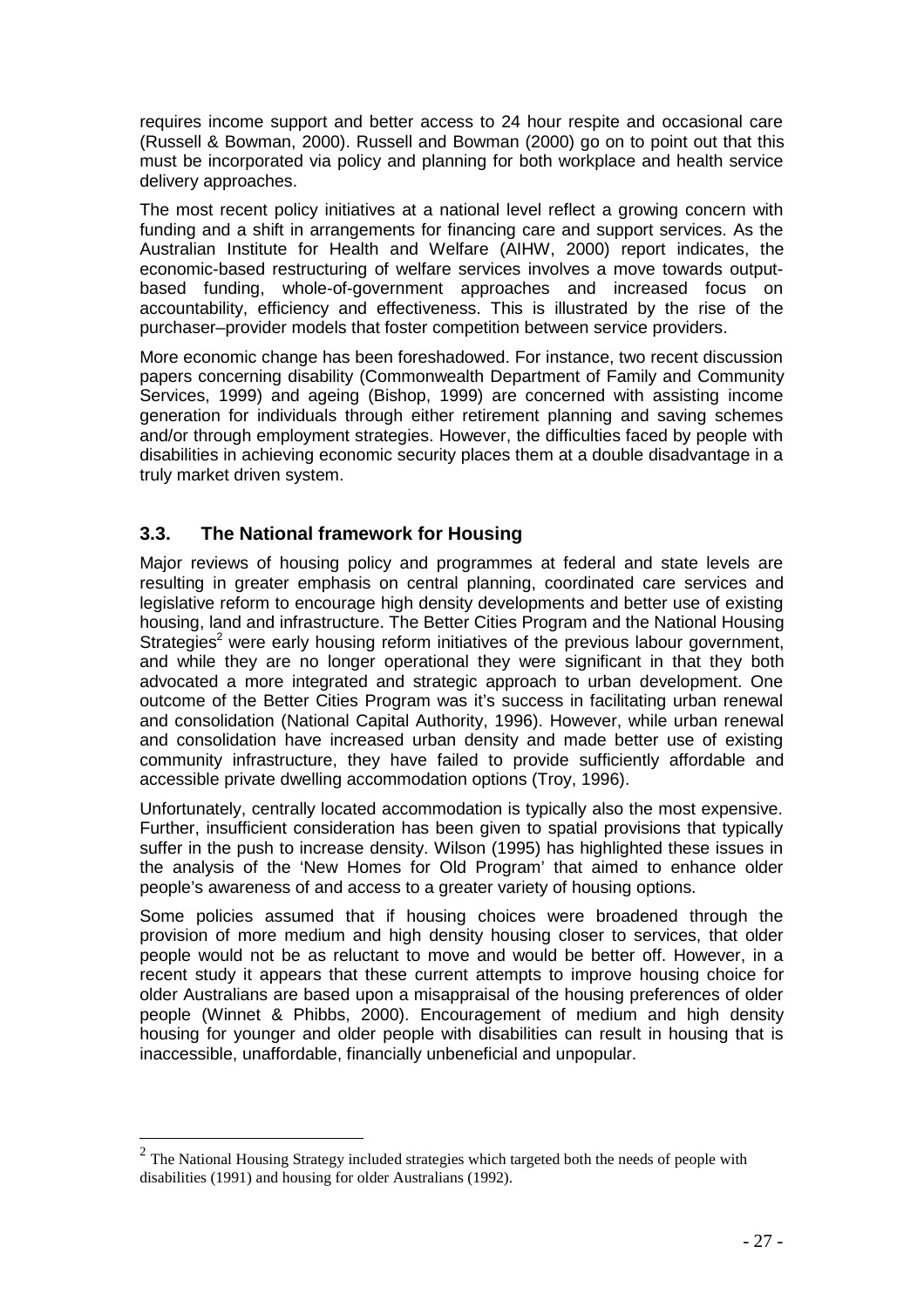requires income support and better access to 24 hour respite and occasional care (Russell & Bowman, 2000). Russell and Bowman (2000) go on to point out that this must be incorporated via policy and planning for both workplace and health service delivery approaches.

The most recent policy initiatives at a national level reflect a growing concern with funding and a shift in arrangements for financing care and support services. As the Australian Institute for Health and Welfare (AIHW, 2000) report indicates, the economic-based restructuring of welfare services involves a move towards output-based funding, whole-of-government approaches and increased focus on accountability, efficiency and effectiveness. This is illustrated by the rise of the purchaser–provider models that foster competition between service providers.

More economic change has been foreshadowed. For instance, two recent discussion papers concerning disability (Commonwealth Department of Family and Community Services, 1999) and ageing (Bishop, 1999) are concerned with assisting income generation for individuals through either retirement planning and saving schemes and/or through employment strategies. However, the difficulties faced by people with disabilities in achieving economic security places them at a double disadvantage in a truly market driven system.

## 3.3. The National framework for Housing

Major reviews of housing policy and programmes at federal and state levels are resulting in greater emphasis on central planning, coordinated care services and legislative reform to encourage high density developments and better use of existing housing, land and infrastructure. The Better Cities Program and the National Housing Strategies[2] were early housing reform initiatives of the previous labour government, and while they are no longer operational they were significant in that they both advocated a more integrated and strategic approach to urban development. One outcome of the Better Cities Program was it's success in facilitating urban renewal and consolidation (National Capital Authority, 1996). However, while urban renewal and consolidation have increased urban density and made better use of existing community infrastructure, they have failed to provide sufficiently affordable and accessible private dwelling accommodation options (Troy, 1996).

Unfortunately, centrally located accommodation is typically also the most expensive. Further, insufficient consideration has been given to spatial provisions that typically suffer in the push to increase density. Wilson (1995) has highlighted these issues in the analysis of the 'New Homes for Old Program' that aimed to enhance older people's awareness of and access to a greater variety of housing options.

Some policies assumed that if housing choices were broadened through the provision of more medium and high density housing closer to services, that older people would not be as reluctant to move and would be better off. However, in a recent study it appears that these current attempts to improve housing choice for older Australians are based upon a misappraisal of the housing preferences of older people (Winnet & Phibbs, 2000). Encouragement of medium and high density housing for younger and older people with disabilities can result in housing that is inaccessible, unaffordable, financially unbeneficial and unpopular.

[2] The National Housing Strategy included strategies which targeted both the needs of people with disabilities (1991) and housing for older Australians (1992).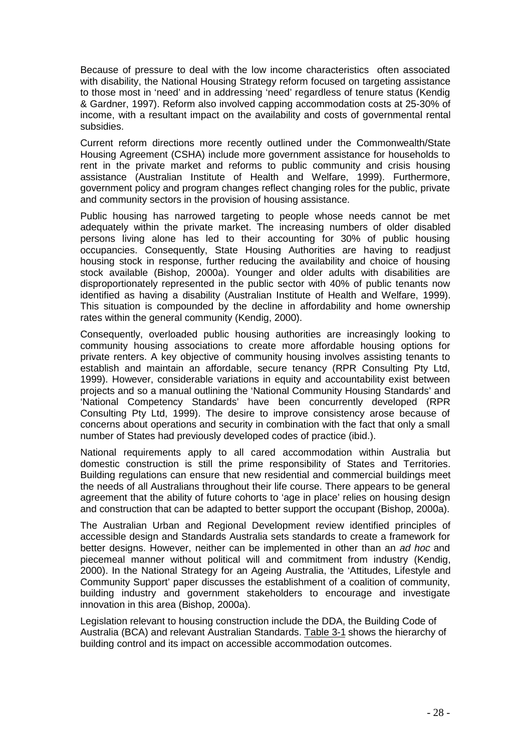Because of pressure to deal with the low income characteristics often associated with disability, the National Housing Strategy reform focused on targeting assistance to those most in 'need' and in addressing 'need' regardless of tenure status (Kendig & Gardner, 1997). Reform also involved capping accommodation costs at 25-30% of income, with a resultant impact on the availability and costs of governmental rental subsidies.

Current reform directions more recently outlined under the Commonwealth/State Housing Agreement (CSHA) include more government assistance for households to rent in the private market and reforms to public community and crisis housing assistance (Australian Institute of Health and Welfare, 1999). Furthermore, government policy and program changes reflect changing roles for the public, private and community sectors in the provision of housing assistance.

Public housing has narrowed targeting to people whose needs cannot be met adequately within the private market. The increasing numbers of older disabled persons living alone has led to their accounting for 30% of public housing occupancies. Consequently, State Housing Authorities are having to readjust housing stock in response, further reducing the availability and choice of housing stock available (Bishop, 2000a). Younger and older adults with disabilities are disproportionately represented in the public sector with 40% of public tenants now identified as having a disability (Australian Institute of Health and Welfare, 1999). This situation is compounded by the decline in affordability and home ownership rates within the general community (Kendig, 2000).

Consequently, overloaded public housing authorities are increasingly looking to community housing associations to create more affordable housing options for private renters. A key objective of community housing involves assisting tenants to establish and maintain an affordable, secure tenancy (RPR Consulting Pty Ltd, 1999). However, considerable variations in equity and accountability exist between projects and so a manual outlining the 'National Community Housing Standards' and 'National Competency Standards' have been concurrently developed (RPR Consulting Pty Ltd, 1999). The desire to improve consistency arose because of concerns about operations and security in combination with the fact that only a small number of States had previously developed codes of practice (ibid.).

National requirements apply to all cared accommodation within Australia but domestic construction is still the prime responsibility of States and Territories. Building regulations can ensure that new residential and commercial buildings meet the needs of all Australians throughout their life course. There appears to be general agreement that the ability of future cohorts to 'age in place' relies on housing design and construction that can be adapted to better support the occupant (Bishop, 2000a).

The Australian Urban and Regional Development review identified principles of accessible design and Standards Australia sets standards to create a framework for better designs. However, neither can be implemented in other than an *ad hoc* and piecemeal manner without political will and commitment from industry (Kendig, 2000). In the National Strategy for an Ageing Australia, the 'Attitudes, Lifestyle and Community Support' paper discusses the establishment of a coalition of community, building industry and government stakeholders to encourage and investigate innovation in this area (Bishop, 2000a).

Legislation relevant to housing construction include the DDA, the Building Code of Australia (BCA) and relevant Australian Standards. Table 3-1 shows the hierarchy of building control and its impact on accessible accommodation outcomes.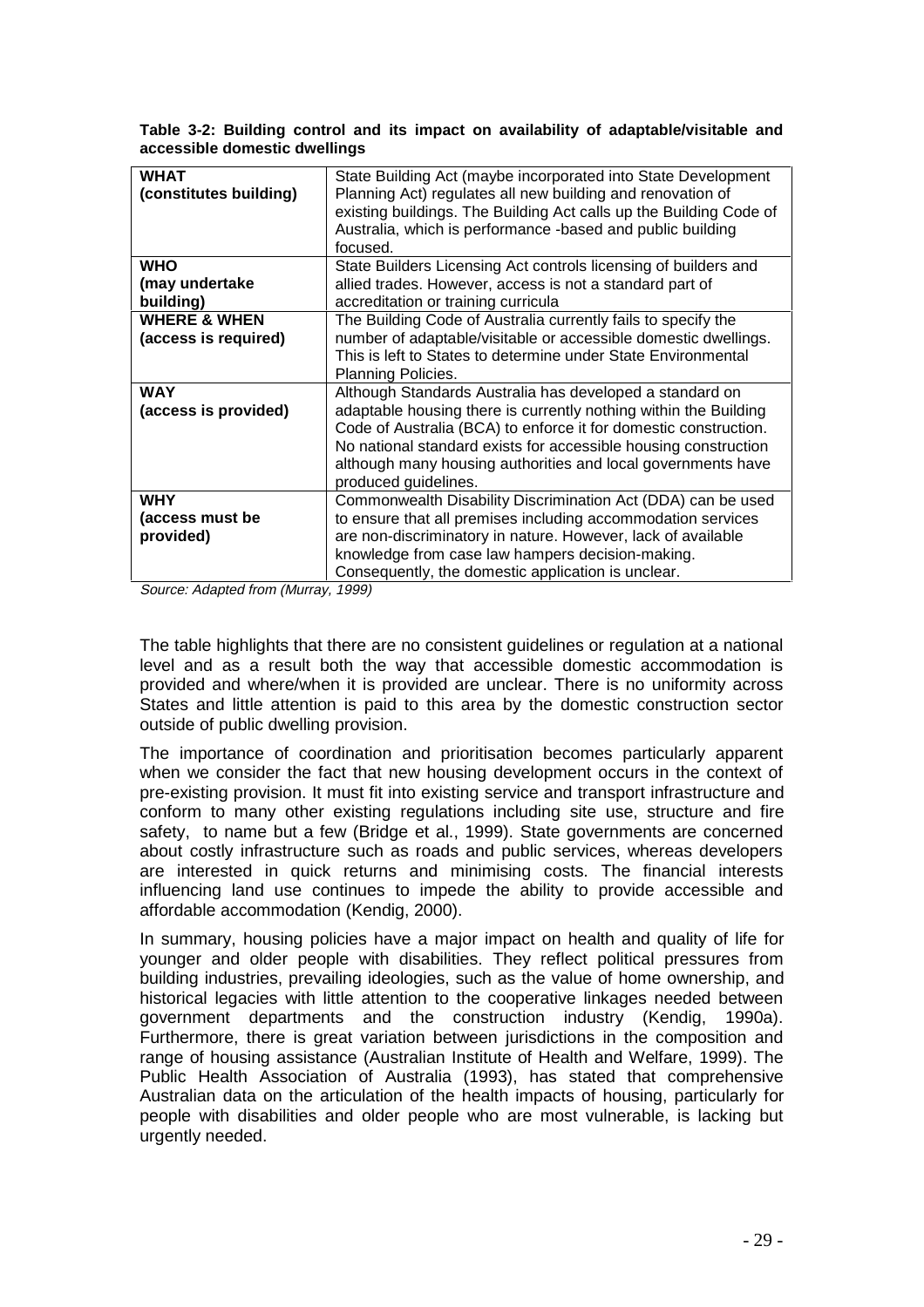**Table 3-2: Building control and its impact on availability of adaptable/visitable and accessible domestic dwellings**

| | |
|---|---|
| **WHAT (constitutes building)** | State Building Act (maybe incorporated into State Development Planning Act) regulates all new building and renovation of existing buildings. The Building Act calls up the Building Code of Australia, which is performance -based and public building focused. |
| **WHO (may undertake building)** | State Builders Licensing Act controls licensing of builders and allied trades. However, access is not a standard part of accreditation or training curricula |
| **WHERE & WHEN (access is required)** | The Building Code of Australia currently fails to specify the number of adaptable/visitable or accessible domestic dwellings. This is left to States to determine under State Environmental Planning Policies. |
| **WAY (access is provided)** | Although Standards Australia has developed a standard on adaptable housing there is currently nothing within the Building Code of Australia (BCA) to enforce it for domestic construction. No national standard exists for accessible housing construction although many housing authorities and local governments have produced guidelines. |
| **WHY (access must be provided)** | Commonwealth Disability Discrimination Act (DDA) can be used to ensure that all premises including accommodation services are non-discriminatory in nature. However, lack of available knowledge from case law hampers decision-making. Consequently, the domestic application is unclear. |

*Source: Adapted from (Murray, 1999)*

The table highlights that there are no consistent guidelines or regulation at a national level and as a result both the way that accessible domestic accommodation is provided and where/when it is provided are unclear. There is no uniformity across States and little attention is paid to this area by the domestic construction sector outside of public dwelling provision.

The importance of coordination and prioritisation becomes particularly apparent when we consider the fact that new housing development occurs in the context of pre-existing provision. It must fit into existing service and transport infrastructure and conform to many other existing regulations including site use, structure and fire safety, to name but a few (Bridge et al., 1999). State governments are concerned about costly infrastructure such as roads and public services, whereas developers are interested in quick returns and minimising costs. The financial interests influencing land use continues to impede the ability to provide accessible and affordable accommodation (Kendig, 2000).

In summary, housing policies have a major impact on health and quality of life for younger and older people with disabilities. They reflect political pressures from building industries, prevailing ideologies, such as the value of home ownership, and historical legacies with little attention to the cooperative linkages needed between government departments and the construction industry (Kendig, 1990a). Furthermore, there is great variation between jurisdictions in the composition and range of housing assistance (Australian Institute of Health and Welfare, 1999). The Public Health Association of Australia (1993), has stated that comprehensive Australian data on the articulation of the health impacts of housing, particularly for people with disabilities and older people who are most vulnerable, is lacking but urgently needed.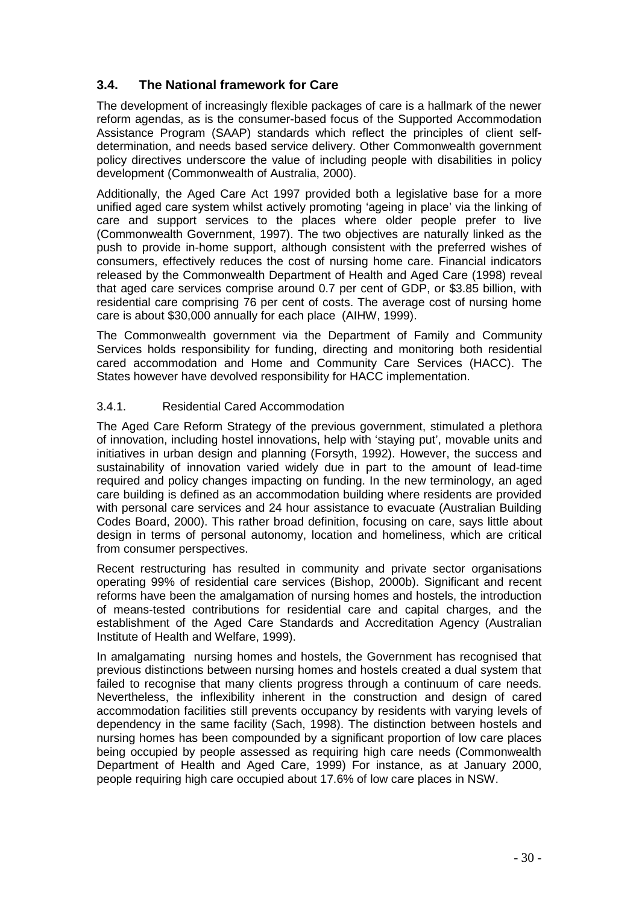## 3.4. The National framework for Care

The development of increasingly flexible packages of care is a hallmark of the newer reform agendas, as is the consumer-based focus of the Supported Accommodation Assistance Program (SAAP) standards which reflect the principles of client self-determination, and needs based service delivery. Other Commonwealth government policy directives underscore the value of including people with disabilities in policy development (Commonwealth of Australia, 2000).

Additionally, the Aged Care Act 1997 provided both a legislative base for a more unified aged care system whilst actively promoting 'ageing in place' via the linking of care and support services to the places where older people prefer to live (Commonwealth Government, 1997). The two objectives are naturally linked as the push to provide in-home support, although consistent with the preferred wishes of consumers, effectively reduces the cost of nursing home care. Financial indicators released by the Commonwealth Department of Health and Aged Care (1998) reveal that aged care services comprise around 0.7 per cent of GDP, or $3.85 billion, with residential care comprising 76 per cent of costs. The average cost of nursing home care is about $30,000 annually for each place (AIHW, 1999).

The Commonwealth government via the Department of Family and Community Services holds responsibility for funding, directing and monitoring both residential cared accommodation and Home and Community Care Services (HACC). The States however have devolved responsibility for HACC implementation.

### 3.4.1. Residential Cared Accommodation

The Aged Care Reform Strategy of the previous government, stimulated a plethora of innovation, including hostel innovations, help with 'staying put', movable units and initiatives in urban design and planning (Forsyth, 1992). However, the success and sustainability of innovation varied widely due in part to the amount of lead-time required and policy changes impacting on funding. In the new terminology, an aged care building is defined as an accommodation building where residents are provided with personal care services and 24 hour assistance to evacuate (Australian Building Codes Board, 2000). This rather broad definition, focusing on care, says little about design in terms of personal autonomy, location and homeliness, which are critical from consumer perspectives.

Recent restructuring has resulted in community and private sector organisations operating 99% of residential care services (Bishop, 2000b). Significant and recent reforms have been the amalgamation of nursing homes and hostels, the introduction of means-tested contributions for residential care and capital charges, and the establishment of the Aged Care Standards and Accreditation Agency (Australian Institute of Health and Welfare, 1999).

In amalgamating nursing homes and hostels, the Government has recognised that previous distinctions between nursing homes and hostels created a dual system that failed to recognise that many clients progress through a continuum of care needs. Nevertheless, the inflexibility inherent in the construction and design of cared accommodation facilities still prevents occupancy by residents with varying levels of dependency in the same facility (Sach, 1998). The distinction between hostels and nursing homes has been compounded by a significant proportion of low care places being occupied by people assessed as requiring high care needs (Commonwealth Department of Health and Aged Care, 1999) For instance, as at January 2000, people requiring high care occupied about 17.6% of low care places in NSW.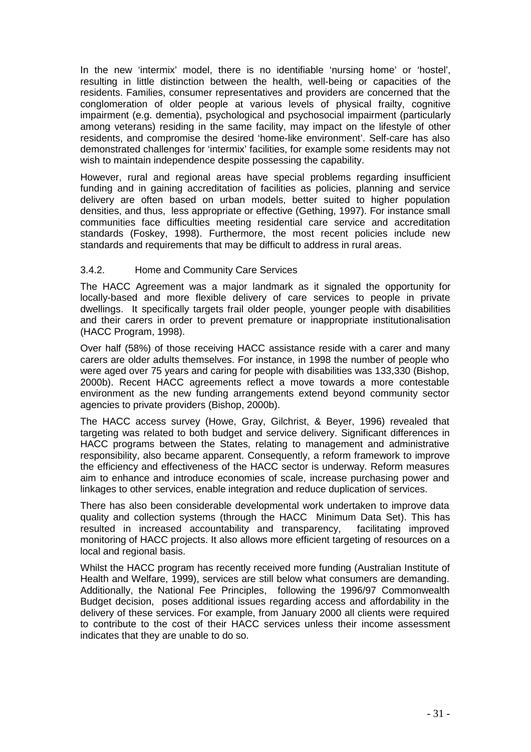In the new 'intermix' model, there is no identifiable 'nursing home' or 'hostel', resulting in little distinction between the health, well-being or capacities of the residents. Families, consumer representatives and providers are concerned that the conglomeration of older people at various levels of physical frailty, cognitive impairment (e.g. dementia), psychological and psychosocial impairment (particularly among veterans) residing in the same facility, may impact on the lifestyle of other residents, and compromise the desired 'home-like environment'. Self-care has also demonstrated challenges for 'intermix' facilities, for example some residents may not wish to maintain independence despite possessing the capability.

However, rural and regional areas have special problems regarding insufficient funding and in gaining accreditation of facilities as policies, planning and service delivery are often based on urban models, better suited to higher population densities, and thus, less appropriate or effective (Gething, 1997). For instance small communities face difficulties meeting residential care service and accreditation standards (Foskey, 1998). Furthermore, the most recent policies include new standards and requirements that may be difficult to address in rural areas.

### 3.4.2. Home and Community Care Services

The HACC Agreement was a major landmark as it signaled the opportunity for locally-based and more flexible delivery of care services to people in private dwellings. It specifically targets frail older people, younger people with disabilities and their carers in order to prevent premature or inappropriate institutionalisation (HACC Program, 1998).

Over half (58%) of those receiving HACC assistance reside with a carer and many carers are older adults themselves. For instance, in 1998 the number of people who were aged over 75 years and caring for people with disabilities was 133,330 (Bishop, 2000b). Recent HACC agreements reflect a move towards a more contestable environment as the new funding arrangements extend beyond community sector agencies to private providers (Bishop, 2000b).

The HACC access survey (Howe, Gray, Gilchrist, & Beyer, 1996) revealed that targeting was related to both budget and service delivery. Significant differences in HACC programs between the States, relating to management and administrative responsibility, also became apparent. Consequently, a reform framework to improve the efficiency and effectiveness of the HACC sector is underway. Reform measures aim to enhance and introduce economies of scale, increase purchasing power and linkages to other services, enable integration and reduce duplication of services.

There has also been considerable developmental work undertaken to improve data quality and collection systems (through the HACC Minimum Data Set). This has resulted in increased accountability and transparency, facilitating improved monitoring of HACC projects. It also allows more efficient targeting of resources on a local and regional basis.

Whilst the HACC program has recently received more funding (Australian Institute of Health and Welfare, 1999), services are still below what consumers are demanding. Additionally, the National Fee Principles, following the 1996/97 Commonwealth Budget decision, poses additional issues regarding access and affordability in the delivery of these services. For example, from January 2000 all clients were required to contribute to the cost of their HACC services unless their income assessment indicates that they are unable to do so.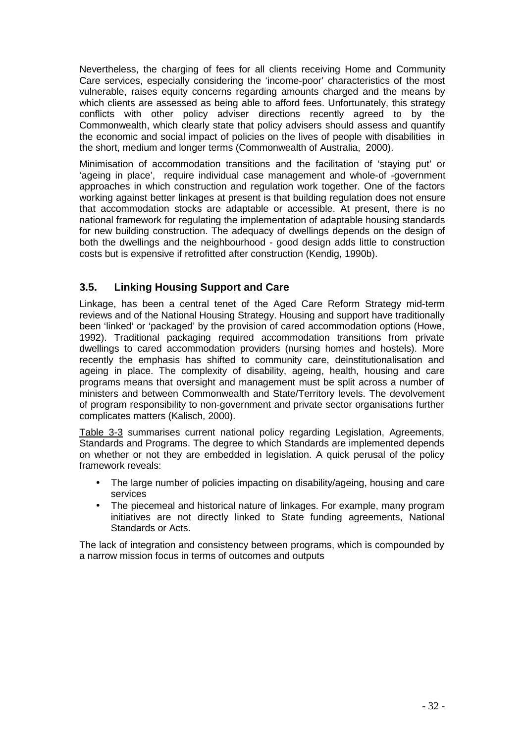Nevertheless, the charging of fees for all clients receiving Home and Community Care services, especially considering the 'income-poor' characteristics of the most vulnerable, raises equity concerns regarding amounts charged and the means by which clients are assessed as being able to afford fees. Unfortunately, this strategy conflicts with other policy adviser directions recently agreed to by the Commonwealth, which clearly state that policy advisers should assess and quantify the economic and social impact of policies on the lives of people with disabilities in the short, medium and longer terms (Commonwealth of Australia, 2000).

Minimisation of accommodation transitions and the facilitation of 'staying put' or 'ageing in place', require individual case management and whole-of -government approaches in which construction and regulation work together. One of the factors working against better linkages at present is that building regulation does not ensure that accommodation stocks are adaptable or accessible. At present, there is no national framework for regulating the implementation of adaptable housing standards for new building construction. The adequacy of dwellings depends on the design of both the dwellings and the neighbourhood - good design adds little to construction costs but is expensive if retrofitted after construction (Kendig, 1990b).

### 3.5. Linking Housing Support and Care

Linkage, has been a central tenet of the Aged Care Reform Strategy mid-term reviews and of the National Housing Strategy. Housing and support have traditionally been 'linked' or 'packaged' by the provision of cared accommodation options (Howe, 1992). Traditional packaging required accommodation transitions from private dwellings to cared accommodation providers (nursing homes and hostels). More recently the emphasis has shifted to community care, deinstitutionalisation and ageing in place. The complexity of disability, ageing, health, housing and care programs means that oversight and management must be split across a number of ministers and between Commonwealth and State/Territory levels. The devolvement of program responsibility to non-government and private sector organisations further complicates matters (Kalisch, 2000).

Table 3-3 summarises current national policy regarding Legislation, Agreements, Standards and Programs. The degree to which Standards are implemented depends on whether or not they are embedded in legislation. A quick perusal of the policy framework reveals:

- The large number of policies impacting on disability/ageing, housing and care services
- The piecemeal and historical nature of linkages. For example, many program initiatives are not directly linked to State funding agreements, National Standards or Acts.

The lack of integration and consistency between programs, which is compounded by a narrow mission focus in terms of outcomes and outputs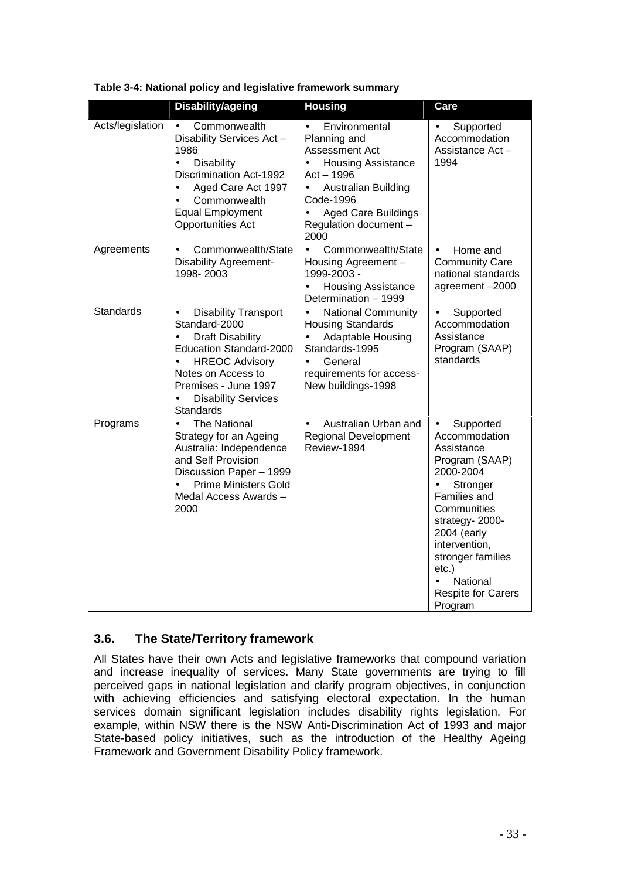**Table 3-4: National policy and legislative framework summary**

| | Disability/ageing | Housing | Care |
|---|---|---|---|
| Acts/legislation | • Commonwealth Disability Services Act – 1986<br>• Disability Discrimination Act-1992<br>• Aged Care Act 1997<br>• Commonwealth Equal Employment Opportunities Act | • Environmental Planning and Assessment Act<br>• Housing Assistance Act – 1996<br>• Australian Building Code-1996<br>• Aged Care Buildings Regulation document – 2000 | • Supported Accommodation Assistance Act – 1994 |
| Agreements | • Commonwealth/State Disability Agreement-1998- 2003 | • Commonwealth/State Housing Agreement – 1999-2003 -<br>• Housing Assistance Determination – 1999 | • Home and Community Care national standards agreement –2000 |
| Standards | • Disability Transport Standard-2000<br>• Draft Disability Education Standard-2000<br>• HREOC Advisory Notes on Access to Premises - June 1997<br>• Disability Services Standards | • National Community Housing Standards<br>• Adaptable Housing Standards-1995<br>• General requirements for access-New buildings-1998 | • Supported Accommodation Assistance Program (SAAP) standards |
| Programs | • The National Strategy for an Ageing Australia: Independence and Self Provision Discussion Paper – 1999<br>• Prime Ministers Gold Medal Access Awards – 2000 | • Australian Urban and Regional Development Review-1994 | • Supported Accommodation Assistance Program (SAAP) 2000-2004<br>• Stronger Families and Communities strategy- 2000-2004 (early intervention, stronger families etc.)<br>• National Respite for Carers Program |

## 3.6. The State/Territory framework

All States have their own Acts and legislative frameworks that compound variation and increase inequality of services. Many State governments are trying to fill perceived gaps in national legislation and clarify program objectives, in conjunction with achieving efficiencies and satisfying electoral expectation. In the human services domain significant legislation includes disability rights legislation. For example, within NSW there is the NSW Anti-Discrimination Act of 1993 and major State-based policy initiatives, such as the introduction of the Healthy Ageing Framework and Government Disability Policy framework.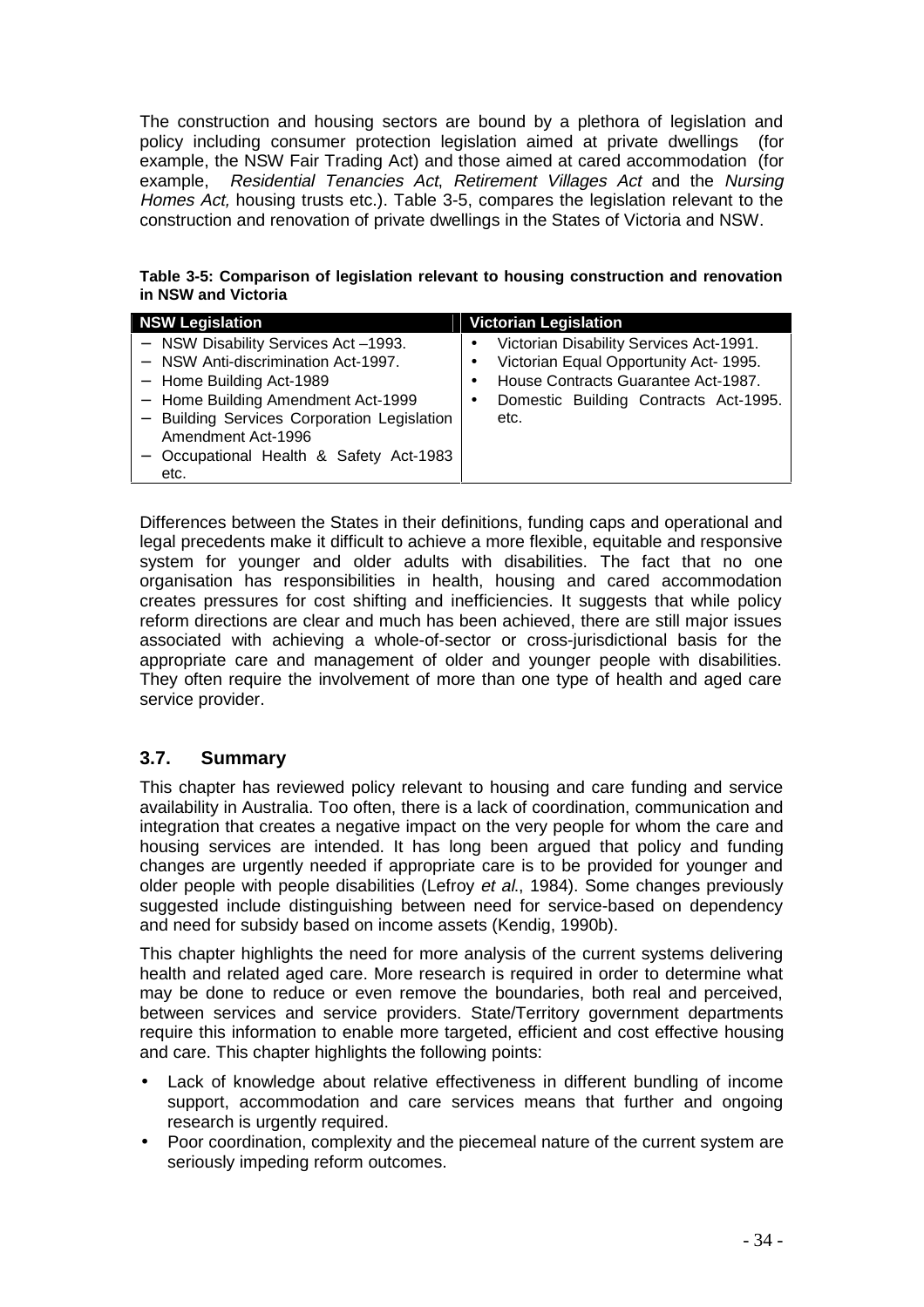The construction and housing sectors are bound by a plethora of legislation and policy including consumer protection legislation aimed at private dwellings (for example, the NSW Fair Trading Act) and those aimed at cared accommodation (for example, *Residential Tenancies Act*, *Retirement Villages Act* and the *Nursing Homes Act,* housing trusts etc.). Table 3-5, compares the legislation relevant to the construction and renovation of private dwellings in the States of Victoria and NSW.

**Table 3-5: Comparison of legislation relevant to housing construction and renovation in NSW and Victoria**

| NSW Legislation | Victorian Legislation |
|---|---|
| − NSW Disability Services Act –1993.<br>− NSW Anti-discrimination Act-1997.<br>− Home Building Act-1989<br>− Home Building Amendment Act-1999<br>− Building Services Corporation Legislation Amendment Act-1996<br>− Occupational Health & Safety Act-1983 etc. | • Victorian Disability Services Act-1991.<br>• Victorian Equal Opportunity Act- 1995.<br>• House Contracts Guarantee Act-1987.<br>• Domestic Building Contracts Act-1995. etc. |

Differences between the States in their definitions, funding caps and operational and legal precedents make it difficult to achieve a more flexible, equitable and responsive system for younger and older adults with disabilities. The fact that no one organisation has responsibilities in health, housing and cared accommodation creates pressures for cost shifting and inefficiencies. It suggests that while policy reform directions are clear and much has been achieved, there are still major issues associated with achieving a whole-of-sector or cross-jurisdictional basis for the appropriate care and management of older and younger people with disabilities. They often require the involvement of more than one type of health and aged care service provider.

### 3.7. Summary

This chapter has reviewed policy relevant to housing and care funding and service availability in Australia. Too often, there is a lack of coordination, communication and integration that creates a negative impact on the very people for whom the care and housing services are intended. It has long been argued that policy and funding changes are urgently needed if appropriate care is to be provided for younger and older people with people disabilities (Lefroy *et al.*, 1984). Some changes previously suggested include distinguishing between need for service-based on dependency and need for subsidy based on income assets (Kendig, 1990b).

This chapter highlights the need for more analysis of the current systems delivering health and related aged care. More research is required in order to determine what may be done to reduce or even remove the boundaries, both real and perceived, between services and service providers. State/Territory government departments require this information to enable more targeted, efficient and cost effective housing and care. This chapter highlights the following points:

- Lack of knowledge about relative effectiveness in different bundling of income support, accommodation and care services means that further and ongoing research is urgently required.
- Poor coordination, complexity and the piecemeal nature of the current system are seriously impeding reform outcomes.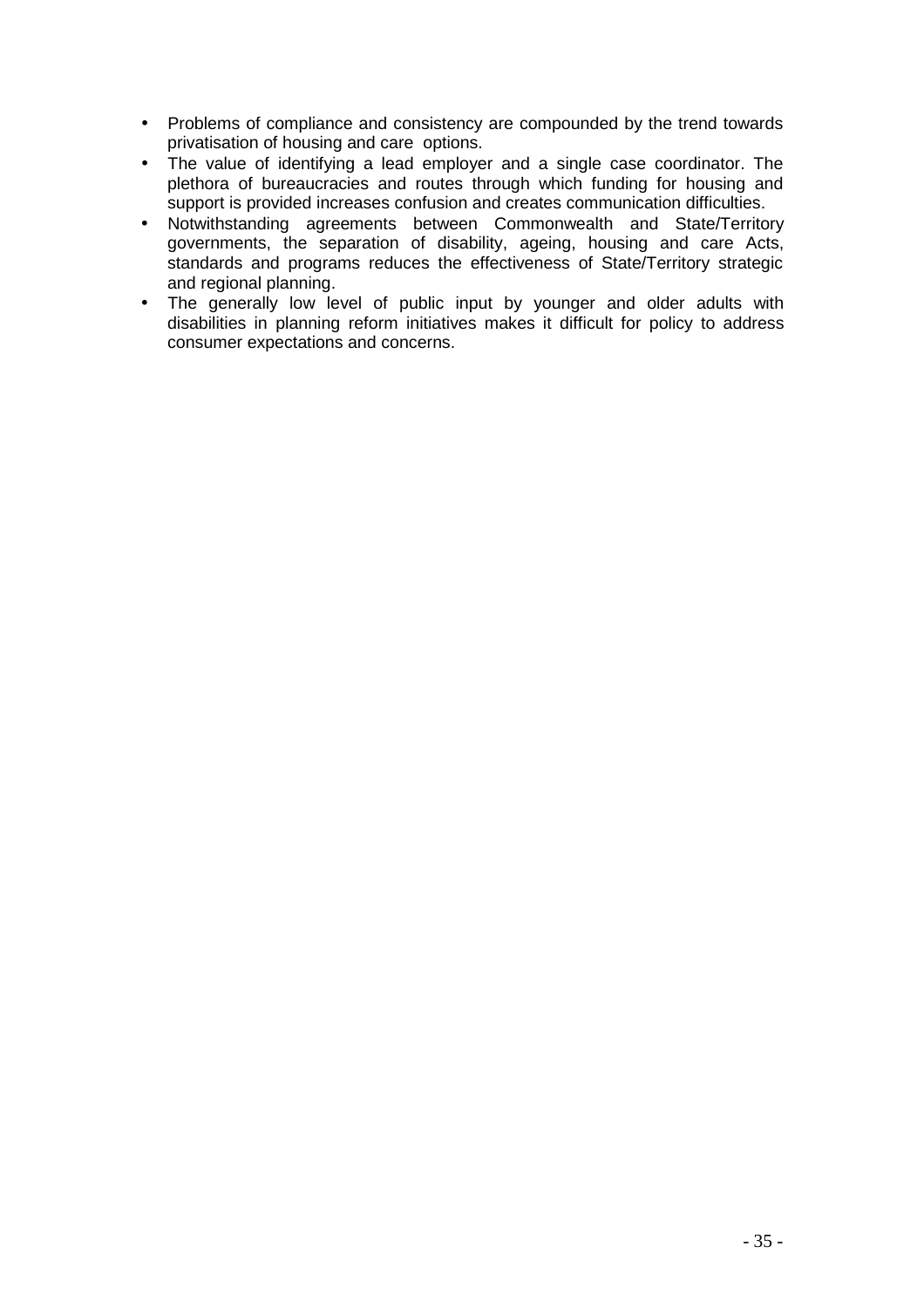- Problems of compliance and consistency are compounded by the trend towards privatisation of housing and care options.
- The value of identifying a lead employer and a single case coordinator. The plethora of bureaucracies and routes through which funding for housing and support is provided increases confusion and creates communication difficulties.
- Notwithstanding agreements between Commonwealth and State/Territory governments, the separation of disability, ageing, housing and care Acts, standards and programs reduces the effectiveness of State/Territory strategic and regional planning.
- The generally low level of public input by younger and older adults with disabilities in planning reform initiatives makes it difficult for policy to address consumer expectations and concerns.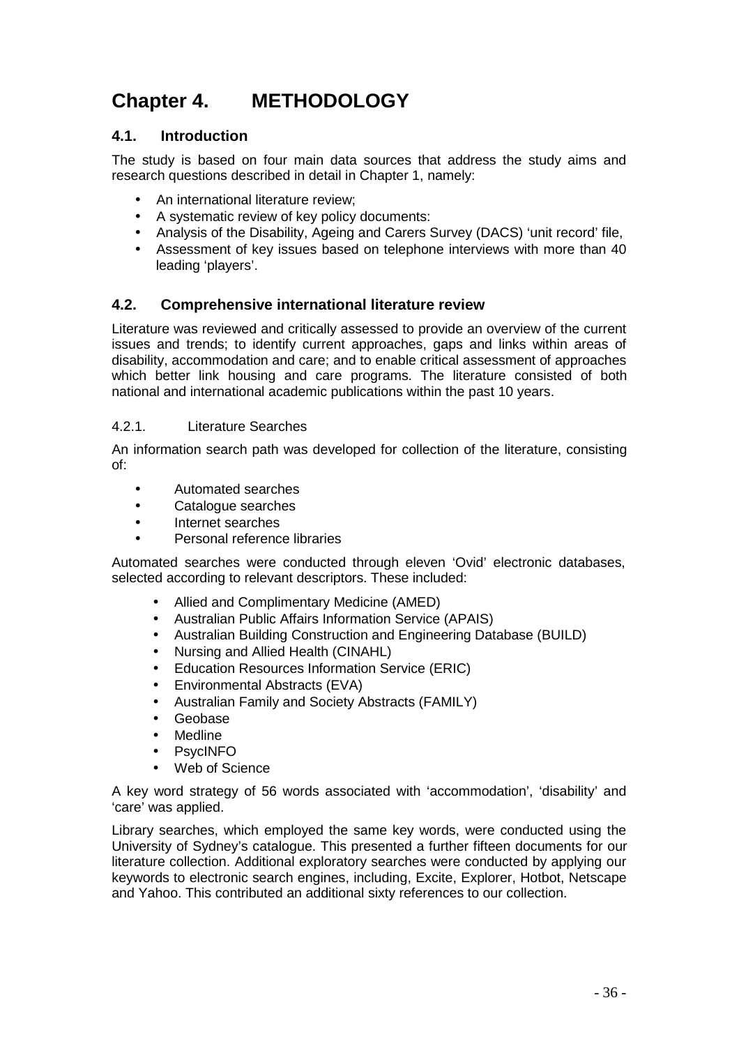# Chapter 4. METHODOLOGY

## 4.1. Introduction

The study is based on four main data sources that address the study aims and research questions described in detail in Chapter 1, namely:

- An international literature review;
- A systematic review of key policy documents:
- Analysis of the Disability, Ageing and Carers Survey (DACS) 'unit record' file,
- Assessment of key issues based on telephone interviews with more than 40 leading 'players'.

## 4.2. Comprehensive international literature review

Literature was reviewed and critically assessed to provide an overview of the current issues and trends; to identify current approaches, gaps and links within areas of disability, accommodation and care; and to enable critical assessment of approaches which better link housing and care programs. The literature consisted of both national and international academic publications within the past 10 years.

### 4.2.1. Literature Searches

An information search path was developed for collection of the literature, consisting of:

- Automated searches
- Catalogue searches
- Internet searches
- Personal reference libraries

Automated searches were conducted through eleven 'Ovid' electronic databases, selected according to relevant descriptors. These included:

- Allied and Complimentary Medicine (AMED)
- Australian Public Affairs Information Service (APAIS)
- Australian Building Construction and Engineering Database (BUILD)
- Nursing and Allied Health (CINAHL)
- Education Resources Information Service (ERIC)
- Environmental Abstracts (EVA)
- Australian Family and Society Abstracts (FAMILY)
- Geobase
- Medline
- PsycINFO
- Web of Science

A key word strategy of 56 words associated with 'accommodation', 'disability' and 'care' was applied.

Library searches, which employed the same key words, were conducted using the University of Sydney's catalogue. This presented a further fifteen documents for our literature collection. Additional exploratory searches were conducted by applying our keywords to electronic search engines, including, Excite, Explorer, Hotbot, Netscape and Yahoo. This contributed an additional sixty references to our collection.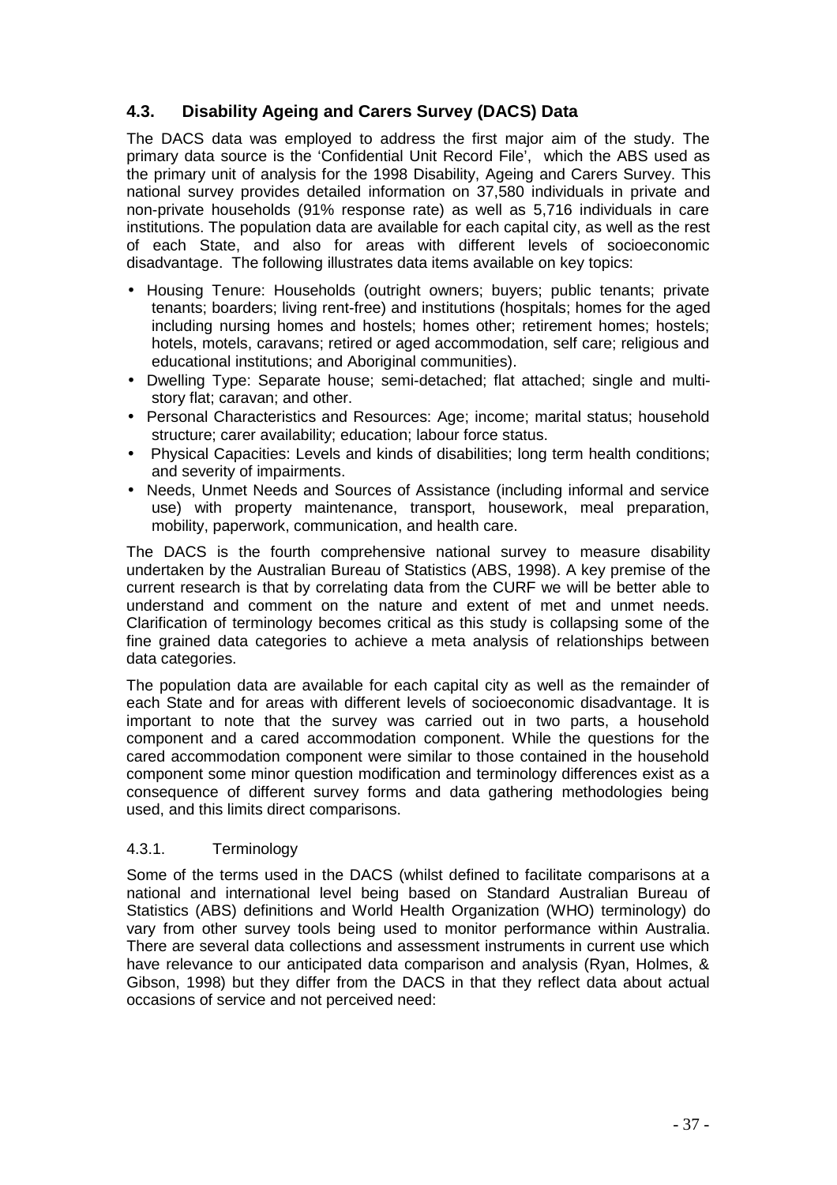## 4.3. Disability Ageing and Carers Survey (DACS) Data

The DACS data was employed to address the first major aim of the study. The primary data source is the 'Confidential Unit Record File', which the ABS used as the primary unit of analysis for the 1998 Disability, Ageing and Carers Survey. This national survey provides detailed information on 37,580 individuals in private and non-private households (91% response rate) as well as 5,716 individuals in care institutions. The population data are available for each capital city, as well as the rest of each State, and also for areas with different levels of socioeconomic disadvantage. The following illustrates data items available on key topics:

- Housing Tenure: Households (outright owners; buyers; public tenants; private tenants; boarders; living rent-free) and institutions (hospitals; homes for the aged including nursing homes and hostels; homes other; retirement homes; hostels; hotels, motels, caravans; retired or aged accommodation, self care; religious and educational institutions; and Aboriginal communities).
- Dwelling Type: Separate house; semi-detached; flat attached; single and multi-story flat; caravan; and other.
- Personal Characteristics and Resources: Age; income; marital status; household structure; carer availability; education; labour force status.
- Physical Capacities: Levels and kinds of disabilities; long term health conditions; and severity of impairments.
- Needs, Unmet Needs and Sources of Assistance (including informal and service use) with property maintenance, transport, housework, meal preparation, mobility, paperwork, communication, and health care.

The DACS is the fourth comprehensive national survey to measure disability undertaken by the Australian Bureau of Statistics (ABS, 1998). A key premise of the current research is that by correlating data from the CURF we will be better able to understand and comment on the nature and extent of met and unmet needs. Clarification of terminology becomes critical as this study is collapsing some of the fine grained data categories to achieve a meta analysis of relationships between data categories.

The population data are available for each capital city as well as the remainder of each State and for areas with different levels of socioeconomic disadvantage. It is important to note that the survey was carried out in two parts, a household component and a cared accommodation component. While the questions for the cared accommodation component were similar to those contained in the household component some minor question modification and terminology differences exist as a consequence of different survey forms and data gathering methodologies being used, and this limits direct comparisons.

### 4.3.1. Terminology

Some of the terms used in the DACS (whilst defined to facilitate comparisons at a national and international level being based on Standard Australian Bureau of Statistics (ABS) definitions and World Health Organization (WHO) terminology) do vary from other survey tools being used to monitor performance within Australia. There are several data collections and assessment instruments in current use which have relevance to our anticipated data comparison and analysis (Ryan, Holmes, & Gibson, 1998) but they differ from the DACS in that they reflect data about actual occasions of service and not perceived need: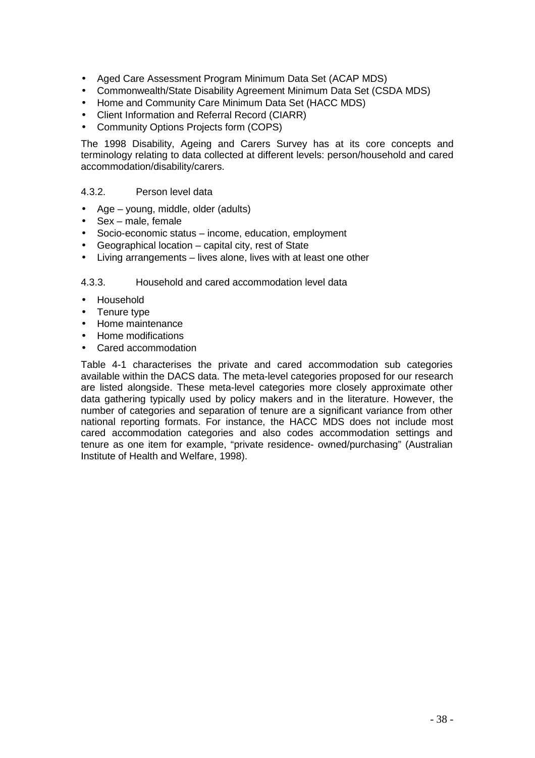- Aged Care Assessment Program Minimum Data Set (ACAP MDS)
- Commonwealth/State Disability Agreement Minimum Data Set (CSDA MDS)
- Home and Community Care Minimum Data Set (HACC MDS)
- Client Information and Referral Record (CIARR)
- Community Options Projects form (COPS)

The 1998 Disability, Ageing and Carers Survey has at its core concepts and terminology relating to data collected at different levels: person/household and cared accommodation/disability/carers.

### 4.3.2. Person level data

- Age – young, middle, older (adults)
- Sex – male, female
- Socio-economic status – income, education, employment
- Geographical location – capital city, rest of State
- Living arrangements – lives alone, lives with at least one other

### 4.3.3. Household and cared accommodation level data

- Household
- Tenure type
- Home maintenance
- Home modifications
- Cared accommodation

Table 4-1 characterises the private and cared accommodation sub categories available within the DACS data. The meta-level categories proposed for our research are listed alongside. These meta-level categories more closely approximate other data gathering typically used by policy makers and in the literature. However, the number of categories and separation of tenure are a significant variance from other national reporting formats. For instance, the HACC MDS does not include most cared accommodation categories and also codes accommodation settings and tenure as one item for example, "private residence- owned/purchasing" (Australian Institute of Health and Welfare, 1998).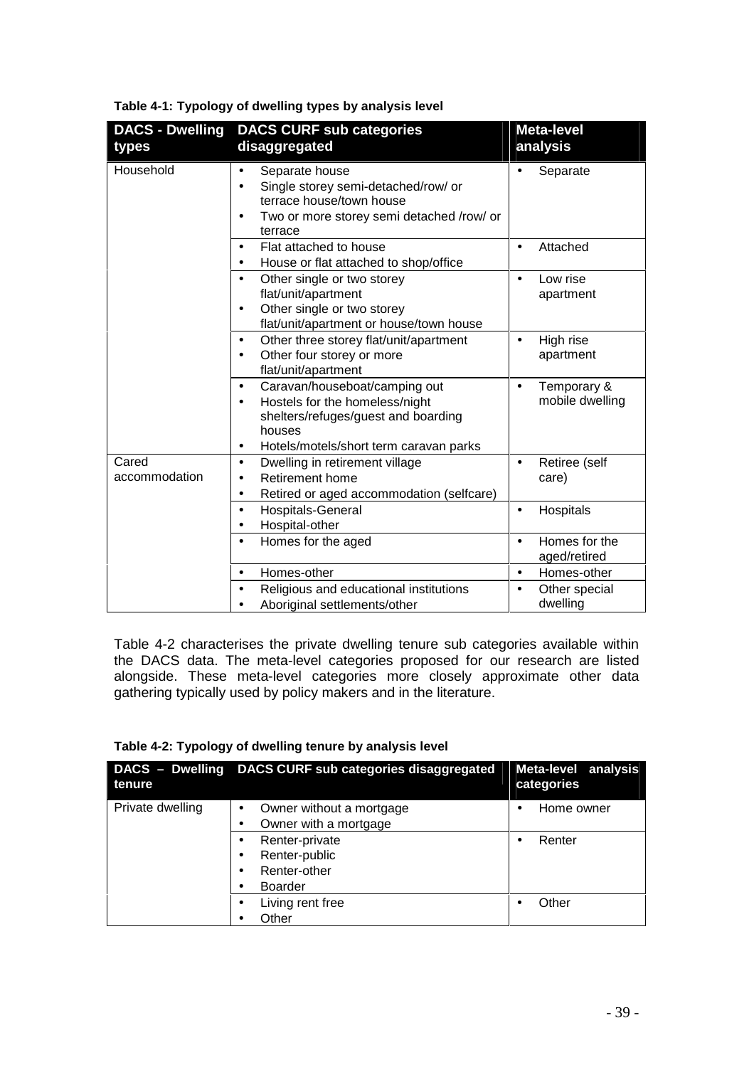**Table 4-1: Typology of dwelling types by analysis level**

| DACS - Dwelling types | DACS CURF sub categories disaggregated | Meta-level analysis |
|---|---|---|
| Household | • Separate house<br>• Single storey semi-detached/row/ or terrace house/town house<br>• Two or more storey semi detached /row/ or terrace | • Separate |
| | • Flat attached to house<br>• House or flat attached to shop/office | • Attached |
| | • Other single or two storey flat/unit/apartment<br>• Other single or two storey flat/unit/apartment or house/town house | • Low rise apartment |
| | • Other three storey flat/unit/apartment<br>• Other four storey or more flat/unit/apartment | • High rise apartment |
| | • Caravan/houseboat/camping out<br>• Hostels for the homeless/night shelters/refuges/guest and boarding houses<br>• Hotels/motels/short term caravan parks | • Temporary & mobile dwelling |
| Cared accommodation | • Dwelling in retirement village<br>• Retirement home<br>• Retired or aged accommodation (selfcare) | • Retiree (self care) |
| | • Hospitals-General<br>• Hospital-other | • Hospitals |
| | • Homes for the aged | • Homes for the aged/retired |
| | • Homes-other | • Homes-other |
| | • Religious and educational institutions<br>• Aboriginal settlements/other | • Other special dwelling |

Table 4-2 characterises the private dwelling tenure sub categories available within the DACS data. The meta-level categories proposed for our research are listed alongside. These meta-level categories more closely approximate other data gathering typically used by policy makers and in the literature.

**Table 4-2: Typology of dwelling tenure by analysis level**

| DACS – Dwelling tenure | DACS CURF sub categories disaggregated | Meta-level analysis categories |
|---|---|---|
| Private dwelling | • Owner without a mortgage<br>• Owner with a mortgage | • Home owner |
| | • Renter-private<br>• Renter-public<br>• Renter-other<br>• Boarder | • Renter |
| | • Living rent free<br>• Other | • Other |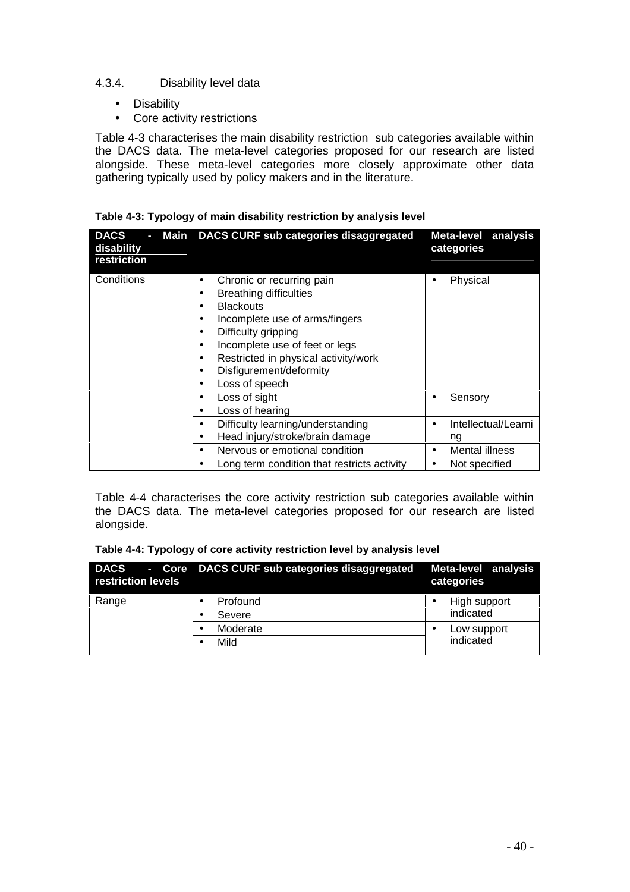### 4.3.4. Disability level data

- Disability
- Core activity restrictions

Table 4-3 characterises the main disability restriction sub categories available within the DACS data. The meta-level categories proposed for our research are listed alongside. These meta-level categories more closely approximate other data gathering typically used by policy makers and in the literature.

**Table 4-3: Typology of main disability restriction by analysis level**

| DACS - Main disability restriction | DACS CURF sub categories disaggregated | Meta-level analysis categories |
|---|---|---|
| Conditions | • Chronic or recurring pain<br>• Breathing difficulties<br>• Blackouts<br>• Incomplete use of arms/fingers<br>• Difficulty gripping<br>• Incomplete use of feet or legs<br>• Restricted in physical activity/work<br>• Disfigurement/deformity<br>• Loss of speech | • Physical |
| | • Loss of sight<br>• Loss of hearing | • Sensory |
| | • Difficulty learning/understanding<br>• Head injury/stroke/brain damage | • Intellectual/Learning |
| | • Nervous or emotional condition | • Mental illness |
| | • Long term condition that restricts activity | • Not specified |

Table 4-4 characterises the core activity restriction sub categories available within the DACS data. The meta-level categories proposed for our research are listed alongside.

**Table 4-4: Typology of core activity restriction level by analysis level**

| DACS - Core restriction levels | DACS CURF sub categories disaggregated | Meta-level analysis categories |
|---|---|---|
| Range | • Profound<br>• Severe | • High support indicated |
| | • Moderate<br>• Mild | • Low support indicated |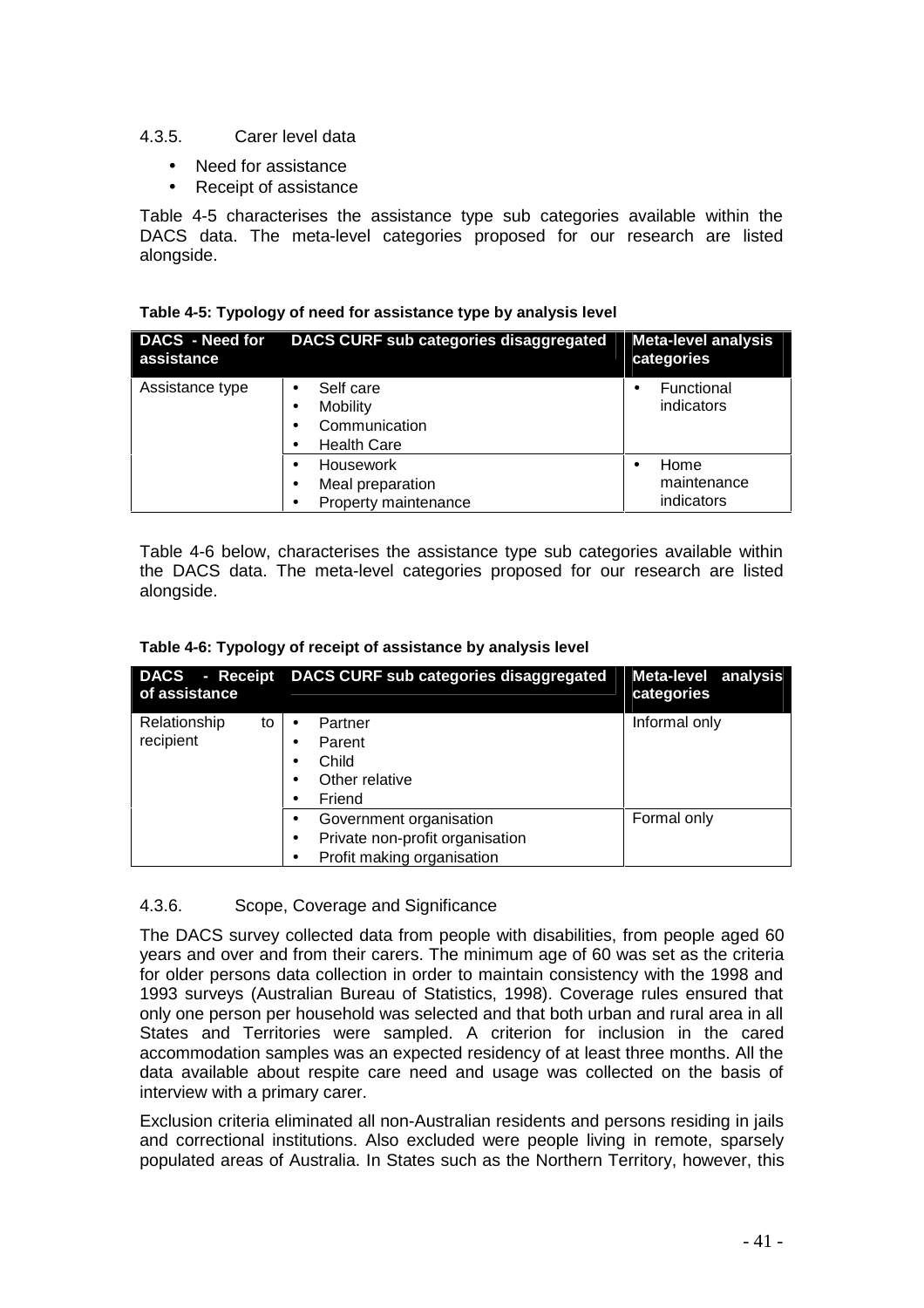#### 4.3.5. Carer level data

- Need for assistance
- Receipt of assistance

Table 4-5 characterises the assistance type sub categories available within the DACS data. The meta-level categories proposed for our research are listed alongside.

**Table 4-5: Typology of need for assistance type by analysis level**

| DACS - Need for assistance | DACS CURF sub categories disaggregated | Meta-level analysis categories |
|---|---|---|
| Assistance type | • Self care<br>• Mobility<br>• Communication<br>• Health Care | • Functional indicators |
| | • Housework<br>• Meal preparation<br>• Property maintenance | • Home maintenance indicators |

Table 4-6 below, characterises the assistance type sub categories available within the DACS data. The meta-level categories proposed for our research are listed alongside.

**Table 4-6: Typology of receipt of assistance by analysis level**

| DACS - Receipt of assistance | DACS CURF sub categories disaggregated | Meta-level analysis categories |
|---|---|---|
| Relationship to recipient | • Partner<br>• Parent<br>• Child<br>• Other relative<br>• Friend | Informal only |
| | • Government organisation<br>• Private non-profit organisation<br>• Profit making organisation | Formal only |

#### 4.3.6. Scope, Coverage and Significance

The DACS survey collected data from people with disabilities, from people aged 60 years and over and from their carers. The minimum age of 60 was set as the criteria for older persons data collection in order to maintain consistency with the 1998 and 1993 surveys (Australian Bureau of Statistics, 1998). Coverage rules ensured that only one person per household was selected and that both urban and rural area in all States and Territories were sampled. A criterion for inclusion in the cared accommodation samples was an expected residency of at least three months. All the data available about respite care need and usage was collected on the basis of interview with a primary carer.

Exclusion criteria eliminated all non-Australian residents and persons residing in jails and correctional institutions. Also excluded were people living in remote, sparsely populated areas of Australia. In States such as the Northern Territory, however, this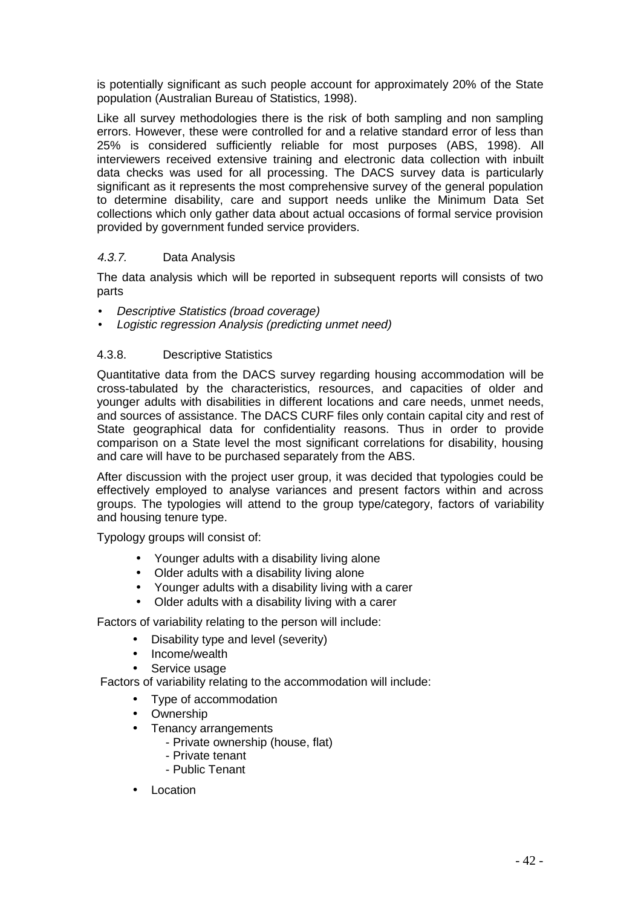is potentially significant as such people account for approximately 20% of the State population (Australian Bureau of Statistics, 1998).

Like all survey methodologies there is the risk of both sampling and non sampling errors. However, these were controlled for and a relative standard error of less than 25% is considered sufficiently reliable for most purposes (ABS, 1998). All interviewers received extensive training and electronic data collection with inbuilt data checks was used for all processing. The DACS survey data is particularly significant as it represents the most comprehensive survey of the general population to determine disability, care and support needs unlike the Minimum Data Set collections which only gather data about actual occasions of formal service provision provided by government funded service providers.

### *4.3.7.* Data Analysis

The data analysis which will be reported in subsequent reports will consists of two parts

- *Descriptive Statistics (broad coverage)*
- *Logistic regression Analysis (predicting unmet need)*

### 4.3.8. Descriptive Statistics

Quantitative data from the DACS survey regarding housing accommodation will be cross-tabulated by the characteristics, resources, and capacities of older and younger adults with disabilities in different locations and care needs, unmet needs, and sources of assistance. The DACS CURF files only contain capital city and rest of State geographical data for confidentiality reasons. Thus in order to provide comparison on a State level the most significant correlations for disability, housing and care will have to be purchased separately from the ABS.

After discussion with the project user group, it was decided that typologies could be effectively employed to analyse variances and present factors within and across groups. The typologies will attend to the group type/category, factors of variability and housing tenure type.

Typology groups will consist of:

- Younger adults with a disability living alone
- Older adults with a disability living alone
- Younger adults with a disability living with a carer
- Older adults with a disability living with a carer

Factors of variability relating to the person will include:

- Disability type and level (severity)
- Income/wealth
- Service usage

Factors of variability relating to the accommodation will include:

- Type of accommodation
- Ownership
- Tenancy arrangements
  - Private ownership (house, flat)
  - Private tenant
  - Public Tenant
- Location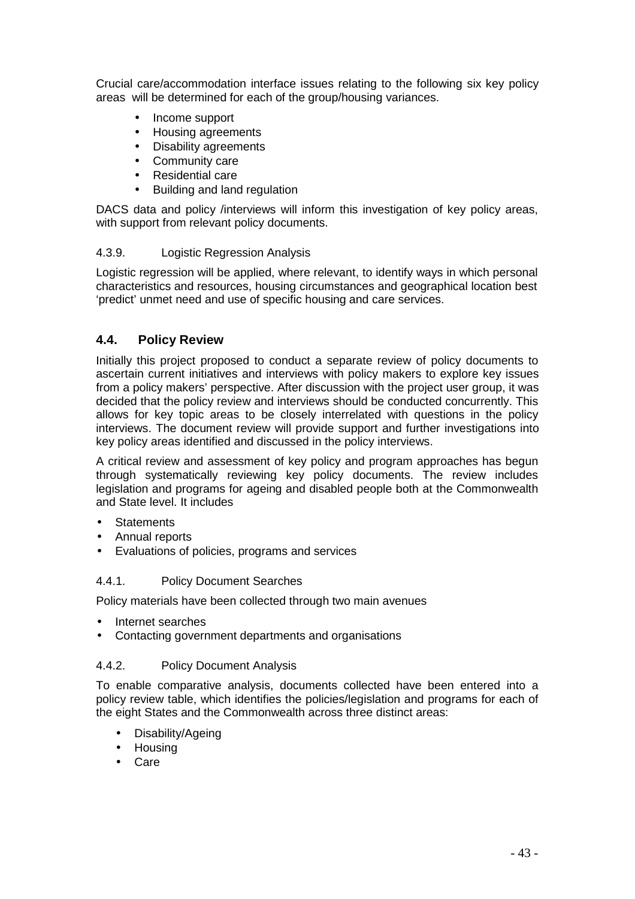Crucial care/accommodation interface issues relating to the following six key policy areas will be determined for each of the group/housing variances.

- Income support
- Housing agreements
- Disability agreements
- Community care
- Residential care
- Building and land regulation

DACS data and policy /interviews will inform this investigation of key policy areas, with support from relevant policy documents.

#### 4.3.9. Logistic Regression Analysis

Logistic regression will be applied, where relevant, to identify ways in which personal characteristics and resources, housing circumstances and geographical location best 'predict' unmet need and use of specific housing and care services.

### 4.4. Policy Review

Initially this project proposed to conduct a separate review of policy documents to ascertain current initiatives and interviews with policy makers to explore key issues from a policy makers' perspective. After discussion with the project user group, it was decided that the policy review and interviews should be conducted concurrently. This allows for key topic areas to be closely interrelated with questions in the policy interviews. The document review will provide support and further investigations into key policy areas identified and discussed in the policy interviews.

A critical review and assessment of key policy and program approaches has begun through systematically reviewing key policy documents. The review includes legislation and programs for ageing and disabled people both at the Commonwealth and State level. It includes

- Statements
- Annual reports
- Evaluations of policies, programs and services

#### 4.4.1. Policy Document Searches

Policy materials have been collected through two main avenues

- Internet searches
- Contacting government departments and organisations

#### 4.4.2. Policy Document Analysis

To enable comparative analysis, documents collected have been entered into a policy review table, which identifies the policies/legislation and programs for each of the eight States and the Commonwealth across three distinct areas:

- Disability/Ageing
- Housing
- Care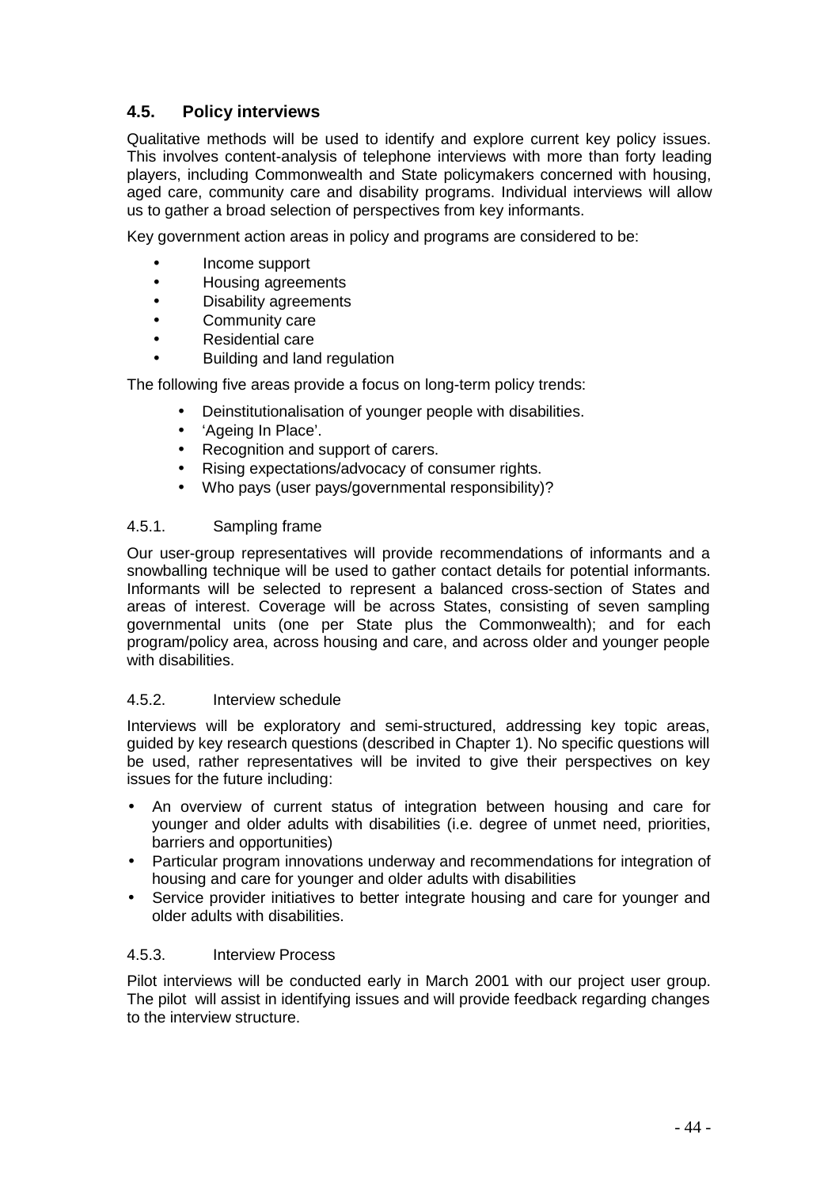## 4.5. Policy interviews

Qualitative methods will be used to identify and explore current key policy issues. This involves content-analysis of telephone interviews with more than forty leading players, including Commonwealth and State policymakers concerned with housing, aged care, community care and disability programs. Individual interviews will allow us to gather a broad selection of perspectives from key informants.

Key government action areas in policy and programs are considered to be:

- Income support
- Housing agreements
- Disability agreements
- Community care
- Residential care
- Building and land regulation

The following five areas provide a focus on long-term policy trends:

- Deinstitutionalisation of younger people with disabilities.
- 'Ageing In Place'.
- Recognition and support of carers.
- Rising expectations/advocacy of consumer rights.
- Who pays (user pays/governmental responsibility)?

### 4.5.1. Sampling frame

Our user-group representatives will provide recommendations of informants and a snowballing technique will be used to gather contact details for potential informants. Informants will be selected to represent a balanced cross-section of States and areas of interest. Coverage will be across States, consisting of seven sampling governmental units (one per State plus the Commonwealth); and for each program/policy area, across housing and care, and across older and younger people with disabilities.

### 4.5.2. Interview schedule

Interviews will be exploratory and semi-structured, addressing key topic areas, guided by key research questions (described in Chapter 1). No specific questions will be used, rather representatives will be invited to give their perspectives on key issues for the future including:

- An overview of current status of integration between housing and care for younger and older adults with disabilities (i.e. degree of unmet need, priorities, barriers and opportunities)
- Particular program innovations underway and recommendations for integration of housing and care for younger and older adults with disabilities
- Service provider initiatives to better integrate housing and care for younger and older adults with disabilities.

### 4.5.3. Interview Process

Pilot interviews will be conducted early in March 2001 with our project user group. The pilot will assist in identifying issues and will provide feedback regarding changes to the interview structure.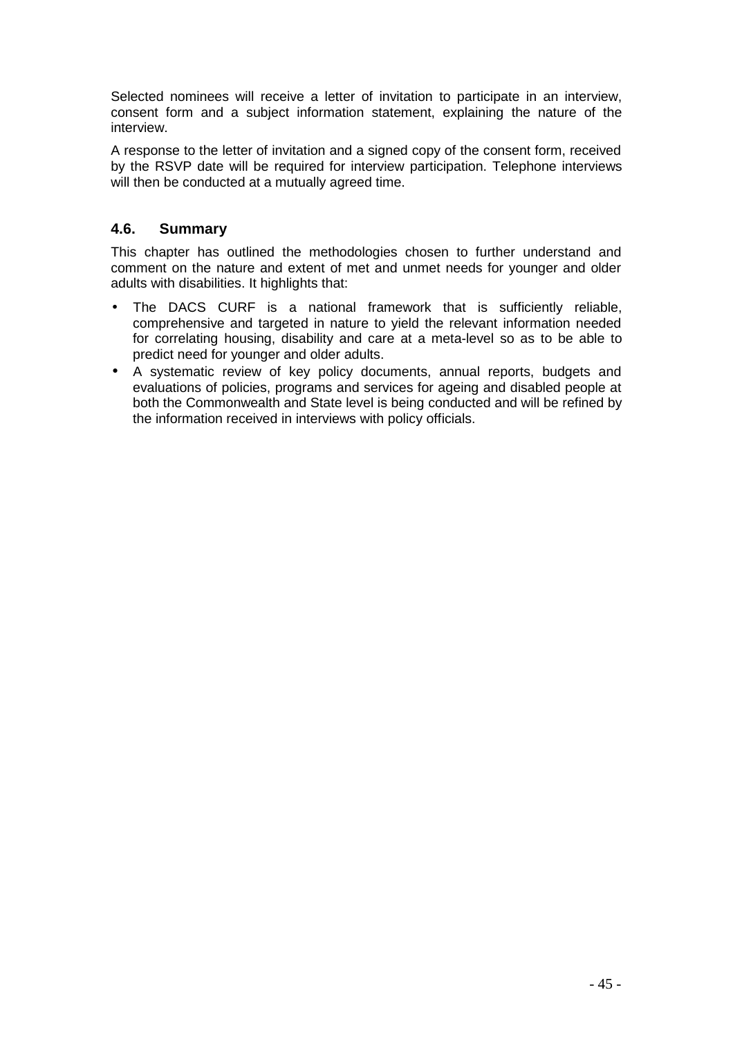Selected nominees will receive a letter of invitation to participate in an interview, consent form and a subject information statement, explaining the nature of the interview.

A response to the letter of invitation and a signed copy of the consent form, received by the RSVP date will be required for interview participation. Telephone interviews will then be conducted at a mutually agreed time.

### 4.6. Summary

This chapter has outlined the methodologies chosen to further understand and comment on the nature and extent of met and unmet needs for younger and older adults with disabilities. It highlights that:

- The DACS CURF is a national framework that is sufficiently reliable, comprehensive and targeted in nature to yield the relevant information needed for correlating housing, disability and care at a meta-level so as to be able to predict need for younger and older adults.
- A systematic review of key policy documents, annual reports, budgets and evaluations of policies, programs and services for ageing and disabled people at both the Commonwealth and State level is being conducted and will be refined by the information received in interviews with policy officials.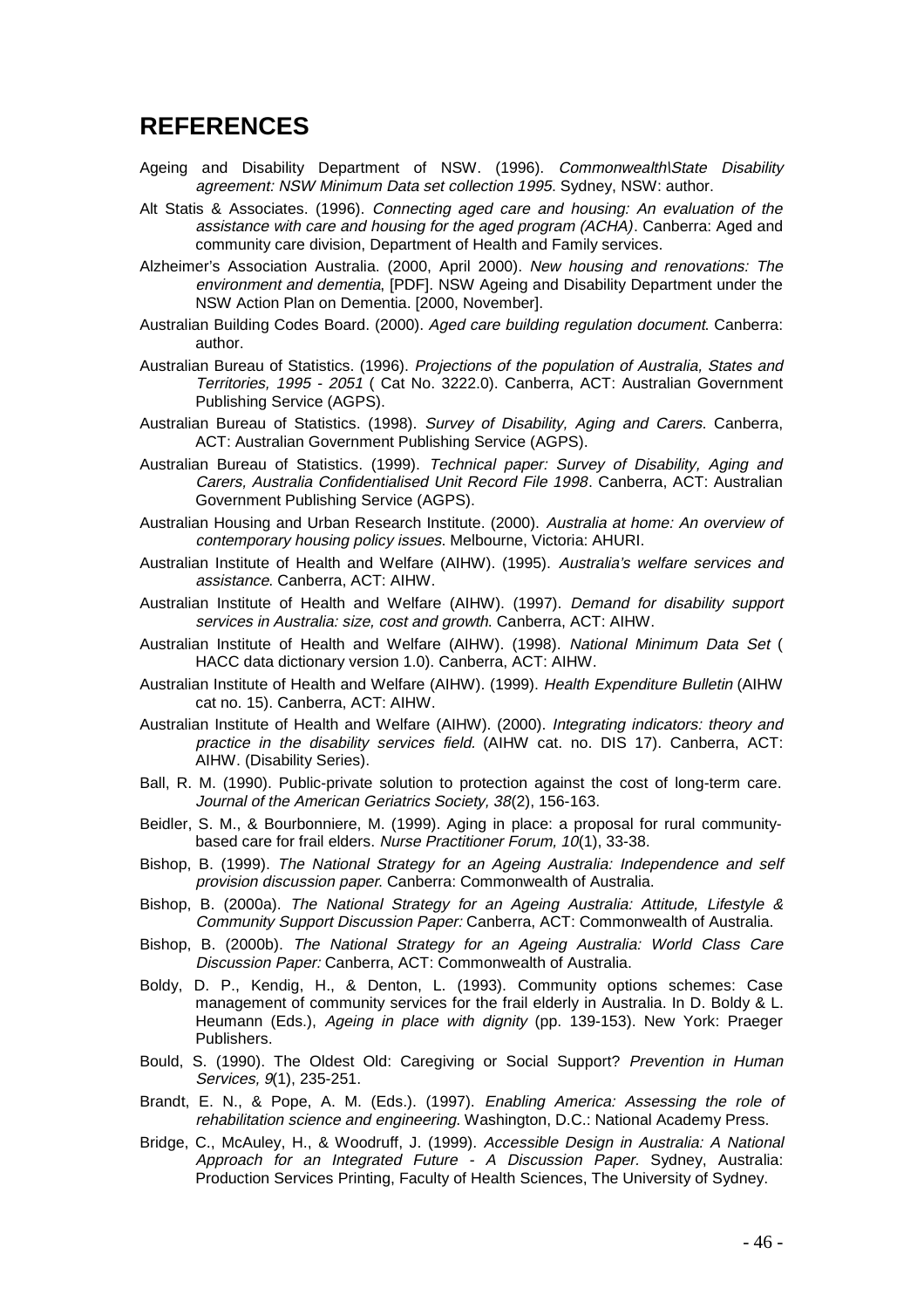# REFERENCES

Ageing and Disability Department of NSW. (1996). *Commonwealth\State Disability agreement: NSW Minimum Data set collection 1995*. Sydney, NSW: author.

Alt Statis & Associates. (1996). *Connecting aged care and housing: An evaluation of the assistance with care and housing for the aged program (ACHA)*. Canberra: Aged and community care division, Department of Health and Family services.

Alzheimer's Association Australia. (2000, April 2000). *New housing and renovations: The environment and dementia*, [PDF]. NSW Ageing and Disability Department under the NSW Action Plan on Dementia. [2000, November].

Australian Building Codes Board. (2000). *Aged care building regulation document*. Canberra: author.

Australian Bureau of Statistics. (1996). *Projections of the population of Australia, States and Territories, 1995 - 2051* ( Cat No. 3222.0). Canberra, ACT: Australian Government Publishing Service (AGPS).

Australian Bureau of Statistics. (1998). *Survey of Disability, Aging and Carers*. Canberra, ACT: Australian Government Publishing Service (AGPS).

Australian Bureau of Statistics. (1999). *Technical paper: Survey of Disability, Aging and Carers, Australia Confidentialised Unit Record File 1998*. Canberra, ACT: Australian Government Publishing Service (AGPS).

Australian Housing and Urban Research Institute. (2000). *Australia at home: An overview of contemporary housing policy issues*. Melbourne, Victoria: AHURI.

Australian Institute of Health and Welfare (AIHW). (1995). *Australia's welfare services and assistance*. Canberra, ACT: AIHW.

Australian Institute of Health and Welfare (AIHW). (1997). *Demand for disability support services in Australia: size, cost and growth*. Canberra, ACT: AIHW.

Australian Institute of Health and Welfare (AIHW). (1998). *National Minimum Data Set* ( HACC data dictionary version 1.0). Canberra, ACT: AIHW.

Australian Institute of Health and Welfare (AIHW). (1999). *Health Expenditure Bulletin* (AIHW cat no. 15). Canberra, ACT: AIHW.

Australian Institute of Health and Welfare (AIHW). (2000). *Integrating indicators: theory and practice in the disability services field.* (AIHW cat. no. DIS 17). Canberra, ACT: AIHW. (Disability Series).

Ball, R. M. (1990). Public-private solution to protection against the cost of long-term care. *Journal of the American Geriatrics Society, 38*(2), 156-163.

Beidler, S. M., & Bourbonniere, M. (1999). Aging in place: a proposal for rural community-based care for frail elders. *Nurse Practitioner Forum, 10*(1), 33-38.

Bishop, B. (1999). *The National Strategy for an Ageing Australia: Independence and self provision discussion paper*. Canberra: Commonwealth of Australia.

Bishop, B. (2000a). *The National Strategy for an Ageing Australia: Attitude, Lifestyle & Community Support Discussion Paper:* Canberra, ACT: Commonwealth of Australia.

Bishop, B. (2000b). *The National Strategy for an Ageing Australia: World Class Care Discussion Paper:* Canberra, ACT: Commonwealth of Australia.

Boldy, D. P., Kendig, H., & Denton, L. (1993). Community options schemes: Case management of community services for the frail elderly in Australia. In D. Boldy & L. Heumann (Eds.), *Ageing in place with dignity* (pp. 139-153). New York: Praeger Publishers.

Bould, S. (1990). The Oldest Old: Caregiving or Social Support? *Prevention in Human Services, 9*(1), 235-251.

Brandt, E. N., & Pope, A. M. (Eds.). (1997). *Enabling America: Assessing the role of rehabilitation science and engineering*. Washington, D.C.: National Academy Press.

Bridge, C., McAuley, H., & Woodruff, J. (1999). *Accessible Design in Australia: A National Approach for an Integrated Future - A Discussion Paper*. Sydney, Australia: Production Services Printing, Faculty of Health Sciences, The University of Sydney.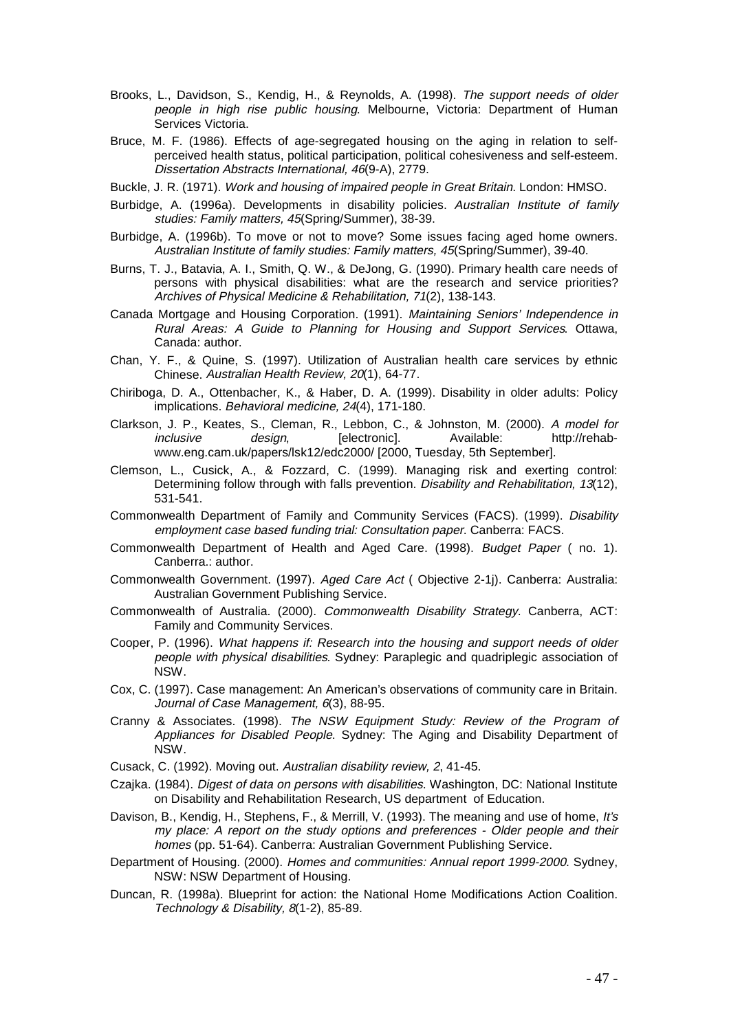Brooks, L., Davidson, S., Kendig, H., & Reynolds, A. (1998). *The support needs of older people in high rise public housing*. Melbourne, Victoria: Department of Human Services Victoria.

Bruce, M. F. (1986). Effects of age-segregated housing on the aging in relation to self-perceived health status, political participation, political cohesiveness and self-esteem. *Dissertation Abstracts International, 46*(9-A), 2779.

Buckle, J. R. (1971). *Work and housing of impaired people in Great Britain*. London: HMSO.

Burbidge, A. (1996a). Developments in disability policies. *Australian Institute of family studies: Family matters, 45*(Spring/Summer), 38-39.

Burbidge, A. (1996b). To move or not to move? Some issues facing aged home owners. *Australian Institute of family studies: Family matters, 45*(Spring/Summer), 39-40.

Burns, T. J., Batavia, A. I., Smith, Q. W., & DeJong, G. (1990). Primary health care needs of persons with physical disabilities: what are the research and service priorities? *Archives of Physical Medicine & Rehabilitation, 71*(2), 138-143.

Canada Mortgage and Housing Corporation. (1991). *Maintaining Seniors' Independence in Rural Areas: A Guide to Planning for Housing and Support Services*. Ottawa, Canada: author.

Chan, Y. F., & Quine, S. (1997). Utilization of Australian health care services by ethnic Chinese. *Australian Health Review, 20*(1), 64-77.

Chiriboga, D. A., Ottenbacher, K., & Haber, D. A. (1999). Disability in older adults: Policy implications. *Behavioral medicine, 24*(4), 171-180.

Clarkson, J. P., Keates, S., Cleman, R., Lebbon, C., & Johnston, M. (2000). *A model for inclusive design*, [electronic]. Available: http://rehab-www.eng.cam.uk/papers/lsk12/edc2000/ [2000, Tuesday, 5th September].

Clemson, L., Cusick, A., & Fozzard, C. (1999). Managing risk and exerting control: Determining follow through with falls prevention. *Disability and Rehabilitation, 13*(12), 531-541.

Commonwealth Department of Family and Community Services (FACS). (1999). *Disability employment case based funding trial: Consultation paper*. Canberra: FACS.

Commonwealth Department of Health and Aged Care. (1998). *Budget Paper* ( no. 1). Canberra.: author.

Commonwealth Government. (1997). *Aged Care Act* ( Objective 2-1j). Canberra: Australia: Australian Government Publishing Service.

Commonwealth of Australia. (2000). *Commonwealth Disability Strategy*. Canberra, ACT: Family and Community Services.

Cooper, P. (1996). *What happens if: Research into the housing and support needs of older people with physical disabilities*. Sydney: Paraplegic and quadriplegic association of NSW.

Cox, C. (1997). Case management: An American's observations of community care in Britain. *Journal of Case Management, 6*(3), 88-95.

Cranny & Associates. (1998). *The NSW Equipment Study: Review of the Program of Appliances for Disabled People*. Sydney: The Aging and Disability Department of NSW.

Cusack, C. (1992). Moving out. *Australian disability review, 2*, 41-45.

Czajka. (1984). *Digest of data on persons with disabilities*. Washington, DC: National Institute on Disability and Rehabilitation Research, US department of Education.

Davison, B., Kendig, H., Stephens, F., & Merrill, V. (1993). The meaning and use of home, *It's my place: A report on the study options and preferences - Older people and their homes* (pp. 51-64). Canberra: Australian Government Publishing Service.

Department of Housing. (2000). *Homes and communities: Annual report 1999-2000*. Sydney, NSW: NSW Department of Housing.

Duncan, R. (1998a). Blueprint for action: the National Home Modifications Action Coalition. *Technology & Disability, 8*(1-2), 85-89.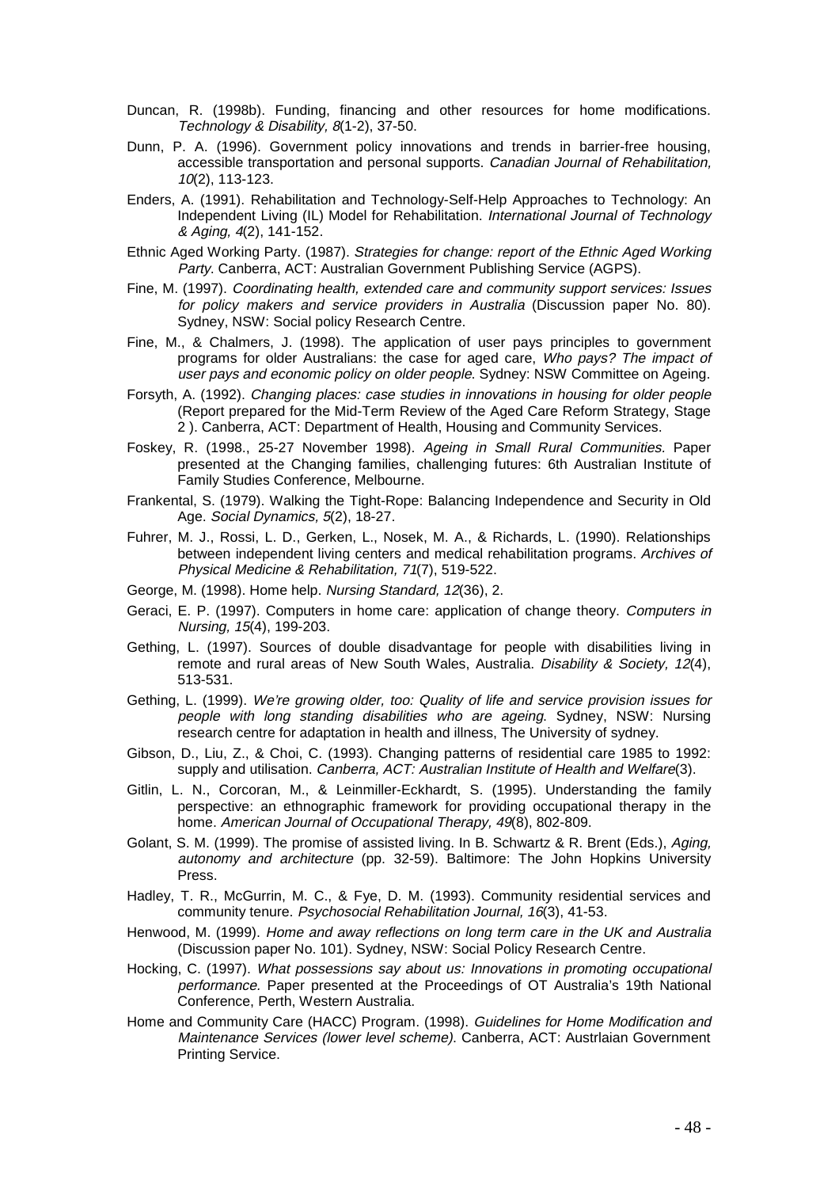Duncan, R. (1998b). Funding, financing and other resources for home modifications. *Technology & Disability, 8*(1-2), 37-50.

Dunn, P. A. (1996). Government policy innovations and trends in barrier-free housing, accessible transportation and personal supports. *Canadian Journal of Rehabilitation, 10*(2), 113-123.

Enders, A. (1991). Rehabilitation and Technology-Self-Help Approaches to Technology: An Independent Living (IL) Model for Rehabilitation. *International Journal of Technology & Aging, 4*(2), 141-152.

Ethnic Aged Working Party. (1987). *Strategies for change: report of the Ethnic Aged Working Party*. Canberra, ACT: Australian Government Publishing Service (AGPS).

Fine, M. (1997). *Coordinating health, extended care and community support services: Issues for policy makers and service providers in Australia* (Discussion paper No. 80). Sydney, NSW: Social policy Research Centre.

Fine, M., & Chalmers, J. (1998). The application of user pays principles to government programs for older Australians: the case for aged care, *Who pays? The impact of user pays and economic policy on older people*. Sydney: NSW Committee on Ageing.

Forsyth, A. (1992). *Changing places: case studies in innovations in housing for older people* (Report prepared for the Mid-Term Review of the Aged Care Reform Strategy, Stage 2 ). Canberra, ACT: Department of Health, Housing and Community Services.

Foskey, R. (1998., 25-27 November 1998). *Ageing in Small Rural Communities.* Paper presented at the Changing families, challenging futures: 6th Australian Institute of Family Studies Conference, Melbourne.

Frankental, S. (1979). Walking the Tight-Rope: Balancing Independence and Security in Old Age. *Social Dynamics, 5*(2), 18-27.

Fuhrer, M. J., Rossi, L. D., Gerken, L., Nosek, M. A., & Richards, L. (1990). Relationships between independent living centers and medical rehabilitation programs. *Archives of Physical Medicine & Rehabilitation, 71*(7), 519-522.

George, M. (1998). Home help. *Nursing Standard, 12*(36), 2.

Geraci, E. P. (1997). Computers in home care: application of change theory. *Computers in Nursing, 15*(4), 199-203.

Gething, L. (1997). Sources of double disadvantage for people with disabilities living in remote and rural areas of New South Wales, Australia. *Disability & Society, 12*(4), 513-531.

Gething, L. (1999). *We're growing older, too: Quality of life and service provision issues for people with long standing disabilities who are ageing*. Sydney, NSW: Nursing research centre for adaptation in health and illness, The University of sydney.

Gibson, D., Liu, Z., & Choi, C. (1993). Changing patterns of residential care 1985 to 1992: supply and utilisation. *Canberra, ACT: Australian Institute of Health and Welfare*(3).

Gitlin, L. N., Corcoran, M., & Leinmiller-Eckhardt, S. (1995). Understanding the family perspective: an ethnographic framework for providing occupational therapy in the home. *American Journal of Occupational Therapy, 49*(8), 802-809.

Golant, S. M. (1999). The promise of assisted living. In B. Schwartz & R. Brent (Eds.), *Aging, autonomy and architecture* (pp. 32-59). Baltimore: The John Hopkins University Press.

Hadley, T. R., McGurrin, M. C., & Fye, D. M. (1993). Community residential services and community tenure. *Psychosocial Rehabilitation Journal, 16*(3), 41-53.

Henwood, M. (1999). *Home and away reflections on long term care in the UK and Australia* (Discussion paper No. 101). Sydney, NSW: Social Policy Research Centre.

Hocking, C. (1997). *What possessions say about us: Innovations in promoting occupational performance.* Paper presented at the Proceedings of OT Australia's 19th National Conference, Perth, Western Australia.

Home and Community Care (HACC) Program. (1998). *Guidelines for Home Modification and Maintenance Services (lower level scheme)*. Canberra, ACT: Austrlaian Government Printing Service.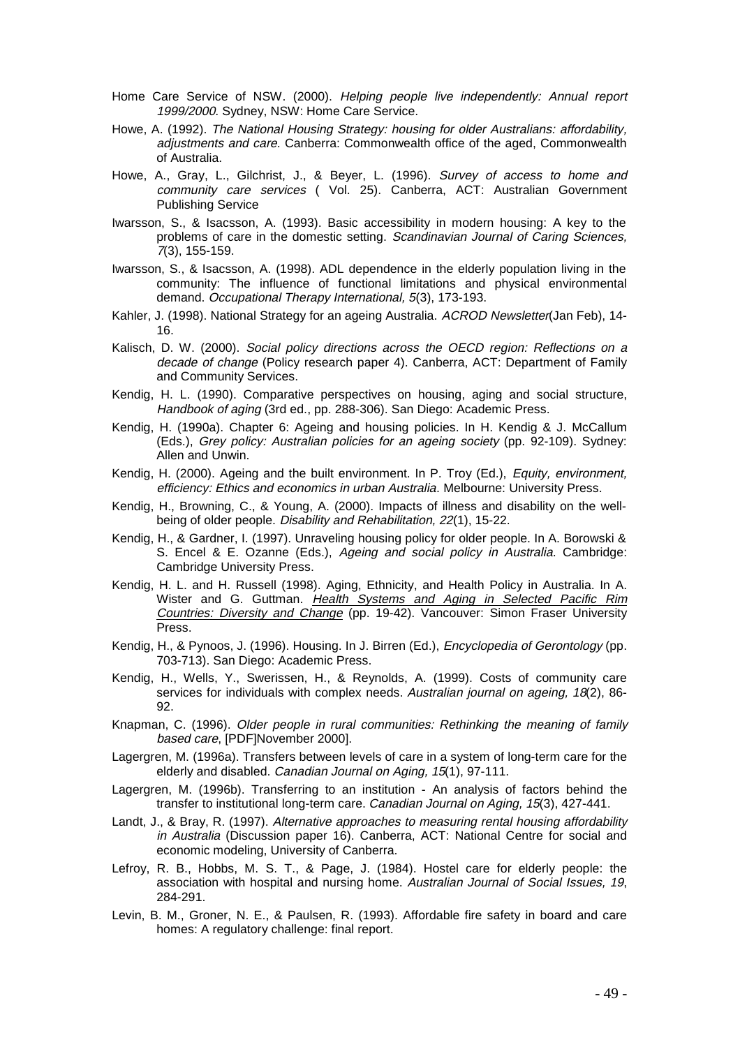Home Care Service of NSW. (2000). *Helping people live independently: Annual report 1999/2000*. Sydney, NSW: Home Care Service.

Howe, A. (1992). *The National Housing Strategy: housing for older Australians: affordability, adjustments and care*. Canberra: Commonwealth office of the aged, Commonwealth of Australia.

Howe, A., Gray, L., Gilchrist, J., & Beyer, L. (1996). *Survey of access to home and community care services* ( Vol. 25). Canberra, ACT: Australian Government Publishing Service

Iwarsson, S., & Isacsson, A. (1993). Basic accessibility in modern housing: A key to the problems of care in the domestic setting. *Scandinavian Journal of Caring Sciences, 7*(3), 155-159.

Iwarsson, S., & Isacsson, A. (1998). ADL dependence in the elderly population living in the community: The influence of functional limitations and physical environmental demand. *Occupational Therapy International, 5*(3), 173-193.

Kahler, J. (1998). National Strategy for an ageing Australia. *ACROD Newsletter*(Jan Feb), 14-16.

Kalisch, D. W. (2000). *Social policy directions across the OECD region: Reflections on a decade of change* (Policy research paper 4). Canberra, ACT: Department of Family and Community Services.

Kendig, H. L. (1990). Comparative perspectives on housing, aging and social structure, *Handbook of aging* (3rd ed., pp. 288-306). San Diego: Academic Press.

Kendig, H. (1990a). Chapter 6: Ageing and housing policies. In H. Kendig & J. McCallum (Eds.), *Grey policy: Australian policies for an ageing society* (pp. 92-109). Sydney: Allen and Unwin.

Kendig, H. (2000). Ageing and the built environment. In P. Troy (Ed.), *Equity, environment, efficiency: Ethics and economics in urban Australia*. Melbourne: University Press.

Kendig, H., Browning, C., & Young, A. (2000). Impacts of illness and disability on the well-being of older people. *Disability and Rehabilitation, 22*(1), 15-22.

Kendig, H., & Gardner, I. (1997). Unraveling housing policy for older people. In A. Borowski & S. Encel & E. Ozanne (Eds.), *Ageing and social policy in Australia*. Cambridge: Cambridge University Press.

Kendig, H. L. and H. Russell (1998). Aging, Ethnicity, and Health Policy in Australia. In A. Wister and G. Guttman. Health Systems and Aging in Selected Pacific Rim Countries: Diversity and Change (pp. 19-42). Vancouver: Simon Fraser University Press.

Kendig, H., & Pynoos, J. (1996). Housing. In J. Birren (Ed.), *Encyclopedia of Gerontology* (pp. 703-713). San Diego: Academic Press.

Kendig, H., Wells, Y., Swerissen, H., & Reynolds, A. (1999). Costs of community care services for individuals with complex needs. *Australian journal on ageing, 18*(2), 86-92.

Knapman, C. (1996). *Older people in rural communities: Rethinking the meaning of family based care*, [PDF]November 2000].

Lagergren, M. (1996a). Transfers between levels of care in a system of long-term care for the elderly and disabled. *Canadian Journal on Aging, 15*(1), 97-111.

Lagergren, M. (1996b). Transferring to an institution - An analysis of factors behind the transfer to institutional long-term care. *Canadian Journal on Aging, 15*(3), 427-441.

Landt, J., & Bray, R. (1997). *Alternative approaches to measuring rental housing affordability in Australia* (Discussion paper 16). Canberra, ACT: National Centre for social and economic modeling, University of Canberra.

Lefroy, R. B., Hobbs, M. S. T., & Page, J. (1984). Hostel care for elderly people: the association with hospital and nursing home. *Australian Journal of Social Issues, 19*, 284-291.

Levin, B. M., Groner, N. E., & Paulsen, R. (1993). Affordable fire safety in board and care homes: A regulatory challenge: final report.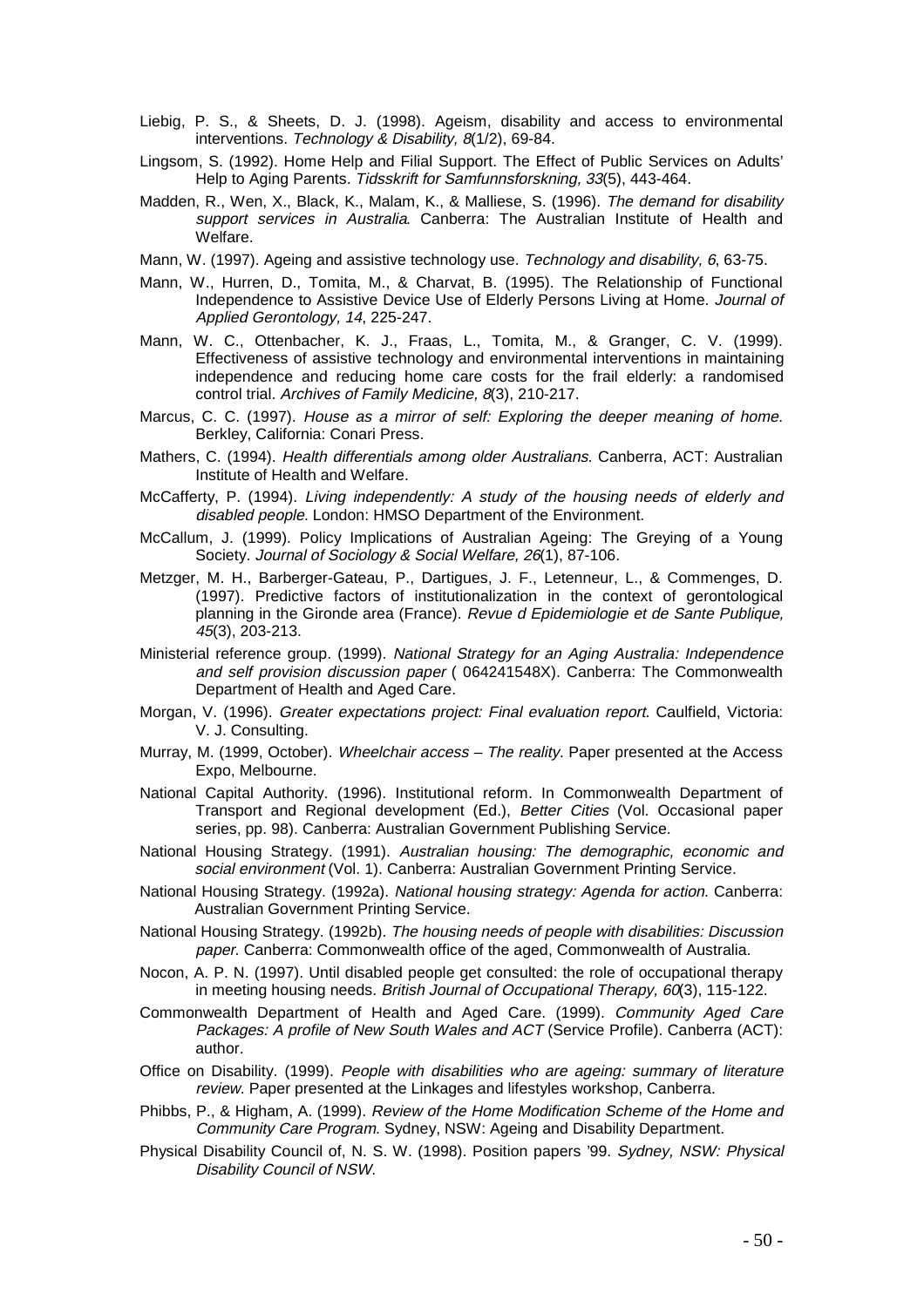Liebig, P. S., & Sheets, D. J. (1998). Ageism, disability and access to environmental interventions. *Technology & Disability, 8*(1/2), 69-84.

Lingsom, S. (1992). Home Help and Filial Support. The Effect of Public Services on Adults' Help to Aging Parents. *Tidsskrift for Samfunnsforskning, 33*(5), 443-464.

Madden, R., Wen, X., Black, K., Malam, K., & Malliese, S. (1996). *The demand for disability support services in Australia*. Canberra: The Australian Institute of Health and Welfare.

Mann, W. (1997). Ageing and assistive technology use. *Technology and disability, 6*, 63-75.

Mann, W., Hurren, D., Tomita, M., & Charvat, B. (1995). The Relationship of Functional Independence to Assistive Device Use of Elderly Persons Living at Home. *Journal of Applied Gerontology, 14*, 225-247.

Mann, W. C., Ottenbacher, K. J., Fraas, L., Tomita, M., & Granger, C. V. (1999). Effectiveness of assistive technology and environmental interventions in maintaining independence and reducing home care costs for the frail elderly: a randomised control trial. *Archives of Family Medicine, 8*(3), 210-217.

Marcus, C. C. (1997). *House as a mirror of self: Exploring the deeper meaning of home.* Berkley, California: Conari Press.

Mathers, C. (1994). *Health differentials among older Australians*. Canberra, ACT: Australian Institute of Health and Welfare.

McCafferty, P. (1994). *Living independently: A study of the housing needs of elderly and disabled people*. London: HMSO Department of the Environment.

McCallum, J. (1999). Policy Implications of Australian Ageing: The Greying of a Young Society. *Journal of Sociology & Social Welfare, 26*(1), 87-106.

Metzger, M. H., Barberger-Gateau, P., Dartigues, J. F., Letenneur, L., & Commenges, D. (1997). Predictive factors of institutionalization in the context of gerontological planning in the Gironde area (France). *Revue d Epidemiologie et de Sante Publique, 45*(3), 203-213.

Ministerial reference group. (1999). *National Strategy for an Aging Australia: Independence and self provision discussion paper* ( 064241548X). Canberra: The Commonwealth Department of Health and Aged Care.

Morgan, V. (1996). *Greater expectations project: Final evaluation report*. Caulfield, Victoria: V. J. Consulting.

Murray, M. (1999, October). *Wheelchair access – The reality*. Paper presented at the Access Expo, Melbourne.

National Capital Authority. (1996). Institutional reform. In Commonwealth Department of Transport and Regional development (Ed.), *Better Cities* (Vol. Occasional paper series, pp. 98). Canberra: Australian Government Publishing Service.

National Housing Strategy. (1991). *Australian housing: The demographic, economic and social environment* (Vol. 1). Canberra: Australian Government Printing Service.

National Housing Strategy. (1992a). *National housing strategy: Agenda for action*. Canberra: Australian Government Printing Service.

National Housing Strategy. (1992b). *The housing needs of people with disabilities: Discussion paper*. Canberra: Commonwealth office of the aged, Commonwealth of Australia.

Nocon, A. P. N. (1997). Until disabled people get consulted: the role of occupational therapy in meeting housing needs. *British Journal of Occupational Therapy, 60*(3), 115-122.

Commonwealth Department of Health and Aged Care. (1999). *Community Aged Care Packages: A profile of New South Wales and ACT* (Service Profile). Canberra (ACT): author.

Office on Disability. (1999). *People with disabilities who are ageing: summary of literature review*. Paper presented at the Linkages and lifestyles workshop, Canberra.

Phibbs, P., & Higham, A. (1999). *Review of the Home Modification Scheme of the Home and Community Care Program*. Sydney, NSW: Ageing and Disability Department.

Physical Disability Council of, N. S. W. (1998). Position papers '99. *Sydney, NSW: Physical Disability Council of NSW*.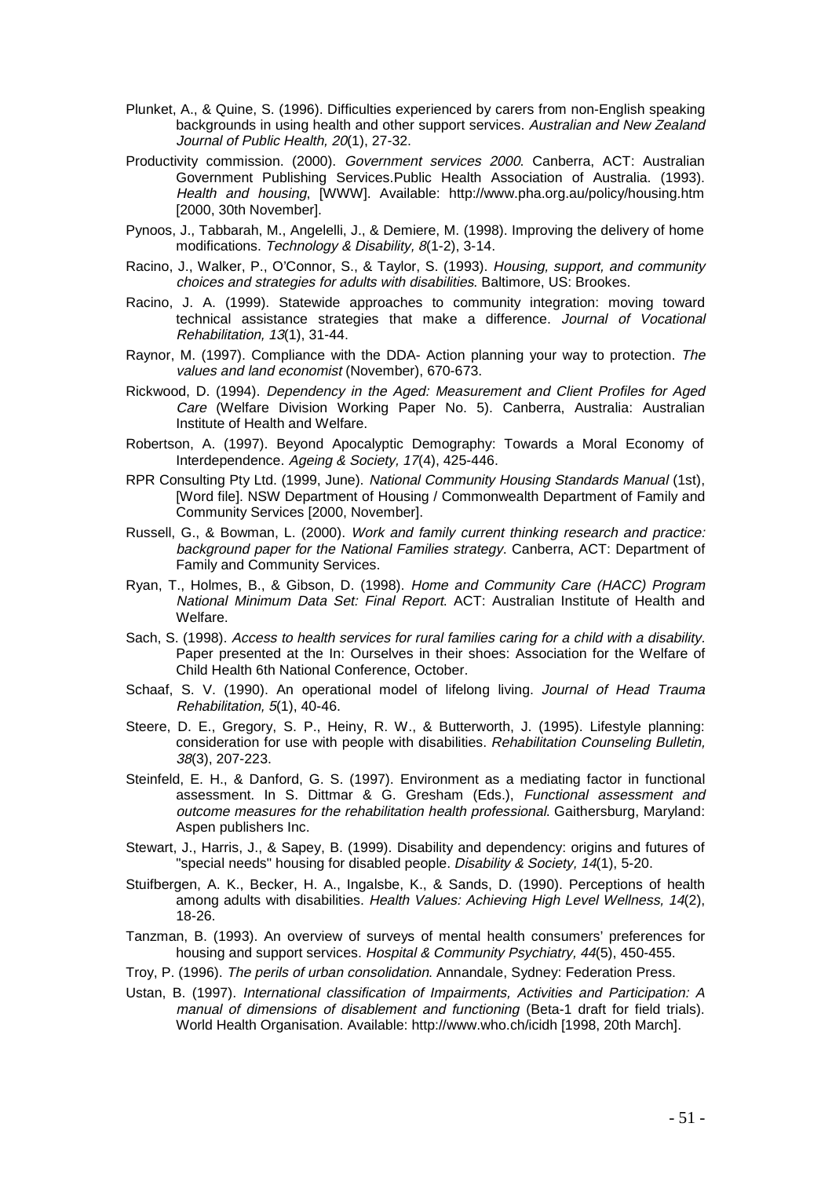Plunket, A., & Quine, S. (1996). Difficulties experienced by carers from non-English speaking backgrounds in using health and other support services. *Australian and New Zealand Journal of Public Health, 20*(1), 27-32.

Productivity commission. (2000). *Government services 2000*. Canberra, ACT: Australian Government Publishing Services.Public Health Association of Australia. (1993). *Health and housing*, [WWW]. Available: http://www.pha.org.au/policy/housing.htm [2000, 30th November].

Pynoos, J., Tabbarah, M., Angelelli, J., & Demiere, M. (1998). Improving the delivery of home modifications. *Technology & Disability, 8*(1-2), 3-14.

Racino, J., Walker, P., O'Connor, S., & Taylor, S. (1993). *Housing, support, and community choices and strategies for adults with disabilities*. Baltimore, US: Brookes.

Racino, J. A. (1999). Statewide approaches to community integration: moving toward technical assistance strategies that make a difference. *Journal of Vocational Rehabilitation, 13*(1), 31-44.

Raynor, M. (1997). Compliance with the DDA- Action planning your way to protection. *The values and land economist* (November), 670-673.

Rickwood, D. (1994). *Dependency in the Aged: Measurement and Client Profiles for Aged Care* (Welfare Division Working Paper No. 5). Canberra, Australia: Australian Institute of Health and Welfare.

Robertson, A. (1997). Beyond Apocalyptic Demography: Towards a Moral Economy of Interdependence. *Ageing & Society, 17*(4), 425-446.

RPR Consulting Pty Ltd. (1999, June). *National Community Housing Standards Manual* (1st), [Word file]. NSW Department of Housing / Commonwealth Department of Family and Community Services [2000, November].

Russell, G., & Bowman, L. (2000). *Work and family current thinking research and practice: background paper for the National Families strategy*. Canberra, ACT: Department of Family and Community Services.

Ryan, T., Holmes, B., & Gibson, D. (1998). *Home and Community Care (HACC) Program National Minimum Data Set: Final Report*. ACT: Australian Institute of Health and Welfare.

Sach, S. (1998). *Access to health services for rural families caring for a child with a disability.* Paper presented at the In: Ourselves in their shoes: Association for the Welfare of Child Health 6th National Conference, October.

Schaaf, S. V. (1990). An operational model of lifelong living. *Journal of Head Trauma Rehabilitation, 5*(1), 40-46.

Steere, D. E., Gregory, S. P., Heiny, R. W., & Butterworth, J. (1995). Lifestyle planning: consideration for use with people with disabilities. *Rehabilitation Counseling Bulletin, 38*(3), 207-223.

Steinfeld, E. H., & Danford, G. S. (1997). Environment as a mediating factor in functional assessment. In S. Dittmar & G. Gresham (Eds.), *Functional assessment and outcome measures for the rehabilitation health professional*. Gaithersburg, Maryland: Aspen publishers Inc.

Stewart, J., Harris, J., & Sapey, B. (1999). Disability and dependency: origins and futures of "special needs" housing for disabled people. *Disability & Society, 14*(1), 5-20.

Stuifbergen, A. K., Becker, H. A., Ingalsbe, K., & Sands, D. (1990). Perceptions of health among adults with disabilities. *Health Values: Achieving High Level Wellness, 14*(2), 18-26.

Tanzman, B. (1993). An overview of surveys of mental health consumers' preferences for housing and support services. *Hospital & Community Psychiatry, 44*(5), 450-455.

Troy, P. (1996). *The perils of urban consolidation*. Annandale, Sydney: Federation Press.

Ustan, B. (1997). *International classification of Impairments, Activities and Participation: A manual of dimensions of disablement and functioning* (Beta-1 draft for field trials). World Health Organisation. Available: http://www.who.ch/icidh [1998, 20th March].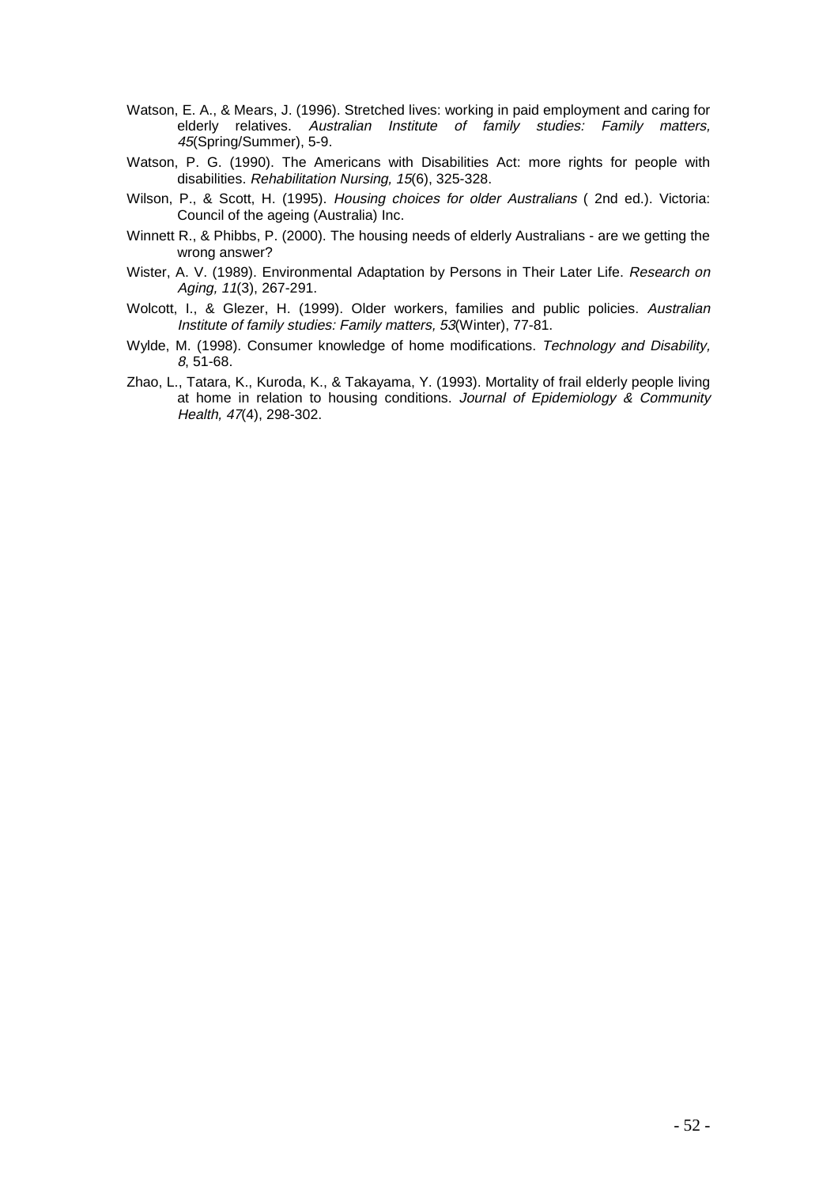Watson, E. A., & Mears, J. (1996). Stretched lives: working in paid employment and caring for elderly relatives. *Australian Institute of family studies: Family matters, 45*(Spring/Summer), 5-9.

Watson, P. G. (1990). The Americans with Disabilities Act: more rights for people with disabilities. *Rehabilitation Nursing, 15*(6), 325-328.

Wilson, P., & Scott, H. (1995). *Housing choices for older Australians* ( 2nd ed.). Victoria: Council of the ageing (Australia) Inc.

Winnett R., & Phibbs, P. (2000). The housing needs of elderly Australians - are we getting the wrong answer?

Wister, A. V. (1989). Environmental Adaptation by Persons in Their Later Life. *Research on Aging, 11*(3), 267-291.

Wolcott, I., & Glezer, H. (1999). Older workers, families and public policies. *Australian Institute of family studies: Family matters, 53*(Winter), 77-81.

Wylde, M. (1998). Consumer knowledge of home modifications. *Technology and Disability, 8*, 51-68.

Zhao, L., Tatara, K., Kuroda, K., & Takayama, Y. (1993). Mortality of frail elderly people living at home in relation to housing conditions. *Journal of Epidemiology & Community Health, 47*(4), 298-302.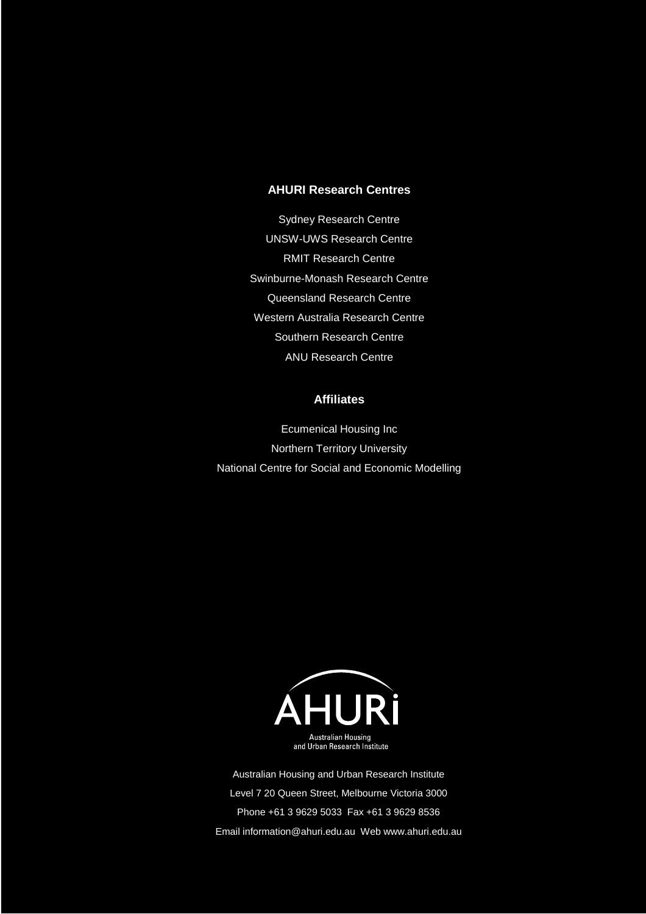**AHURI Research Centres**

Sydney Research Centre

UNSW-UWS Research Centre

RMIT Research Centre

Swinburne-Monash Research Centre

Queensland Research Centre

Western Australia Research Centre

Southern Research Centre

ANU Research Centre

**Affiliates**

Ecumenical Housing Inc

Northern Territory University

National Centre for Social and Economic Modelling

AHURi

Australian Housing and Urban Research Institute

Australian Housing and Urban Research Institute

Level 7 20 Queen Street, Melbourne Victoria 3000

Phone +61 3 9629 5033 Fax +61 3 9629 8536

Email information@ahuri.edu.au Web www.ahuri.edu.au